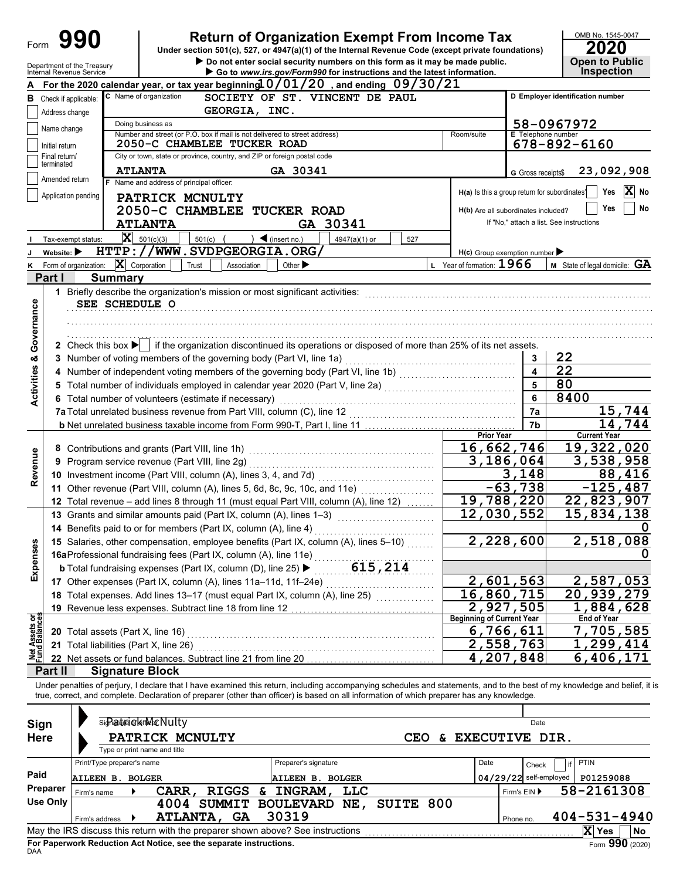Form **990**

# Return of Organization Exempt From Income Tax

Under section 501(c), 527, or 4947(a)(1) of the Internal Revenue Code (except private foundations)

▶ Do not enter social security numbers on this form as it may be made public.

▶ Go to *www.irs.gov/Form990* for instructions and the latest information.

OMB No. 1545-0047

**2020**

**Open to Public Inspection**

Department of the Treasury
Internal Revenue Service

**A** For the 2020 calendar year, or tax year beginning 10/01/20, and ending 09/30/21

**B** Check if applicable:
- Address change
- Name change
- Initial return
- Final return/terminated
- Amended return
- Application pending

**C** Name of organization: SOCIETY OF ST. VINCENT DE PAUL GEORGIA, INC.

Doing business as

Number and street (or P.O. box if mail is not delivered to street address): 2050-C CHAMBLEE TUCKER ROAD — Room/suite

City or town, state or province, country, and ZIP or foreign postal code: ATLANTA GA 30341

**D** Employer identification number: 58-0967972

**E** Telephone number: 678-892-6160

**G** Gross receipts $ 23,092,908

**F** Name and address of principal officer:
PATRICK MCNULTY
2050-C CHAMBLEE TUCKER ROAD
ATLANTA GA 30341

**H(a)** Is this a group return for subordinates? Yes [ ] No [X]

**H(b)** Are all subordinates included? Yes [ ] No [ ]
If "No," attach a list. See instructions

**I** Tax-exempt status: [X] 501(c)(3) [ ] 501(c) ( ) ◀ (insert no.) [ ] 4947(a)(1) or [ ] 527

**J** Website: ▶ HTTP://WWW.SVDPGEORGIA.ORG/

**H(c)** Group exemption number ▶

**K** Form of organization: [X] Corporation [ ] Trust [ ] Association [ ] Other ▶

**L** Year of formation: 1966

**M** State of legal domicile: GA

## Part I Summary

**Activities & Governance**

1 Briefly describe the organization's mission or most significant activities:
SEE SCHEDULE O

2 Check this box ▶ [ ] if the organization discontinued its operations or disposed of more than 25% of its net assets.

| | | | |
|---|---|---|---|
| 3 | Number of voting members of the governing body (Part VI, line 1a) | 3 | 22 |
| 4 | Number of independent voting members of the governing body (Part VI, line 1b) | 4 | 22 |
| 5 | Total number of individuals employed in calendar year 2020 (Part V, line 2a) | 5 | 80 |
| 6 | Total number of volunteers (estimate if necessary) | 6 | 8400 |
| 7a | Total unrelated business revenue from Part VIII, column (C), line 12 | 7a | 15,744 |
| b | Net unrelated business taxable income from Form 990-T, Part I, line 11 | 7b | 14,744 |

| | | Prior Year | Current Year |
|---|---|---|---|
| **Revenue** | | | |
| 8 | Contributions and grants (Part VIII, line 1h) | 16,662,746 | 19,322,020 |
| 9 | Program service revenue (Part VIII, line 2g) | 3,186,064 | 3,538,958 |
| 10 | Investment income (Part VIII, column (A), lines 3, 4, and 7d) | 3,148 | 88,416 |
| 11 | Other revenue (Part VIII, column (A), lines 5, 6d, 8c, 9c, 10c, and 11e) | -63,738 | -125,487 |
| 12 | Total revenue – add lines 8 through 11 (must equal Part VIII, column (A), line 12) | 19,788,220 | 22,823,907 |
| **Expenses** | | | |
| 13 | Grants and similar amounts paid (Part IX, column (A), lines 1–3) | 12,030,552 | 15,834,138 |
| 14 | Benefits paid to or for members (Part IX, column (A), line 4) | | 0 |
| 15 | Salaries, other compensation, employee benefits (Part IX, column (A), lines 5–10) | 2,228,600 | 2,518,088 |
| 16a | Professional fundraising fees (Part IX, column (A), line 11e) | | 0 |
| b | Total fundraising expenses (Part IX, column (D), line 25) ▶ 615,214 | | |
| 17 | Other expenses (Part IX, column (A), lines 11a–11d, 11f–24e) | 2,601,563 | 2,587,053 |
| 18 | Total expenses. Add lines 13–17 (must equal Part IX, column (A), line 25) | 16,860,715 | 20,939,279 |
| 19 | Revenue less expenses. Subtract line 18 from line 12 | 2,927,505 | 1,884,628 |

| **Net Assets or Fund Balances** | | Beginning of Current Year | End of Year |
|---|---|---|---|
| 20 | Total assets (Part X, line 16) | 6,766,611 | 7,705,585 |
| 21 | Total liabilities (Part X, line 26) | 2,558,763 | 1,299,414 |
| 22 | Net assets or fund balances. Subtract line 21 from line 20 | 4,207,848 | 6,406,171 |

## Part II Signature Block

Under penalties of perjury, I declare that I have examined this return, including accompanying schedules and statements, and to the best of my knowledge and belief, it is true, correct, and complete. Declaration of preparer (other than officer) is based on all information of which preparer has any knowledge.

**Sign Here**

Signature of officer: Patrick McNulty — Date

PATRICK MCNULTY — CEO & EXECUTIVE DIR.
Type or print name and title

**Paid Preparer Use Only**

| Print/Type preparer's name | Preparer's signature | Date | Check [ ] if self-employed | PTIN |
|---|---|---|---|---|
| AILEEN B. BOLGER | AILEEN B. BOLGER | 04/29/22 | | P01259088 |

Firm's name ▶ CARR, RIGGS & INGRAM, LLC — Firm's EIN ▶ 58-2161308

Firm's address ▶ 4004 SUMMIT BOULEVARD NE, SUITE 800, ATLANTA, GA 30319 — Phone no. 404-531-4940

May the IRS discuss this return with the preparer shown above? See instructions [X] Yes [ ] No

**For Paperwork Reduction Act Notice, see the separate instructions.**

DAA — Form **990** (2020)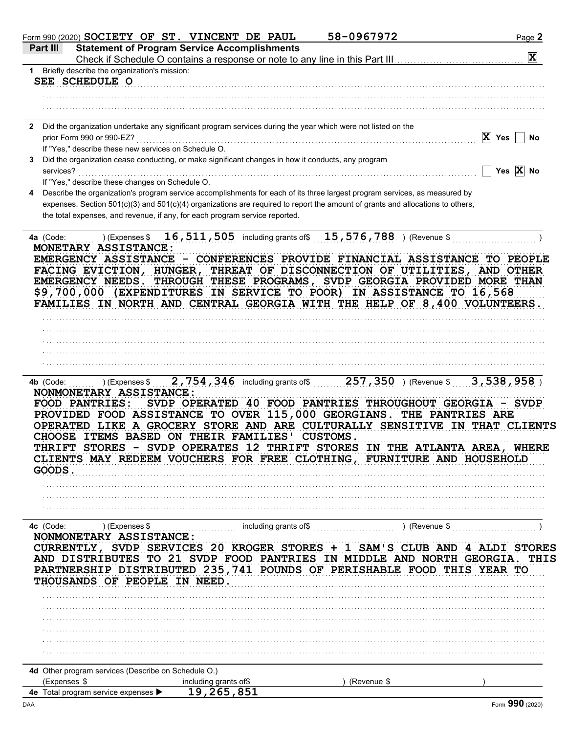Form 990 (2020) SOCIETY OF ST. VINCENT DE PAUL 58-0967972

## Part III Statement of Program Service Accomplishments

Check if Schedule O contains a response or note to any line in this Part III [X]

**1** Briefly describe the organization's mission:

SEE SCHEDULE O

**2** Did the organization undertake any significant program services during the year which were not listed on the prior Form 990 or 990-EZ? [X] Yes [ ] No

If "Yes," describe these new services on Schedule O.

**3** Did the organization cease conducting, or make significant changes in how it conducts, any program services? [ ] Yes [X] No

If "Yes," describe these changes on Schedule O.

**4** Describe the organization's program service accomplishments for each of its three largest program services, as measured by expenses. Section 501(c)(3) and 501(c)(4) organizations are required to report the amount of grants and allocations to others, the total expenses, and revenue, if any, for each program service reported.

**4a** (Code: ) (Expenses $ 16,511,505 including grants of$ 15,576,788 ) (Revenue $ )

MONETARY ASSISTANCE:
EMERGENCY ASSISTANCE - CONFERENCES PROVIDE FINANCIAL ASSISTANCE TO PEOPLE FACING EVICTION, HUNGER, THREAT OF DISCONNECTION OF UTILITIES, AND OTHER EMERGENCY NEEDS. THROUGH THESE PROGRAMS, SVDP GEORGIA PROVIDED MORE THAN $9,700,000 (EXPENDITURES IN SERVICE TO POOR) IN ASSISTANCE TO 16,568 FAMILIES IN NORTH AND CENTRAL GEORGIA WITH THE HELP OF 8,400 VOLUNTEERS.

**4b** (Code: ) (Expenses $ 2,754,346 including grants of$ 257,350 ) (Revenue $ 3,538,958 )

NONMONETARY ASSISTANCE:
FOOD PANTRIES: SVDP OPERATED 40 FOOD PANTRIES THROUGHOUT GEORGIA - SVDP PROVIDED FOOD ASSISTANCE TO OVER 115,000 GEORGIANS. THE PANTRIES ARE OPERATED LIKE A GROCERY STORE AND ARE CULTURALLY SENSITIVE IN THAT CLIENTS CHOOSE ITEMS BASED ON THEIR FAMILIES' CUSTOMS.
THRIFT STORES - SVDP OPERATES 12 THRIFT STORES IN THE ATLANTA AREA, WHERE CLIENTS MAY REDEEM VOUCHERS FOR FREE CLOTHING, FURNITURE AND HOUSEHOLD GOODS.

**4c** (Code: ) (Expenses $ including grants of$ ) (Revenue $ )

NONMONETARY ASSISTANCE:
CURRENTLY, SVDP SERVICES 20 KROGER STORES + 1 SAM'S CLUB AND 4 ALDI STORES AND DISTRIBUTES TO 21 SVDP FOOD PANTRIES IN MIDDLE AND NORTH GEORGIA. THIS PARTNERSHIP DISTRIBUTED 235,741 POUNDS OF PERISHABLE FOOD THIS YEAR TO THOUSANDS OF PEOPLE IN NEED.

**4d** Other program services (Describe on Schedule O.)
(Expenses $ including grants of$ ) (Revenue $ )

**4e** Total program service expenses ▶ 19,265,851

Form **990** (2020)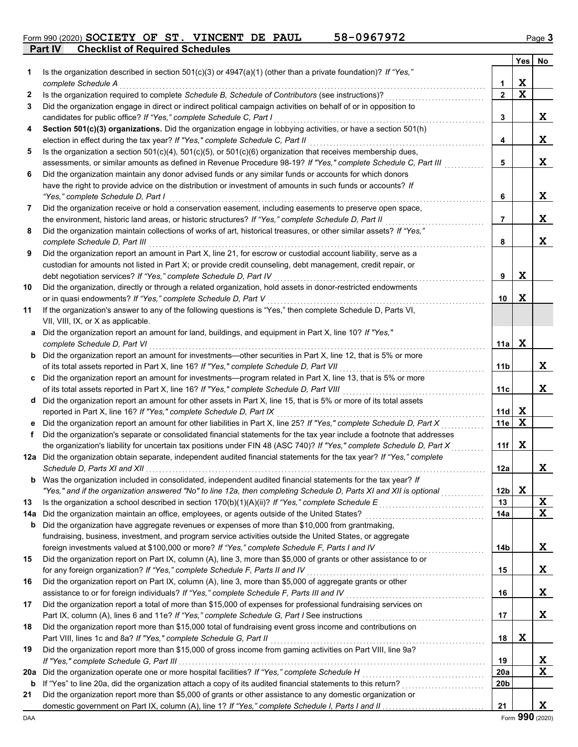Form 990 (2020) **SOCIETY OF ST. VINCENT DE PAUL 58-0967972** Page 3

## Part IV Checklist of Required Schedules

| | | | Yes | No |
|---|---|---|---|---|
| 1 | Is the organization described in section 501(c)(3) or 4947(a)(1) (other than a private foundation)? *If "Yes," complete Schedule A* | 1 | X | |
| 2 | Is the organization required to complete *Schedule B, Schedule of Contributors* (see instructions)? | 2 | X | |
| 3 | Did the organization engage in direct or indirect political campaign activities on behalf of or in opposition to candidates for public office? *If "Yes," complete Schedule C, Part I* | 3 | | X |
| 4 | **Section 501(c)(3) organizations.** Did the organization engage in lobbying activities, or have a section 501(h) election in effect during the tax year? *If "Yes," complete Schedule C, Part II* | 4 | | X |
| 5 | Is the organization a section 501(c)(4), 501(c)(5), or 501(c)(6) organization that receives membership dues, assessments, or similar amounts as defined in Revenue Procedure 98-19? *If "Yes," complete Schedule C, Part III* | 5 | | X |
| 6 | Did the organization maintain any donor advised funds or any similar funds or accounts for which donors have the right to provide advice on the distribution or investment of amounts in such funds or accounts? *If "Yes," complete Schedule D, Part I* | 6 | | X |
| 7 | Did the organization receive or hold a conservation easement, including easements to preserve open space, the environment, historic land areas, or historic structures? *If "Yes," complete Schedule D, Part II* | 7 | | X |
| 8 | Did the organization maintain collections of works of art, historical treasures, or other similar assets? *If "Yes," complete Schedule D, Part III* | 8 | | X |
| 9 | Did the organization report an amount in Part X, line 21, for escrow or custodial account liability, serve as a custodian for amounts not listed in Part X; or provide credit counseling, debt management, credit repair, or debt negotiation services? *If "Yes," complete Schedule D, Part IV* | 9 | X | |
| 10 | Did the organization, directly or through a related organization, hold assets in donor-restricted endowments or in quasi endowments? *If "Yes," complete Schedule D, Part V* | 10 | X | |
| 11 | If the organization's answer to any of the following questions is "Yes," then complete Schedule D, Parts VI, VII, VIII, IX, or X as applicable. | | | |
| a | Did the organization report an amount for land, buildings, and equipment in Part X, line 10? *If "Yes," complete Schedule D, Part VI* | 11a | X | |
| b | Did the organization report an amount for investments—other securities in Part X, line 12, that is 5% or more of its total assets reported in Part X, line 16? *If "Yes," complete Schedule D, Part VII* | 11b | | X |
| c | Did the organization report an amount for investments—program related in Part X, line 13, that is 5% or more of its total assets reported in Part X, line 16? *If "Yes," complete Schedule D, Part VIII* | 11c | | X |
| d | Did the organization report an amount for other assets in Part X, line 15, that is 5% or more of its total assets reported in Part X, line 16? *If "Yes," complete Schedule D, Part IX* | 11d | X | |
| e | Did the organization report an amount for other liabilities in Part X, line 25? *If "Yes," complete Schedule D, Part X* | 11e | X | |
| f | Did the organization's separate or consolidated financial statements for the tax year include a footnote that addresses the organization's liability for uncertain tax positions under FIN 48 (ASC 740)? *If "Yes," complete Schedule D, Part X* | 11f | X | |
| 12a | Did the organization obtain separate, independent audited financial statements for the tax year? *If "Yes," complete Schedule D, Parts XI and XII* | 12a | | X |
| b | Was the organization included in consolidated, independent audited financial statements for the tax year? *If "Yes," and if the organization answered "No" to line 12a, then completing Schedule D, Parts XI and XII is optional* | 12b | X | |
| 13 | Is the organization a school described in section 170(b)(1)(A)(ii)? *If "Yes," complete Schedule E* | 13 | | X |
| 14a | Did the organization maintain an office, employees, or agents outside of the United States? | 14a | | X |
| b | Did the organization have aggregate revenues or expenses of more than $10,000 from grantmaking, fundraising, business, investment, and program service activities outside the United States, or aggregate foreign investments valued at $100,000 or more? *If "Yes," complete Schedule F, Parts I and IV* | 14b | | X |
| 15 | Did the organization report on Part IX, column (A), line 3, more than $5,000 of grants or other assistance to or for any foreign organization? *If "Yes," complete Schedule F, Parts II and IV* | 15 | | X |
| 16 | Did the organization report on Part IX, column (A), line 3, more than $5,000 of aggregate grants or other assistance to or for foreign individuals? *If "Yes," complete Schedule F, Parts III and IV* | 16 | | X |
| 17 | Did the organization report a total of more than $15,000 of expenses for professional fundraising services on Part IX, column (A), lines 6 and 11e? *If "Yes," complete Schedule G, Part I* See instructions | 17 | | X |
| 18 | Did the organization report more than $15,000 total of fundraising event gross income and contributions on Part VIII, lines 1c and 8a? *If "Yes," complete Schedule G, Part II* | 18 | X | |
| 19 | Did the organization report more than $15,000 of gross income from gaming activities on Part VIII, line 9a? *If "Yes," complete Schedule G, Part III* | 19 | | X |
| 20a | Did the organization operate one or more hospital facilities? *If "Yes," complete Schedule H* | 20a | | X |
| b | If "Yes" to line 20a, did the organization attach a copy of its audited financial statements to this return? | 20b | | |
| 21 | Did the organization report more than $5,000 of grants or other assistance to any domestic organization or domestic government on Part IX, column (A), line 1? *If "Yes," complete Schedule I, Parts I and II* | 21 | | X |

DAA Form **990** (2020)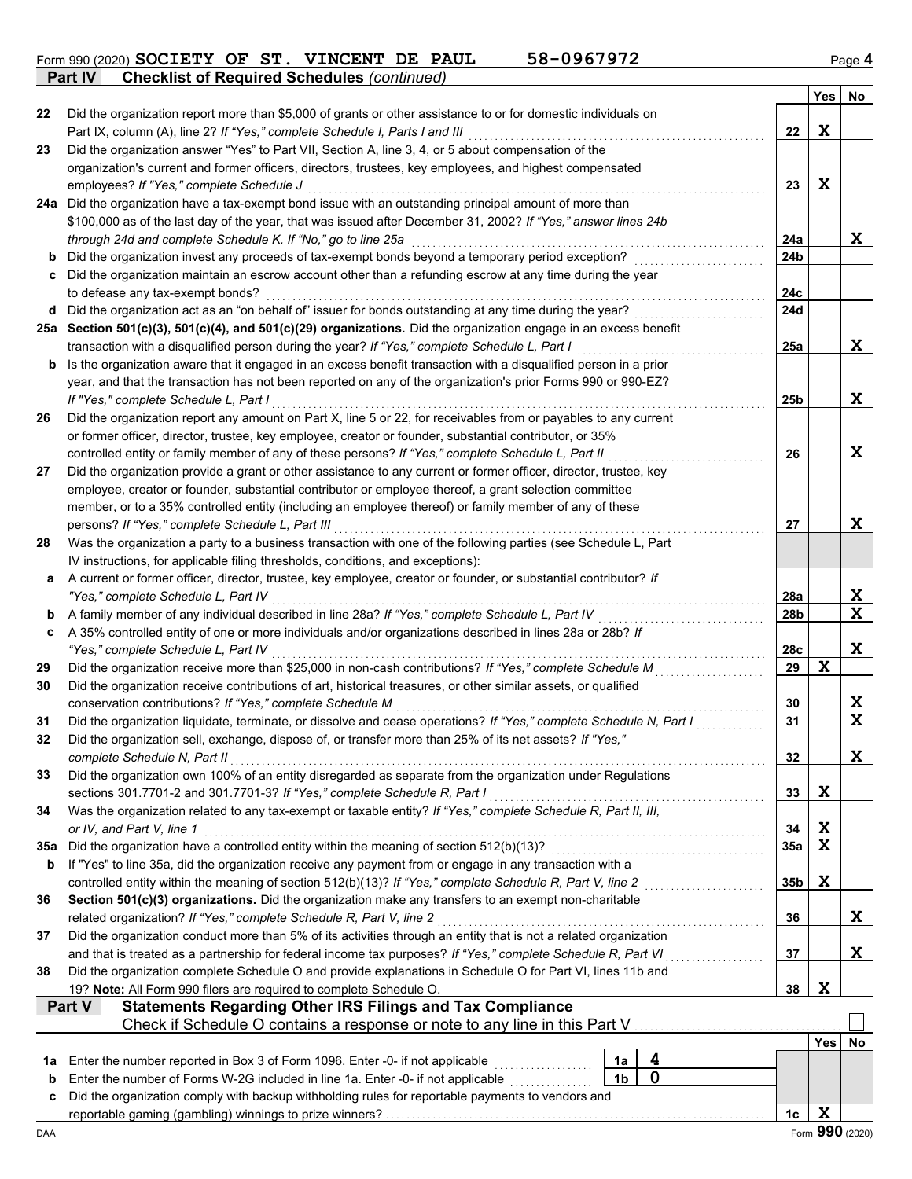Form 990 (2020) SOCIETY OF ST. VINCENT DE PAUL 58-0967972

## Part IV Checklist of Required Schedules (continued)

| | | | Yes | No |
|---|---|---|---|---|
| 22 | Did the organization report more than $5,000 of grants or other assistance to or for domestic individuals on Part IX, column (A), line 2? *If "Yes," complete Schedule I, Parts I and III* | 22 | X | |
| 23 | Did the organization answer "Yes" to Part VII, Section A, line 3, 4, or 5 about compensation of the organization's current and former officers, directors, trustees, key employees, and highest compensated employees? *If "Yes," complete Schedule J* | 23 | X | |
| 24a | Did the organization have a tax-exempt bond issue with an outstanding principal amount of more than $100,000 as of the last day of the year, that was issued after December 31, 2002? *If "Yes," answer lines 24b through 24d and complete Schedule K. If "No," go to line 25a* | 24a | | X |
| b | Did the organization invest any proceeds of tax-exempt bonds beyond a temporary period exception? | 24b | | |
| c | Did the organization maintain an escrow account other than a refunding escrow at any time during the year to defease any tax-exempt bonds? | 24c | | |
| d | Did the organization act as an "on behalf of" issuer for bonds outstanding at any time during the year? | 24d | | |
| 25a | **Section 501(c)(3), 501(c)(4), and 501(c)(29) organizations.** Did the organization engage in an excess benefit transaction with a disqualified person during the year? *If "Yes," complete Schedule L, Part I* | 25a | | X |
| b | Is the organization aware that it engaged in an excess benefit transaction with a disqualified person in a prior year, and that the transaction has not been reported on any of the organization's prior Forms 990 or 990-EZ? *If "Yes," complete Schedule L, Part I* | 25b | | X |
| 26 | Did the organization report any amount on Part X, line 5 or 22, for receivables from or payables to any current or former officer, director, trustee, key employee, creator or founder, substantial contributor, or 35% controlled entity or family member of any of these persons? *If "Yes," complete Schedule L, Part II* | 26 | | X |
| 27 | Did the organization provide a grant or other assistance to any current or former officer, director, trustee, key employee, creator or founder, substantial contributor or employee thereof, a grant selection committee member, or to a 35% controlled entity (including an employee thereof) or family member of any of these persons? *If "Yes," complete Schedule L, Part III* | 27 | | X |
| 28 | Was the organization a party to a business transaction with one of the following parties (see Schedule L, Part IV instructions, for applicable filing thresholds, conditions, and exceptions): | | | |
| a | A current or former officer, director, trustee, key employee, creator or founder, or substantial contributor? *If "Yes," complete Schedule L, Part IV* | 28a | | X |
| b | A family member of any individual described in line 28a? *If "Yes," complete Schedule L, Part IV* | 28b | | X |
| c | A 35% controlled entity of one or more individuals and/or organizations described in lines 28a or 28b? *If "Yes," complete Schedule L, Part IV* | 28c | | X |
| 29 | Did the organization receive more than $25,000 in non-cash contributions? *If "Yes," complete Schedule M* | 29 | X | |
| 30 | Did the organization receive contributions of art, historical treasures, or other similar assets, or qualified conservation contributions? *If "Yes," complete Schedule M* | 30 | | X |
| 31 | Did the organization liquidate, terminate, or dissolve and cease operations? *If "Yes," complete Schedule N, Part I* | 31 | | X |
| 32 | Did the organization sell, exchange, dispose of, or transfer more than 25% of its net assets? *If "Yes," complete Schedule N, Part II* | 32 | | X |
| 33 | Did the organization own 100% of an entity disregarded as separate from the organization under Regulations sections 301.7701-2 and 301.7701-3? *If "Yes," complete Schedule R, Part I* | 33 | X | |
| 34 | Was the organization related to any tax-exempt or taxable entity? *If "Yes," complete Schedule R, Part II, III, or IV, and Part V, line 1* | 34 | X | |
| 35a | Did the organization have a controlled entity within the meaning of section 512(b)(13)? | 35a | X | |
| b | If "Yes" to line 35a, did the organization receive any payment from or engage in any transaction with a controlled entity within the meaning of section 512(b)(13)? *If "Yes," complete Schedule R, Part V, line 2* | 35b | X | |
| 36 | **Section 501(c)(3) organizations.** Did the organization make any transfers to an exempt non-charitable related organization? *If "Yes," complete Schedule R, Part V, line 2* | 36 | | X |
| 37 | Did the organization conduct more than 5% of its activities through an entity that is not a related organization and that is treated as a partnership for federal income tax purposes? *If "Yes," complete Schedule R, Part VI* | 37 | | X |
| 38 | Did the organization complete Schedule O and provide explanations in Schedule O for Part VI, lines 11b and 19? **Note:** All Form 990 filers are required to complete Schedule O. | 38 | X | |

## Part V Statements Regarding Other IRS Filings and Tax Compliance

Check if Schedule O contains a response or note to any line in this Part V ☐

| | | | | | Yes | No |
|---|---|---|---|---|---|---|
| 1a | Enter the number reported in Box 3 of Form 1096. Enter -0- if not applicable | 1a | 4 | | | |
| b | Enter the number of Forms W-2G included in line 1a. Enter -0- if not applicable | 1b | 0 | | | |
| c | Did the organization comply with backup withholding rules for reportable payments to vendors and reportable gaming (gambling) winnings to prize winners? | | | 1c | X | |

Form **990** (2020)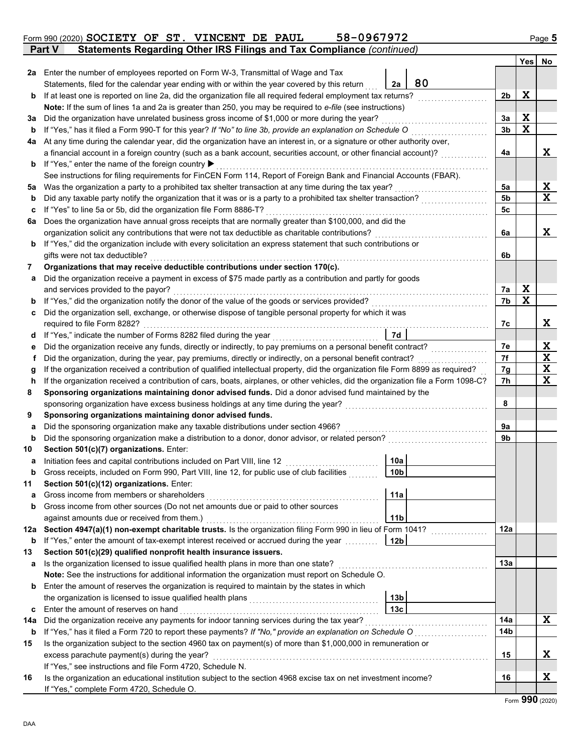Form 990 (2020) SOCIETY OF ST. VINCENT DE PAUL 58-0967972

## Part V Statements Regarding Other IRS Filings and Tax Compliance *(continued)*

| | | | | Yes | No |
|---|---|---|---|---|---|
| 2a | Enter the number of employees reported on Form W-3, Transmittal of Wage and Tax Statements, filed for the calendar year ending with or within the year covered by this return | 2a | 80 | | |
| b | If at least one is reported on line 2a, did the organization file all required federal employment tax returns? | | 2b | X | |
| | **Note:** If the sum of lines 1a and 2a is greater than 250, you may be required to *e-file* (see instructions) | | | | |
| 3a | Did the organization have unrelated business gross income of $1,000 or more during the year? | | 3a | X | |
| b | If "Yes," has it filed a Form 990-T for this year? *If "No" to line 3b, provide an explanation on Schedule O* | | 3b | X | |
| 4a | At any time during the calendar year, did the organization have an interest in, or a signature or other authority over, a financial account in a foreign country (such as a bank account, securities account, or other financial account)? | | 4a | | X |
| b | If "Yes," enter the name of the foreign country ▶ | | | | |
| | See instructions for filing requirements for FinCEN Form 114, Report of Foreign Bank and Financial Accounts (FBAR). | | | | |
| 5a | Was the organization a party to a prohibited tax shelter transaction at any time during the tax year? | | 5a | | X |
| b | Did any taxable party notify the organization that it was or is a party to a prohibited tax shelter transaction? | | 5b | | X |
| c | If "Yes" to line 5a or 5b, did the organization file Form 8886-T? | | 5c | | |
| 6a | Does the organization have annual gross receipts that are normally greater than $100,000, and did the organization solicit any contributions that were not tax deductible as charitable contributions? | | 6a | | X |
| b | If "Yes," did the organization include with every solicitation an express statement that such contributions or gifts were not tax deductible? | | 6b | | |
| 7 | **Organizations that may receive deductible contributions under section 170(c).** | | | | |
| a | Did the organization receive a payment in excess of $75 made partly as a contribution and partly for goods and services provided to the payor? | | 7a | X | |
| b | If "Yes," did the organization notify the donor of the value of the goods or services provided? | | 7b | X | |
| c | Did the organization sell, exchange, or otherwise dispose of tangible personal property for which it was required to file Form 8282? | | 7c | | X |
| d | If "Yes," indicate the number of Forms 8282 filed during the year | 7d | | | |
| e | Did the organization receive any funds, directly or indirectly, to pay premiums on a personal benefit contract? | | 7e | | X |
| f | Did the organization, during the year, pay premiums, directly or indirectly, on a personal benefit contract? | | 7f | | X |
| g | If the organization received a contribution of qualified intellectual property, did the organization file Form 8899 as required? | | 7g | | X |
| h | If the organization received a contribution of cars, boats, airplanes, or other vehicles, did the organization file a Form 1098-C? | | 7h | | X |
| 8 | **Sponsoring organizations maintaining donor advised funds.** Did a donor advised fund maintained by the sponsoring organization have excess business holdings at any time during the year? | | 8 | | |
| 9 | **Sponsoring organizations maintaining donor advised funds.** | | | | |
| a | Did the sponsoring organization make any taxable distributions under section 4966? | | 9a | | |
| b | Did the sponsoring organization make a distribution to a donor, donor advisor, or related person? | | 9b | | |
| 10 | **Section 501(c)(7) organizations.** Enter: | | | | |
| a | Initiation fees and capital contributions included on Part VIII, line 12 | 10a | | | |
| b | Gross receipts, included on Form 990, Part VIII, line 12, for public use of club facilities | 10b | | | |
| 11 | **Section 501(c)(12) organizations.** Enter: | | | | |
| a | Gross income from members or shareholders | 11a | | | |
| b | Gross income from other sources (Do not net amounts due or paid to other sources against amounts due or received from them.) | 11b | | | |
| 12a | **Section 4947(a)(1) non-exempt charitable trusts.** Is the organization filing Form 990 in lieu of Form 1041? | | 12a | | |
| b | If "Yes," enter the amount of tax-exempt interest received or accrued during the year | 12b | | | |
| 13 | **Section 501(c)(29) qualified nonprofit health insurance issuers.** | | | | |
| a | Is the organization licensed to issue qualified health plans in more than one state? | | 13a | | |
| | **Note:** See the instructions for additional information the organization must report on Schedule O. | | | | |
| b | Enter the amount of reserves the organization is required to maintain by the states in which the organization is licensed to issue qualified health plans | 13b | | | |
| c | Enter the amount of reserves on hand | 13c | | | |
| 14a | Did the organization receive any payments for indoor tanning services during the tax year? | | 14a | | X |
| b | If "Yes," has it filed a Form 720 to report these payments? *If "No," provide an explanation on Schedule O* | | 14b | | |
| 15 | Is the organization subject to the section 4960 tax on payment(s) of more than $1,000,000 in remuneration or excess parachute payment(s) during the year? | | 15 | | X |
| | If "Yes," see instructions and file Form 4720, Schedule N. | | | | |
| 16 | Is the organization an educational institution subject to the section 4968 excise tax on net investment income? | | 16 | | X |
| | If "Yes," complete Form 4720, Schedule O. | | | | |

Form **990** (2020)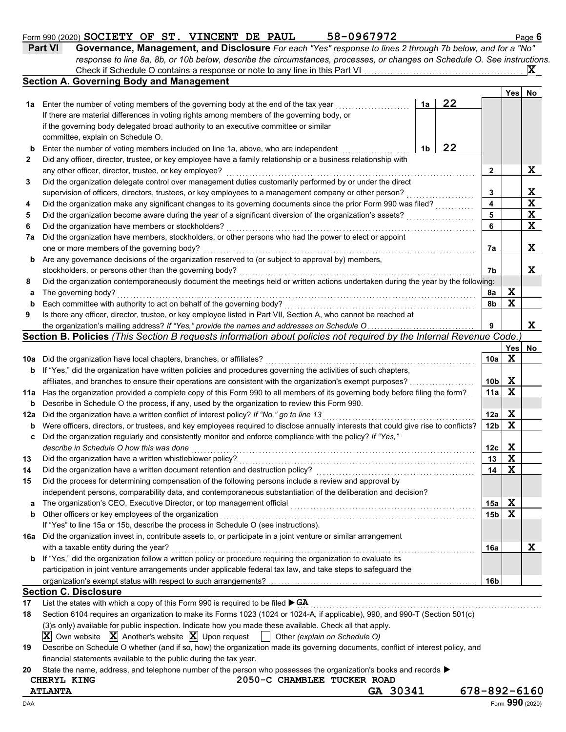Form 990 (2020) **SOCIETY OF ST. VINCENT DE PAUL** **58-0967972** Page **6**

## Part VI Governance, Management, and Disclosure

*For each "Yes" response to lines 2 through 7b below, and for a "No" response to line 8a, 8b, or 10b below, describe the circumstances, processes, or changes on Schedule O. See instructions.*

Check if Schedule O contains a response or note to any line in this Part VI .......... **X**

### Section A. Governing Body and Management

| | | | | Yes | No |
|---|---|---|---|---|---|
| **1a** | Enter the number of voting members of the governing body at the end of the tax year ... If there are material differences in voting rights among members of the governing body, or if the governing body delegated broad authority to an executive committee or similar committee, explain on Schedule O. | **1a** 22 | | | |
| **b** | Enter the number of voting members included on line 1a, above, who are independent ... | **1b** 22 | | | |
| **2** | Did any officer, director, trustee, or key employee have a family relationship or a business relationship with any other officer, director, trustee, or key employee? | | **2** | | X |
| **3** | Did the organization delegate control over management duties customarily performed by or under the direct supervision of officers, directors, trustees, or key employees to a management company or other person? | | **3** | | X |
| **4** | Did the organization make any significant changes to its governing documents since the prior Form 990 was filed? | | **4** | | X |
| **5** | Did the organization become aware during the year of a significant diversion of the organization's assets? | | **5** | | X |
| **6** | Did the organization have members or stockholders? | | **6** | | X |
| **7a** | Did the organization have members, stockholders, or other persons who had the power to elect or appoint one or more members of the governing body? | | **7a** | | X |
| **b** | Are any governance decisions of the organization reserved to (or subject to approval by) members, stockholders, or persons other than the governing body? | | **7b** | | X |
| **8** | Did the organization contemporaneously document the meetings held or written actions undertaken during the year by the following: | | | | |
| **a** | The governing body? | | **8a** | X | |
| **b** | Each committee with authority to act on behalf of the governing body? | | **8b** | X | |
| **9** | Is there any officer, director, trustee, or key employee listed in Part VII, Section A, who cannot be reached at the organization's mailing address? *If "Yes," provide the names and addresses on Schedule O* | | **9** | | X |

### Section B. Policies *(This Section B requests information about policies not required by the Internal Revenue Code.)*

| | | | Yes | No |
|---|---|---|---|---|
| **10a** | Did the organization have local chapters, branches, or affiliates? | **10a** | X | |
| **b** | If "Yes," did the organization have written policies and procedures governing the activities of such chapters, affiliates, and branches to ensure their operations are consistent with the organization's exempt purposes? | **10b** | X | |
| **11a** | Has the organization provided a complete copy of this Form 990 to all members of its governing body before filing the form? | **11a** | X | |
| **b** | Describe in Schedule O the process, if any, used by the organization to review this Form 990. | | | |
| **12a** | Did the organization have a written conflict of interest policy? *If "No," go to line 13* | **12a** | X | |
| **b** | Were officers, directors, or trustees, and key employees required to disclose annually interests that could give rise to conflicts? | **12b** | X | |
| **c** | Did the organization regularly and consistently monitor and enforce compliance with the policy? *If "Yes," describe in Schedule O how this was done* | **12c** | X | |
| **13** | Did the organization have a written whistleblower policy? | **13** | X | |
| **14** | Did the organization have a written document retention and destruction policy? | **14** | X | |
| **15** | Did the process for determining compensation of the following persons include a review and approval by independent persons, comparability data, and contemporaneous substantiation of the deliberation and decision? | | | |
| **a** | The organization's CEO, Executive Director, or top management official | **15a** | X | |
| **b** | Other officers or key employees of the organization | **15b** | X | |
| | If "Yes" to line 15a or 15b, describe the process in Schedule O (see instructions). | | | |
| **16a** | Did the organization invest in, contribute assets to, or participate in a joint venture or similar arrangement with a taxable entity during the year? | **16a** | | X |
| **b** | If "Yes," did the organization follow a written policy or procedure requiring the organization to evaluate its participation in joint venture arrangements under applicable federal tax law, and take steps to safeguard the organization's exempt status with respect to such arrangements? | **16b** | | |

### Section C. Disclosure

**17** List the states with which a copy of this Form 990 is required to be filed ▶ **GA**

**18** Section 6104 requires an organization to make its Forms 1023 (1024 or 1024-A, if applicable), 990, and 990-T (Section 501(c)(3)s only) available for public inspection. Indicate how you made these available. Check all that apply.

**X** Own website **X** Another's website **X** Upon request ☐ Other *(explain on Schedule O)*

**19** Describe on Schedule O whether (and if so, how) the organization made its governing documents, conflict of interest policy, and financial statements available to the public during the tax year.

**20** State the name, address, and telephone number of the person who possesses the organization's books and records ▶

**CHERYL KING** **2050-C CHAMBLEE TUCKER ROAD**
**ATLANTA** **GA 30341** **678-892-6160**

DAA Form **990** (2020)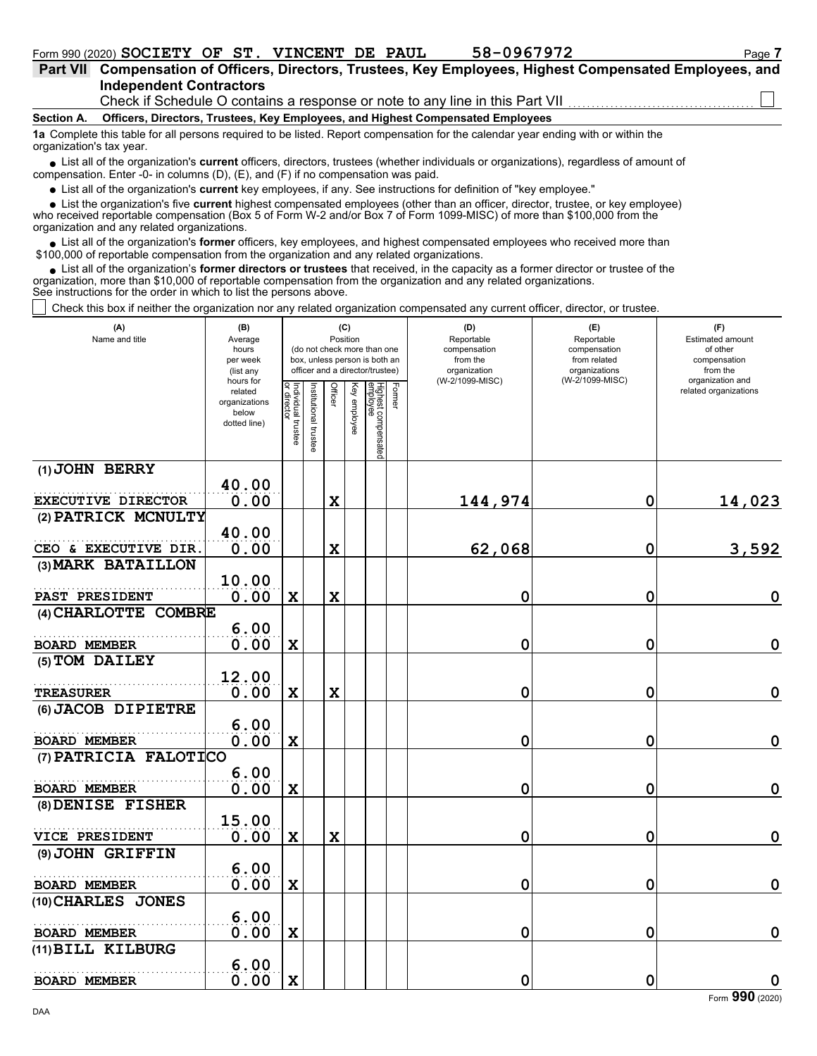Form 990 (2020) **SOCIETY OF ST. VINCENT DE PAUL** **58-0967972**

**Part VII Compensation of Officers, Directors, Trustees, Key Employees, Highest Compensated Employees, and Independent Contractors**

Check if Schedule O contains a response or note to any line in this Part VII ☐

**Section A. Officers, Directors, Trustees, Key Employees, and Highest Compensated Employees**

**1a** Complete this table for all persons required to be listed. Report compensation for the calendar year ending with or within the organization's tax year.

- List all of the organization's **current** officers, directors, trustees (whether individuals or organizations), regardless of amount of compensation. Enter -0- in columns (D), (E), and (F) if no compensation was paid.
- List all of the organization's **current** key employees, if any. See instructions for definition of "key employee."
- List the organization's five **current** highest compensated employees (other than an officer, director, trustee, or key employee) who received reportable compensation (Box 5 of Form W-2 and/or Box 7 of Form 1099-MISC) of more than $100,000 from the organization and any related organizations.
- List all of the organization's **former** officers, key employees, and highest compensated employees who received more than $100,000 of reportable compensation from the organization and any related organizations.
- List all of the organization's **former directors or trustees** that received, in the capacity as a former director or trustee of the organization, more than $10,000 of reportable compensation from the organization and any related organizations.

See instructions for the order in which to list the persons above.

☐ Check this box if neither the organization nor any related organization compensated any current officer, director, or trustee.

| (A) Name and title | (B) Average hours per week (list any hours for related organizations below dotted line) | (C) Position: Individual trustee or director | Institutional trustee | Officer | Key employee | Highest compensated employee | Former | (D) Reportable compensation from the organization (W-2/1099-MISC) | (E) Reportable compensation from related organizations (W-2/1099-MISC) | (F) Estimated amount of other compensation from the organization and related organizations |
|---|---|---|---|---|---|---|---|---|---|---|
| (1) JOHN BERRY<br>EXECUTIVE DIRECTOR | 40.00<br>0.00 | | | X | | | | 144,974 | 0 | 14,023 |
| (2) PATRICK MCNULTY<br>CEO & EXECUTIVE DIR. | 40.00<br>0.00 | | | X | | | | 62,068 | 0 | 3,592 |
| (3) MARK BATAILLON<br>PAST PRESIDENT | 10.00<br>0.00 | X | | X | | | | 0 | 0 | 0 |
| (4) CHARLOTTE COMBRE<br>BOARD MEMBER | 6.00<br>0.00 | X | | | | | | 0 | 0 | 0 |
| (5) TOM DAILEY<br>TREASURER | 12.00<br>0.00 | X | | X | | | | 0 | 0 | 0 |
| (6) JACOB DIPIETRE<br>BOARD MEMBER | 6.00<br>0.00 | X | | | | | | 0 | 0 | 0 |
| (7) PATRICIA FALOTICO<br>BOARD MEMBER | 6.00<br>0.00 | X | | | | | | 0 | 0 | 0 |
| (8) DENISE FISHER<br>VICE PRESIDENT | 15.00<br>0.00 | X | | X | | | | 0 | 0 | 0 |
| (9) JOHN GRIFFIN<br>BOARD MEMBER | 6.00<br>0.00 | X | | | | | | 0 | 0 | 0 |
| (10) CHARLES JONES<br>BOARD MEMBER | 6.00<br>0.00 | X | | | | | | 0 | 0 | 0 |
| (11) BILL KILBURG<br>BOARD MEMBER | 6.00<br>0.00 | X | | | | | | 0 | 0 | 0 |

Form **990** (2020)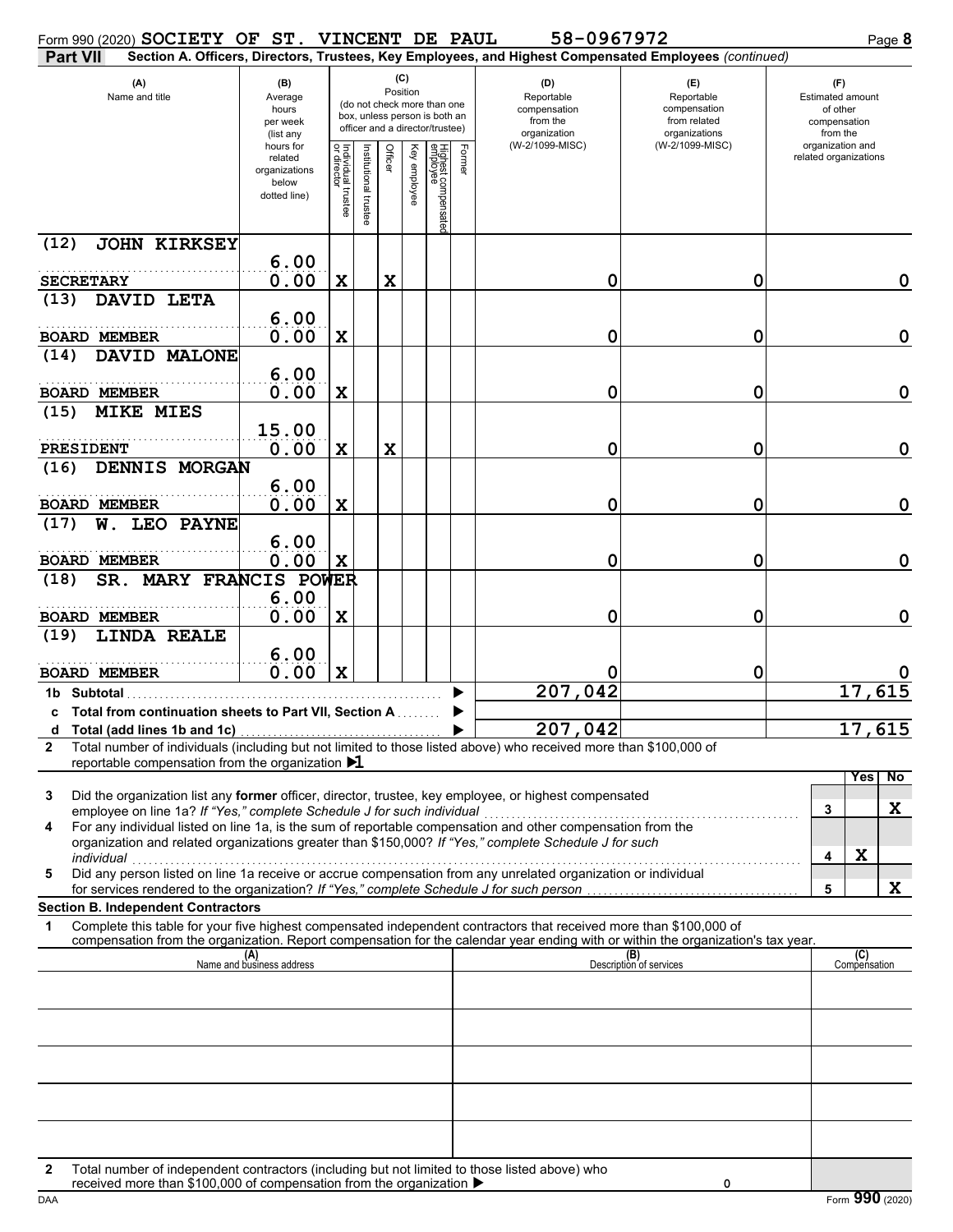Form 990 (2020) SOCIETY OF ST. VINCENT DE PAUL 58-0967972

**Part VII Section A. Officers, Directors, Trustees, Key Employees, and Highest Compensated Employees** *(continued)*

| (A) Name and title | (B) Average hours per week (list any hours for related organizations below dotted line) | (C) Position: Individual trustee or director | Institutional trustee | Officer | Key employee | Highest compensated employee | Former | (D) Reportable compensation from the organization (W-2/1099-MISC) | (E) Reportable compensation from related organizations (W-2/1099-MISC) | (F) Estimated amount of other compensation from the organization and related organizations |
|---|---|---|---|---|---|---|---|---|---|---|
| (12) JOHN KIRKSEY<br>SECRETARY | 6.00<br>0.00 | X | | X | | | | 0 | 0 | 0 |
| (13) DAVID LETA<br>BOARD MEMBER | 6.00<br>0.00 | X | | | | | | 0 | 0 | 0 |
| (14) DAVID MALONE<br>BOARD MEMBER | 6.00<br>0.00 | X | | | | | | 0 | 0 | 0 |
| (15) MIKE MIES<br>PRESIDENT | 15.00<br>0.00 | X | | X | | | | 0 | 0 | 0 |
| (16) DENNIS MORGAN<br>BOARD MEMBER | 6.00<br>0.00 | X | | | | | | 0 | 0 | 0 |
| (17) W. LEO PAYNE<br>BOARD MEMBER | 6.00<br>0.00 | X | | | | | | 0 | 0 | 0 |
| (18) SR. MARY FRANCIS POWER<br>BOARD MEMBER | 6.00<br>0.00 | X | | | | | | 0 | 0 | 0 |
| (19) LINDA REALE<br>BOARD MEMBER | 6.00<br>0.00 | X | | | | | | 0 | 0 | 0 |
| **1b Subtotal** | | | | | | | | 207,042 | | 17,615 |
| **c Total from continuation sheets to Part VII, Section A** | | | | | | | | | | |
| **d Total (add lines 1b and 1c)** | | | | | | | | 207,042 | | 17,615 |

**2** Total number of individuals (including but not limited to those listed above) who received more than $100,000 of reportable compensation from the organization ▶ 1

| | | Yes | No |
|---|---|---|---|
| **3** Did the organization list any **former** officer, director, trustee, key employee, or highest compensated employee on line 1a? *If "Yes," complete Schedule J for such individual* | 3 | | X |
| **4** For any individual listed on line 1a, is the sum of reportable compensation and other compensation from the organization and related organizations greater than $150,000? *If "Yes," complete Schedule J for such individual* | 4 | X | |
| **5** Did any person listed on line 1a receive or accrue compensation from any unrelated organization or individual for services rendered to the organization? *If "Yes," complete Schedule J for such person* | 5 | | X |

**Section B. Independent Contractors**

**1** Complete this table for your five highest compensated independent contractors that received more than $100,000 of compensation from the organization. Report compensation for the calendar year ending with or within the organization's tax year.

| (A) Name and business address | (B) Description of services | (C) Compensation |
|---|---|---|
| | | |
| | | |
| | | |
| | | |
| | | |

**2** Total number of independent contractors (including but not limited to those listed above) who received more than $100,000 of compensation from the organization ▶ 0

DAA Form **990** (2020)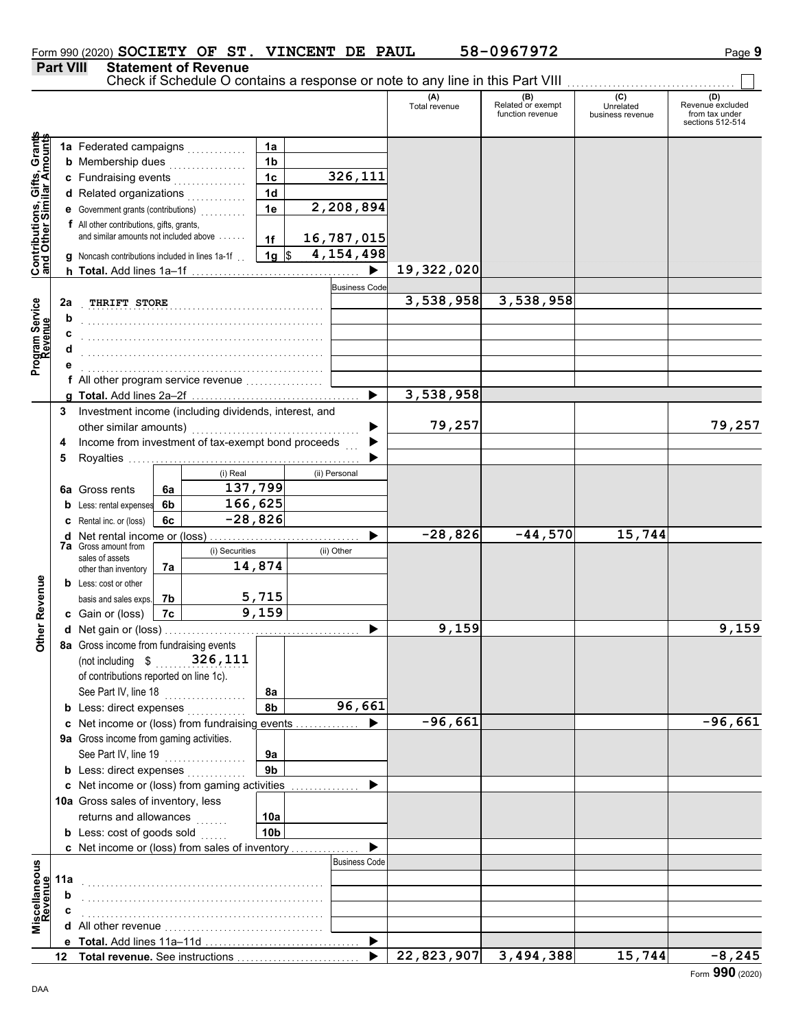Form 990 (2020) **SOCIETY OF ST. VINCENT DE PAUL** **58-0967972** Page **9**

## Part VIII Statement of Revenue

Check if Schedule O contains a response or note to any line in this Part VIII ☐

| | | | | (A) Total revenue | (B) Related or exempt function revenue | (C) Unrelated business revenue | (D) Revenue excluded from tax under sections 512-514 |
|---|---|---|---|---|---|---|---|
| **Contributions, Gifts, Grants and Other Similar Amounts** | 1a Federated campaigns | 1a | | | | | |
| | b Membership dues | 1b | | | | | |
| | c Fundraising events | 1c | 326,111 | | | | |
| | d Related organizations | 1d | | | | | |
| | e Government grants (contributions) | 1e | 2,208,894 | | | | |
| | f All other contributions, gifts, grants, and similar amounts not included above | 1f | 16,787,015 | | | | |
| | g Noncash contributions included in lines 1a-1f | 1g | $ 4,154,498 | | | | |
| | h **Total.** Add lines 1a–1f | | | 19,322,020 | | | |
| **Program Service Revenue** | | | Business Code | | | | |
| | 2a THRIFT STORE | | | 3,538,958 | 3,538,958 | | |
| | b | | | | | | |
| | c | | | | | | |
| | d | | | | | | |
| | e | | | | | | |
| | f All other program service revenue | | | | | | |
| | g **Total.** Add lines 2a–2f | | | 3,538,958 | | | |
| **Other Revenue** | 3 Investment income (including dividends, interest, and other similar amounts) | | | 79,257 | | | 79,257 |
| | 4 Income from investment of tax-exempt bond proceeds | | | | | | |
| | 5 Royalties | | | | | | |
| | | | (i) Real / (ii) Personal | | | | |
| | 6a Gross rents | 6a | 137,799 | | | | |
| | b Less: rental expenses | 6b | 166,625 | | | | |
| | c Rental inc. or (loss) | 6c | -28,826 | | | | |
| | d Net rental income or (loss) | | | -28,826 | -44,570 | 15,744 | |
| | | | (i) Securities / (ii) Other | | | | |
| | 7a Gross amount from sales of assets other than inventory | 7a | 14,874 | | | | |
| | b Less: cost or other basis and sales exps. | 7b | 5,715 | | | | |
| | c Gain or (loss) | 7c | 9,159 | | | | |
| | d Net gain or (loss) | | | 9,159 | | | 9,159 |
| | 8a Gross income from fundraising events (not including $ 326,111 of contributions reported on line 1c). See Part IV, line 18 | 8a | | | | | |
| | b Less: direct expenses | 8b | 96,661 | | | | |
| | c Net income or (loss) from fundraising events | | | -96,661 | | | -96,661 |
| | 9a Gross income from gaming activities. See Part IV, line 19 | 9a | | | | | |
| | b Less: direct expenses | 9b | | | | | |
| | c Net income or (loss) from gaming activities | | | | | | |
| | 10a Gross sales of inventory, less returns and allowances | 10a | | | | | |
| | b Less: cost of goods sold | 10b | | | | | |
| | c Net income or (loss) from sales of inventory | | | | | | |
| **Miscellaneous Revenue** | | | Business Code | | | | |
| | 11a | | | | | | |
| | b | | | | | | |
| | c | | | | | | |
| | d All other revenue | | | | | | |
| | e **Total.** Add lines 11a–11d | | | | | | |
| | 12 **Total revenue.** See instructions | | | 22,823,907 | 3,494,388 | 15,744 | -8,245 |

Form **990** (2020)

DAA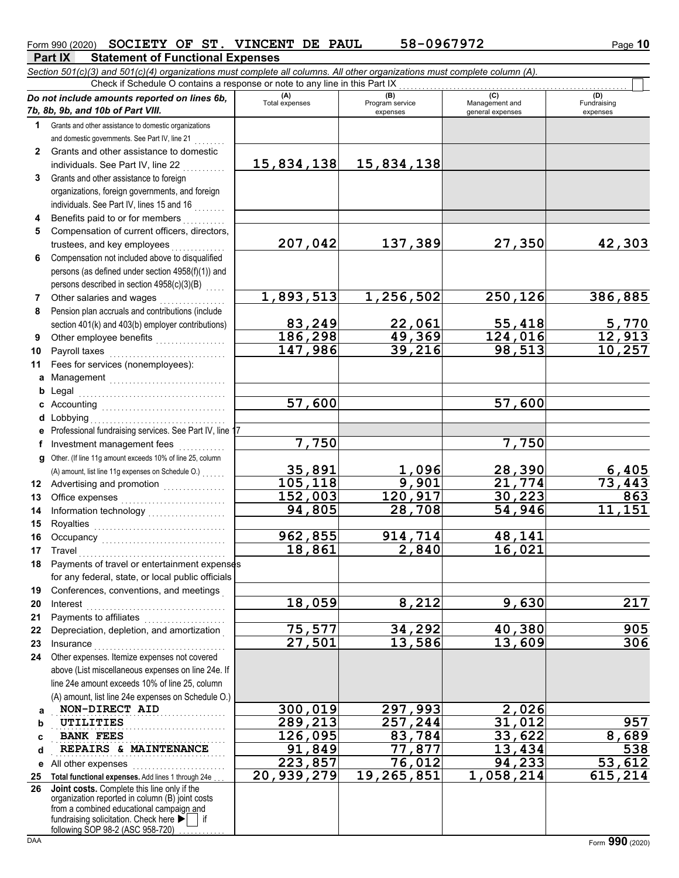Form 990 (2020) **SOCIETY OF ST. VINCENT DE PAUL** **58-0967972**

## Part IX Statement of Functional Expenses

*Section 501(c)(3) and 501(c)(4) organizations must complete all columns. All other organizations must complete column (A).*

Check if Schedule O contains a response or note to any line in this Part IX ☐

| | *Do not include amounts reported on lines 6b, 7b, 8b, 9b, and 10b of Part VIII.* | (A) Total expenses | (B) Program service expenses | (C) Management and general expenses | (D) Fundraising expenses |
|---|---|---|---|---|---|
| 1 | Grants and other assistance to domestic organizations and domestic governments. See Part IV, line 21 | | | | |
| 2 | Grants and other assistance to domestic individuals. See Part IV, line 22 | 15,834,138 | 15,834,138 | | |
| 3 | Grants and other assistance to foreign organizations, foreign governments, and foreign individuals. See Part IV, lines 15 and 16 | | | | |
| 4 | Benefits paid to or for members | | | | |
| 5 | Compensation of current officers, directors, trustees, and key employees | 207,042 | 137,389 | 27,350 | 42,303 |
| 6 | Compensation not included above to disqualified persons (as defined under section 4958(f)(1)) and persons described in section 4958(c)(3)(B) | | | | |
| 7 | Other salaries and wages | 1,893,513 | 1,256,502 | 250,126 | 386,885 |
| 8 | Pension plan accruals and contributions (include section 401(k) and 403(b) employer contributions) | 83,249 | 22,061 | 55,418 | 5,770 |
| 9 | Other employee benefits | 186,298 | 49,369 | 124,016 | 12,913 |
| 10 | Payroll taxes | 147,986 | 39,216 | 98,513 | 10,257 |
| 11 | Fees for services (nonemployees): | | | | |
| a | Management | | | | |
| b | Legal | | | | |
| c | Accounting | 57,600 | | 57,600 | |
| d | Lobbying | | | | |
| e | Professional fundraising services. See Part IV, line 17 | | | | |
| f | Investment management fees | 7,750 | | 7,750 | |
| g | Other. (If line 11g amount exceeds 10% of line 25, column (A) amount, list line 11g expenses on Schedule O.) | 35,891 | 1,096 | 28,390 | 6,405 |
| 12 | Advertising and promotion | 105,118 | 9,901 | 21,774 | 73,443 |
| 13 | Office expenses | 152,003 | 120,917 | 30,223 | 863 |
| 14 | Information technology | 94,805 | 28,708 | 54,946 | 11,151 |
| 15 | Royalties | | | | |
| 16 | Occupancy | 962,855 | 914,714 | 48,141 | |
| 17 | Travel | 18,861 | 2,840 | 16,021 | |
| 18 | Payments of travel or entertainment expenses for any federal, state, or local public officials | | | | |
| 19 | Conferences, conventions, and meetings | | | | |
| 20 | Interest | 18,059 | 8,212 | 9,630 | 217 |
| 21 | Payments to affiliates | | | | |
| 22 | Depreciation, depletion, and amortization | 75,577 | 34,292 | 40,380 | 905 |
| 23 | Insurance | 27,501 | 13,586 | 13,609 | 306 |
| 24 | Other expenses. Itemize expenses not covered above (List miscellaneous expenses on line 24e. If line 24e amount exceeds 10% of line 25, column (A) amount, list line 24e expenses on Schedule O.) | | | | |
| a | NON-DIRECT AID | 300,019 | 297,993 | 2,026 | |
| b | UTILITIES | 289,213 | 257,244 | 31,012 | 957 |
| c | BANK FEES | 126,095 | 83,784 | 33,622 | 8,689 |
| d | REPAIRS & MAINTENANCE | 91,849 | 77,877 | 13,434 | 538 |
| e | All other expenses | 223,857 | 76,012 | 94,233 | 53,612 |
| 25 | **Total functional expenses.** Add lines 1 through 24e | 20,939,279 | 19,265,851 | 1,058,214 | 615,214 |
| 26 | **Joint costs.** Complete this line only if the organization reported in column (B) joint costs from a combined educational campaign and fundraising solicitation. Check here ▶ ☐ if following SOP 98-2 (ASC 958-720) | | | | |

Form **990** (2020)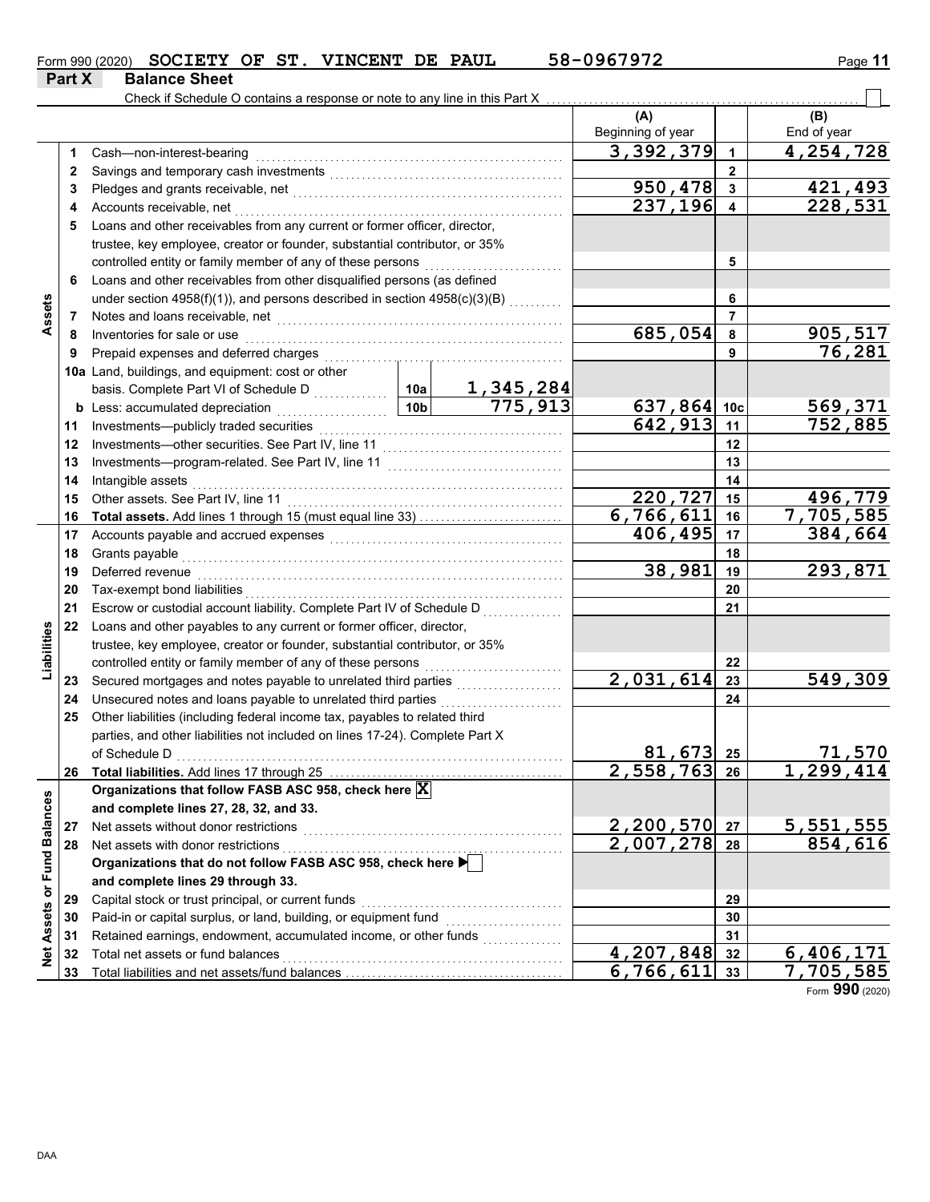Form 990 (2020) SOCIETY OF ST. VINCENT DE PAUL 58-0967972

## Part X Balance Sheet

Check if Schedule O contains a response or note to any line in this Part X . . . ☐

| | | | | (A) Beginning of year | | (B) End of year |
|---|---|---|---|---|---|---|
| **Assets** | 1 | Cash—non-interest-bearing | | 3,392,379 | 1 | 4,254,728 |
| | 2 | Savings and temporary cash investments | | | 2 | |
| | 3 | Pledges and grants receivable, net | | 950,478 | 3 | 421,493 |
| | 4 | Accounts receivable, net | | 237,196 | 4 | 228,531 |
| | 5 | Loans and other receivables from any current or former officer, director, trustee, key employee, creator or founder, substantial contributor, or 35% controlled entity or family member of any of these persons | | | 5 | |
| | 6 | Loans and other receivables from other disqualified persons (as defined under section 4958(f)(1)), and persons described in section 4958(c)(3)(B) | | | 6 | |
| | 7 | Notes and loans receivable, net | | | 7 | |
| | 8 | Inventories for sale or use | | 685,054 | 8 | 905,517 |
| | 9 | Prepaid expenses and deferred charges | | | 9 | 76,281 |
| | 10a | Land, buildings, and equipment: cost or other basis. Complete Part VI of Schedule D | 10a 1,345,284 | | | |
| | b | Less: accumulated depreciation | 10b 775,913 | 637,864 | 10c | 569,371 |
| | 11 | Investments—publicly traded securities | | 642,913 | 11 | 752,885 |
| | 12 | Investments—other securities. See Part IV, line 11 | | | 12 | |
| | 13 | Investments—program-related. See Part IV, line 11 | | | 13 | |
| | 14 | Intangible assets | | | 14 | |
| | 15 | Other assets. See Part IV, line 11 | | 220,727 | 15 | 496,779 |
| | 16 | **Total assets.** Add lines 1 through 15 (must equal line 33) | | 6,766,611 | 16 | 7,705,585 |
| **Liabilities** | 17 | Accounts payable and accrued expenses | | 406,495 | 17 | 384,664 |
| | 18 | Grants payable | | | 18 | |
| | 19 | Deferred revenue | | 38,981 | 19 | 293,871 |
| | 20 | Tax-exempt bond liabilities | | | 20 | |
| | 21 | Escrow or custodial account liability. Complete Part IV of Schedule D | | | 21 | |
| | 22 | Loans and other payables to any current or former officer, director, trustee, key employee, creator or founder, substantial contributor, or 35% controlled entity or family member of any of these persons | | | 22 | |
| | 23 | Secured mortgages and notes payable to unrelated third parties | | 2,031,614 | 23 | 549,309 |
| | 24 | Unsecured notes and loans payable to unrelated third parties | | | 24 | |
| | 25 | Other liabilities (including federal income tax, payables to related third parties, and other liabilities not included on lines 17-24). Complete Part X of Schedule D | | 81,673 | 25 | 71,570 |
| | 26 | **Total liabilities.** Add lines 17 through 25 | | 2,558,763 | 26 | 1,299,414 |
| **Net Assets or Fund Balances** | | **Organizations that follow FASB ASC 958, check here** ☒ **and complete lines 27, 28, 32, and 33.** | | | | |
| | 27 | Net assets without donor restrictions | | 2,200,570 | 27 | 5,551,555 |
| | 28 | Net assets with donor restrictions | | 2,007,278 | 28 | 854,616 |
| | | **Organizations that do not follow FASB ASC 958, check here** ☐ **and complete lines 29 through 33.** | | | | |
| | 29 | Capital stock or trust principal, or current funds | | | 29 | |
| | 30 | Paid-in or capital surplus, or land, building, or equipment fund | | | 30 | |
| | 31 | Retained earnings, endowment, accumulated income, or other funds | | | 31 | |
| | 32 | Total net assets or fund balances | | 4,207,848 | 32 | 6,406,171 |
| | 33 | Total liabilities and net assets/fund balances | | 6,766,611 | 33 | 7,705,585 |

Form **990** (2020)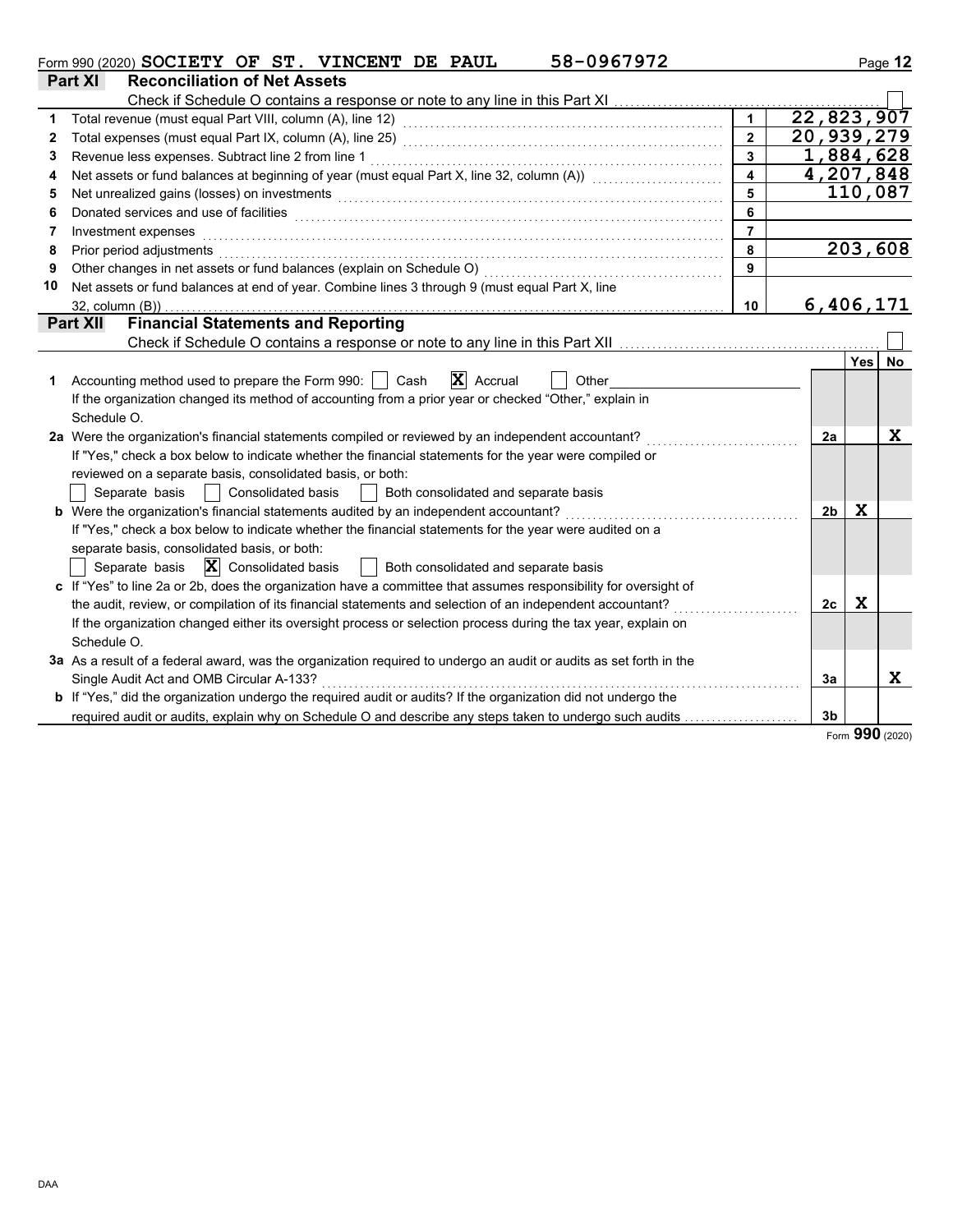Form 990 (2020) SOCIETY OF ST. VINCENT DE PAUL 58-0967972

## Part XI Reconciliation of Net Assets

Check if Schedule O contains a response or note to any line in this Part XI ☐

| | | | |
|---|---|---|---|
| 1 | Total revenue (must equal Part VIII, column (A), line 12) | 1 | 22,823,907 |
| 2 | Total expenses (must equal Part IX, column (A), line 25) | 2 | 20,939,279 |
| 3 | Revenue less expenses. Subtract line 2 from line 1 | 3 | 1,884,628 |
| 4 | Net assets or fund balances at beginning of year (must equal Part X, line 32, column (A)) | 4 | 4,207,848 |
| 5 | Net unrealized gains (losses) on investments | 5 | 110,087 |
| 6 | Donated services and use of facilities | 6 | |
| 7 | Investment expenses | 7 | |
| 8 | Prior period adjustments | 8 | 203,608 |
| 9 | Other changes in net assets or fund balances (explain on Schedule O) | 9 | |
| 10 | Net assets or fund balances at end of year. Combine lines 3 through 9 (must equal Part X, line 32, column (B)) | 10 | 6,406,171 |

## Part XII Financial Statements and Reporting

Check if Schedule O contains a response or note to any line in this Part XII ☐

| | | | Yes | No |
|---|---|---|---|---|
| 1 | Accounting method used to prepare the Form 990: ☐ Cash ☒ Accrual ☐ Other<br>If the organization changed its method of accounting from a prior year or checked "Other," explain in Schedule O. | | | |
| 2a | Were the organization's financial statements compiled or reviewed by an independent accountant?<br>If "Yes," check a box below to indicate whether the financial statements for the year were compiled or reviewed on a separate basis, consolidated basis, or both:<br>☐ Separate basis ☐ Consolidated basis ☐ Both consolidated and separate basis | 2a | | X |
| b | Were the organization's financial statements audited by an independent accountant?<br>If "Yes," check a box below to indicate whether the financial statements for the year were audited on a separate basis, consolidated basis, or both:<br>☐ Separate basis ☒ Consolidated basis ☐ Both consolidated and separate basis | 2b | X | |
| c | If "Yes" to line 2a or 2b, does the organization have a committee that assumes responsibility for oversight of the audit, review, or compilation of its financial statements and selection of an independent accountant?<br>If the organization changed either its oversight process or selection process during the tax year, explain on Schedule O. | 2c | X | |
| 3a | As a result of a federal award, was the organization required to undergo an audit or audits as set forth in the Single Audit Act and OMB Circular A-133? | 3a | | X |
| b | If "Yes," did the organization undergo the required audit or audits? If the organization did not undergo the required audit or audits, explain why on Schedule O and describe any steps taken to undergo such audits | 3b | | |

Form **990** (2020)

DAA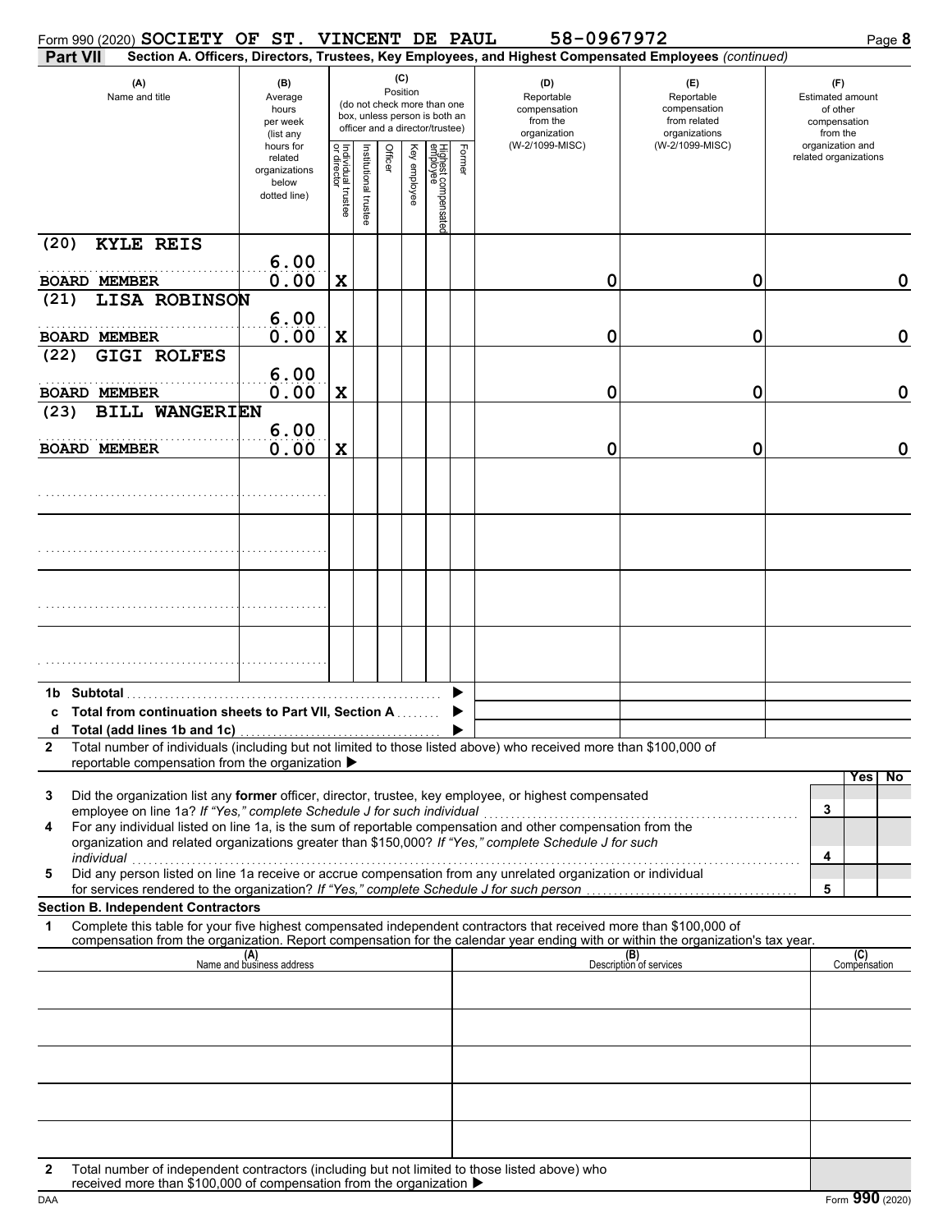Form 990 (2020) **SOCIETY OF ST. VINCENT DE PAUL** **58-0967972**

**Part VII** **Section A. Officers, Directors, Trustees, Key Employees, and Highest Compensated Employees** *(continued)*

| (A) Name and title | (B) Average hours per week (list any hours for related organizations below dotted line) | (C) Position: Individual trustee or director | Institutional trustee | Officer | Key employee | Highest compensated employee | Former | (D) Reportable compensation from the organization (W-2/1099-MISC) | (E) Reportable compensation from related organizations (W-2/1099-MISC) | (F) Estimated amount of other compensation from the organization and related organizations |
|---|---|---|---|---|---|---|---|---|---|---|
| (20) KYLE REIS<br>BOARD MEMBER | 6.00<br>0.00 | X | | | | | | 0 | 0 | 0 |
| (21) LISA ROBINSON<br>BOARD MEMBER | 6.00<br>0.00 | X | | | | | | 0 | 0 | 0 |
| (22) GIGI ROLFES<br>BOARD MEMBER | 6.00<br>0.00 | X | | | | | | 0 | 0 | 0 |
| (23) BILL WANGERIEN<br>BOARD MEMBER | 6.00<br>0.00 | X | | | | | | 0 | 0 | 0 |
| | | | | | | | | | | |
| | | | | | | | | | | |
| | | | | | | | | | | |
| | | | | | | | | | | |

**1b Subtotal** ▶

**c Total from continuation sheets to Part VII, Section A** ▶

**d Total (add lines 1b and 1c)** ▶

**2** Total number of individuals (including but not limited to those listed above) who received more than $100,000 of reportable compensation from the organization ▶

| | | Yes | No |
|---|---|---|---|
| **3** Did the organization list any **former** officer, director, trustee, key employee, or highest compensated employee on line 1a? *If "Yes," complete Schedule J for such individual* | 3 | | |
| **4** For any individual listed on line 1a, is the sum of reportable compensation and other compensation from the organization and related organizations greater than $150,000? *If "Yes," complete Schedule J for such individual* | 4 | | |
| **5** Did any person listed on line 1a receive or accrue compensation from any unrelated organization or individual for services rendered to the organization? *If "Yes," complete Schedule J for such person* | 5 | | |

**Section B. Independent Contractors**

**1** Complete this table for your five highest compensated independent contractors that received more than $100,000 of compensation from the organization. Report compensation for the calendar year ending with or within the organization's tax year.

| (A) Name and business address | (B) Description of services | (C) Compensation |
|---|---|---|
| | | |
| | | |
| | | |
| | | |
| | | |

**2** Total number of independent contractors (including but not limited to those listed above) who received more than $100,000 of compensation from the organization ▶

Form **990** (2020)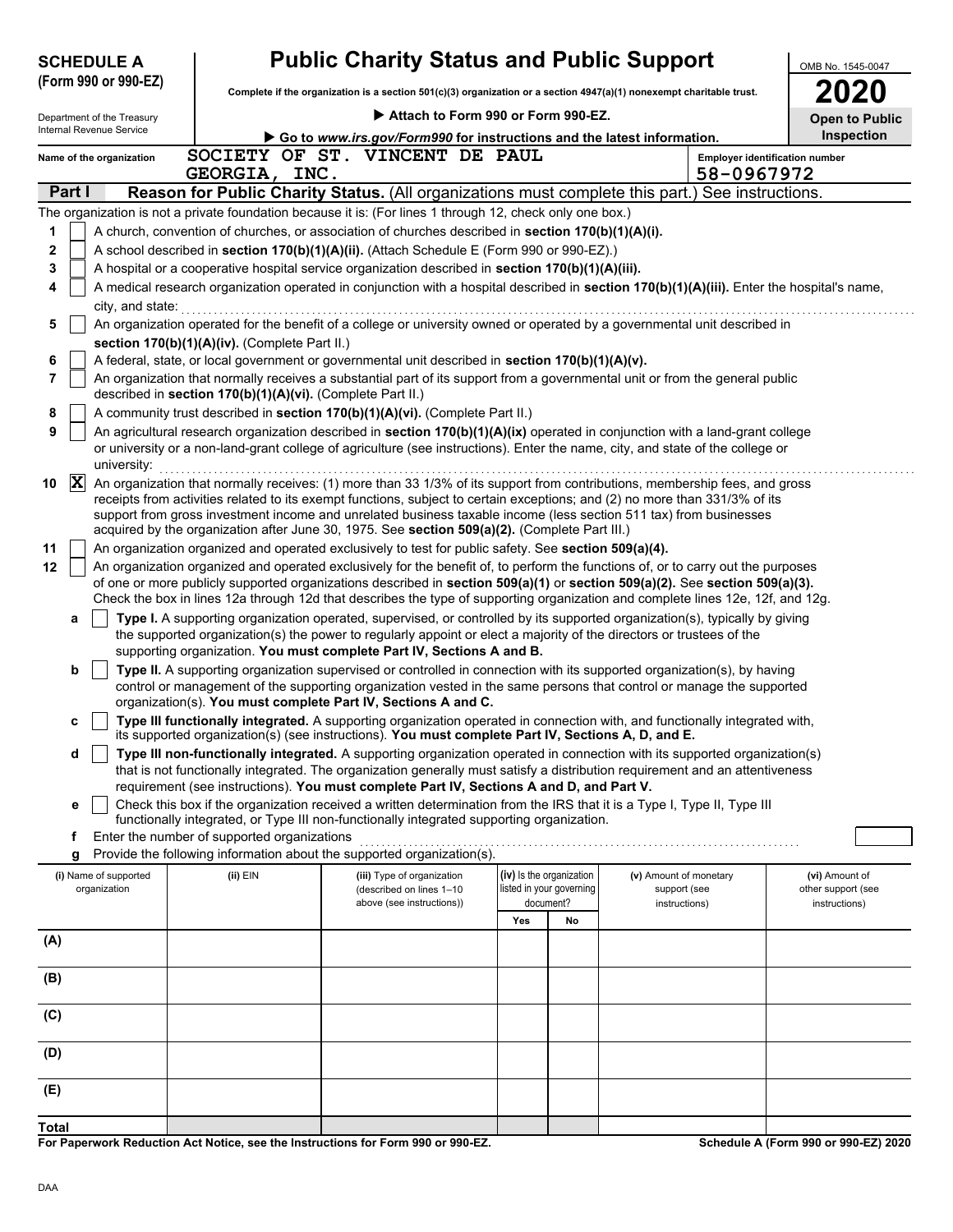**SCHEDULE A**
**(Form 990 or 990-EZ)**

Department of the Treasury
Internal Revenue Service

# Public Charity Status and Public Support

**Complete if the organization is a section 501(c)(3) organization or a section 4947(a)(1) nonexempt charitable trust.**

▶ **Attach to Form 990 or Form 990-EZ.**

▶ **Go to *www.irs.gov/Form990* for instructions and the latest information.**

OMB No. 1545-0047

**2020**

**Open to Public Inspection**

Name of the organization: SOCIETY OF ST. VINCENT DE PAUL GEORGIA, INC.

Employer identification number: 58-0967972

**Part I — Reason for Public Charity Status.** (All organizations must complete this part.) See instructions.

The organization is not a private foundation because it is: (For lines 1 through 12, check only one box.)

1 ☐ A church, convention of churches, or association of churches described in **section 170(b)(1)(A)(i).**

2 ☐ A school described in **section 170(b)(1)(A)(ii).** (Attach Schedule E (Form 990 or 990-EZ).)

3 ☐ A hospital or a cooperative hospital service organization described in **section 170(b)(1)(A)(iii).**

4 ☐ A medical research organization operated in conjunction with a hospital described in **section 170(b)(1)(A)(iii).** Enter the hospital's name, city, and state:

5 ☐ An organization operated for the benefit of a college or university owned or operated by a governmental unit described in **section 170(b)(1)(A)(iv).** (Complete Part II.)

6 ☐ A federal, state, or local government or governmental unit described in **section 170(b)(1)(A)(v).**

7 ☐ An organization that normally receives a substantial part of its support from a governmental unit or from the general public described in **section 170(b)(1)(A)(vi).** (Complete Part II.)

8 ☐ A community trust described in **section 170(b)(1)(A)(vi).** (Complete Part II.)

9 ☐ An agricultural research organization described in **section 170(b)(1)(A)(ix)** operated in conjunction with a land-grant college or university or a non-land-grant college of agriculture (see instructions). Enter the name, city, and state of the college or university:

10 ☒ An organization that normally receives: (1) more than 33 1/3% of its support from contributions, membership fees, and gross receipts from activities related to its exempt functions, subject to certain exceptions; and (2) no more than 331/3% of its support from gross investment income and unrelated business taxable income (less section 511 tax) from businesses acquired by the organization after June 30, 1975. See **section 509(a)(2).** (Complete Part III.)

11 ☐ An organization organized and operated exclusively to test for public safety. See **section 509(a)(4).**

12 ☐ An organization organized and operated exclusively for the benefit of, to perform the functions of, or to carry out the purposes of one or more publicly supported organizations described in **section 509(a)(1)** or **section 509(a)(2).** See **section 509(a)(3).** Check the box in lines 12a through 12d that describes the type of supporting organization and complete lines 12e, 12f, and 12g.

a ☐ **Type I.** A supporting organization operated, supervised, or controlled by its supported organization(s), typically by giving the supported organization(s) the power to regularly appoint or elect a majority of the directors or trustees of the supporting organization. **You must complete Part IV, Sections A and B.**

b ☐ **Type II.** A supporting organization supervised or controlled in connection with its supported organization(s), by having control or management of the supporting organization vested in the same persons that control or manage the supported organization(s). **You must complete Part IV, Sections A and C.**

c ☐ **Type III functionally integrated.** A supporting organization operated in connection with, and functionally integrated with, its supported organization(s) (see instructions). **You must complete Part IV, Sections A, D, and E.**

d ☐ **Type III non-functionally integrated.** A supporting organization operated in connection with its supported organization(s) that is not functionally integrated. The organization generally must satisfy a distribution requirement and an attentiveness requirement (see instructions). **You must complete Part IV, Sections A and D, and Part V.**

e ☐ Check this box if the organization received a written determination from the IRS that it is a Type I, Type II, Type III functionally integrated, or Type III non-functionally integrated supporting organization.

f Enter the number of supported organizations

g Provide the following information about the supported organization(s).

| (i) Name of supported organization | (ii) EIN | (iii) Type of organization (described on lines 1–10 above (see instructions)) | (iv) Is the organization listed in your governing document? Yes | No | (v) Amount of monetary support (see instructions) | (vi) Amount of other support (see instructions) |
|---|---|---|---|---|---|---|
| (A) | | | | | | |
| (B) | | | | | | |
| (C) | | | | | | |
| (D) | | | | | | |
| (E) | | | | | | |
| **Total** | | | | | | |

**For Paperwork Reduction Act Notice, see the Instructions for Form 990 or 990-EZ.**

**Schedule A (Form 990 or 990-EZ) 2020**

DAA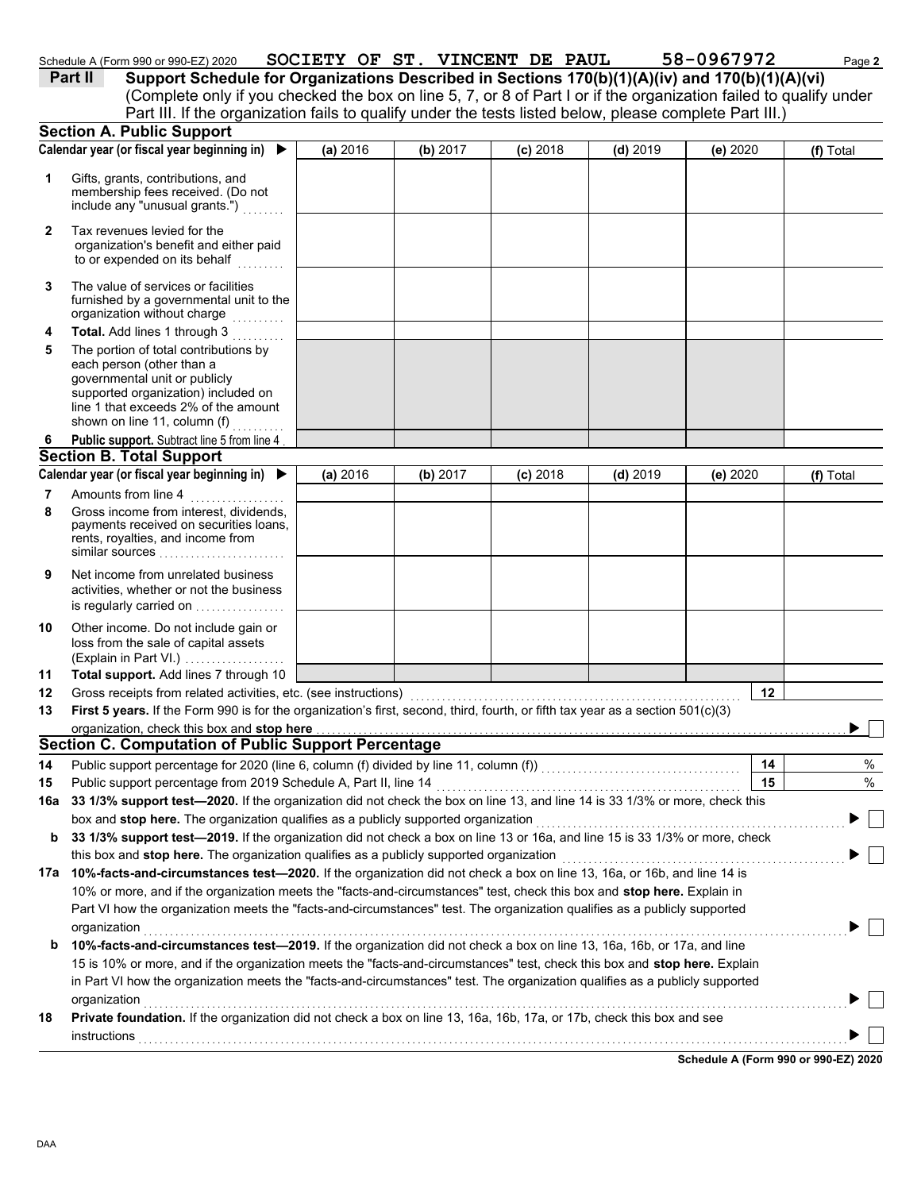Schedule A (Form 990 or 990-EZ) 2020 SOCIETY OF ST. VINCENT DE PAUL 58-0967972 Page **2**

**Part II** **Support Schedule for Organizations Described in Sections 170(b)(1)(A)(iv) and 170(b)(1)(A)(vi)**
(Complete only if you checked the box on line 5, 7, or 8 of Part I or if the organization failed to qualify under Part III. If the organization fails to qualify under the tests listed below, please complete Part III.)

### Section A. Public Support

| Calendar year (or fiscal year beginning in) ▶ | (a) 2016 | (b) 2017 | (c) 2018 | (d) 2019 | (e) 2020 | (f) Total |
|---|---|---|---|---|---|---|
| **1** Gifts, grants, contributions, and membership fees received. (Do not include any "unusual grants.") | | | | | | |
| **2** Tax revenues levied for the organization's benefit and either paid to or expended on its behalf | | | | | | |
| **3** The value of services or facilities furnished by a governmental unit to the organization without charge | | | | | | |
| **4** **Total.** Add lines 1 through 3 | | | | | | |
| **5** The portion of total contributions by each person (other than a governmental unit or publicly supported organization) included on line 1 that exceeds 2% of the amount shown on line 11, column (f) | | | | | | |
| **6** **Public support.** Subtract line 5 from line 4 | | | | | | |

### Section B. Total Support

| Calendar year (or fiscal year beginning in) ▶ | (a) 2016 | (b) 2017 | (c) 2018 | (d) 2019 | (e) 2020 | (f) Total |
|---|---|---|---|---|---|---|
| **7** Amounts from line 4 | | | | | | |
| **8** Gross income from interest, dividends, payments received on securities loans, rents, royalties, and income from similar sources | | | | | | |
| **9** Net income from unrelated business activities, whether or not the business is regularly carried on | | | | | | |
| **10** Other income. Do not include gain or loss from the sale of capital assets (Explain in Part VI.) | | | | | | |
| **11** **Total support.** Add lines 7 through 10 | | | | | | |

**12** Gross receipts from related activities, etc. (see instructions) **12**

**13** **First 5 years.** If the Form 990 is for the organization's first, second, third, fourth, or fifth tax year as a section 501(c)(3) organization, check this box and **stop here** ▶ ☐

### Section C. Computation of Public Support Percentage

**14** Public support percentage for 2020 (line 6, column (f) divided by line 11, column (f)) **14** %

**15** Public support percentage from 2019 Schedule A, Part II, line 14 **15** %

**16a** **33 1/3% support test—2020.** If the organization did not check the box on line 13, and line 14 is 33 1/3% or more, check this box and **stop here.** The organization qualifies as a publicly supported organization ▶ ☐

**b** **33 1/3% support test—2019.** If the organization did not check a box on line 13 or 16a, and line 15 is 33 1/3% or more, check this box and **stop here.** The organization qualifies as a publicly supported organization ▶ ☐

**17a** **10%-facts-and-circumstances test—2020.** If the organization did not check a box on line 13, 16a, or 16b, and line 14 is 10% or more, and if the organization meets the "facts-and-circumstances" test, check this box and **stop here.** Explain in Part VI how the organization meets the "facts-and-circumstances" test. The organization qualifies as a publicly supported organization ▶ ☐

**b** **10%-facts-and-circumstances test—2019.** If the organization did not check a box on line 13, 16a, 16b, or 17a, and line 15 is 10% or more, and if the organization meets the "facts-and-circumstances" test, check this box and **stop here.** Explain in Part VI how the organization meets the "facts-and-circumstances" test. The organization qualifies as a publicly supported organization ▶ ☐

**18** **Private foundation.** If the organization did not check a box on line 13, 16a, 16b, 17a, or 17b, check this box and see instructions ▶ ☐

**Schedule A (Form 990 or 990-EZ) 2020**

DAA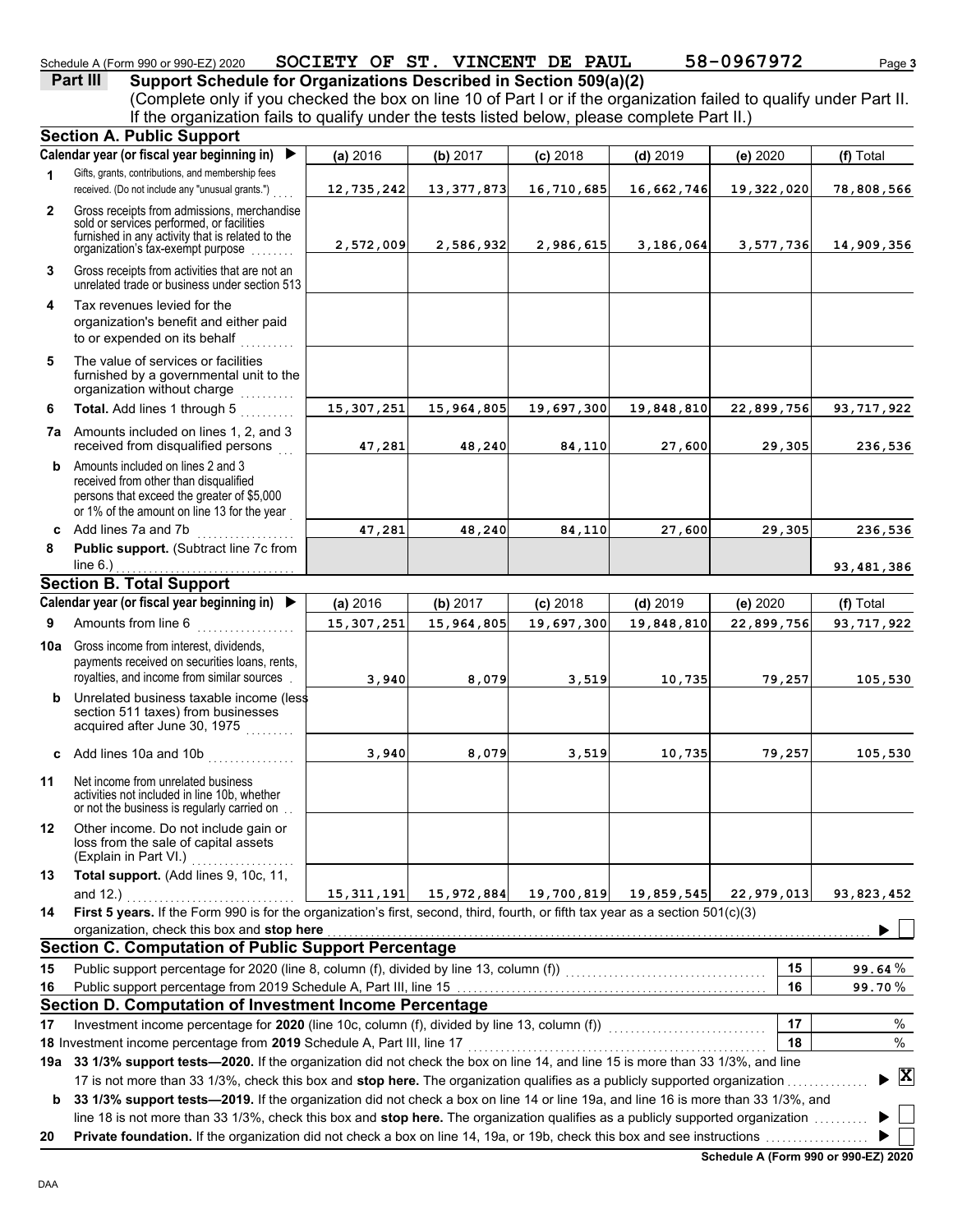Schedule A (Form 990 or 990-EZ) 2020 SOCIETY OF ST. VINCENT DE PAUL 58-0967972

**Part III Support Schedule for Organizations Described in Section 509(a)(2)**

(Complete only if you checked the box on line 10 of Part I or if the organization failed to qualify under Part II. If the organization fails to qualify under the tests listed below, please complete Part II.)

## Section A. Public Support

| | Calendar year (or fiscal year beginning in) ▶ | (a) 2016 | (b) 2017 | (c) 2018 | (d) 2019 | (e) 2020 | (f) Total |
|---|---|---|---|---|---|---|---|
| 1 | Gifts, grants, contributions, and membership fees received. (Do not include any "unusual grants.") | 12,735,242 | 13,377,873 | 16,710,685 | 16,662,746 | 19,322,020 | 78,808,566 |
| 2 | Gross receipts from admissions, merchandise sold or services performed, or facilities furnished in any activity that is related to the organization's tax-exempt purpose | 2,572,009 | 2,586,932 | 2,986,615 | 3,186,064 | 3,577,736 | 14,909,356 |
| 3 | Gross receipts from activities that are not an unrelated trade or business under section 513 | | | | | | |
| 4 | Tax revenues levied for the organization's benefit and either paid to or expended on its behalf | | | | | | |
| 5 | The value of services or facilities furnished by a governmental unit to the organization without charge | | | | | | |
| 6 | **Total.** Add lines 1 through 5 | 15,307,251 | 15,964,805 | 19,697,300 | 19,848,810 | 22,899,756 | 93,717,922 |
| 7a | Amounts included on lines 1, 2, and 3 received from disqualified persons | 47,281 | 48,240 | 84,110 | 27,600 | 29,305 | 236,536 |
| b | Amounts included on lines 2 and 3 received from other than disqualified persons that exceed the greater of $5,000 or 1% of the amount on line 13 for the year | | | | | | |
| c | Add lines 7a and 7b | 47,281 | 48,240 | 84,110 | 27,600 | 29,305 | 236,536 |
| 8 | **Public support.** (Subtract line 7c from line 6.) | | | | | | 93,481,386 |

## Section B. Total Support

| | Calendar year (or fiscal year beginning in) ▶ | (a) 2016 | (b) 2017 | (c) 2018 | (d) 2019 | (e) 2020 | (f) Total |
|---|---|---|---|---|---|---|---|
| 9 | Amounts from line 6 | 15,307,251 | 15,964,805 | 19,697,300 | 19,848,810 | 22,899,756 | 93,717,922 |
| 10a | Gross income from interest, dividends, payments received on securities loans, rents, royalties, and income from similar sources | 3,940 | 8,079 | 3,519 | 10,735 | 79,257 | 105,530 |
| b | Unrelated business taxable income (less section 511 taxes) from businesses acquired after June 30, 1975 | | | | | | |
| c | Add lines 10a and 10b | 3,940 | 8,079 | 3,519 | 10,735 | 79,257 | 105,530 |
| 11 | Net income from unrelated business activities not included in line 10b, whether or not the business is regularly carried on | | | | | | |
| 12 | Other income. Do not include gain or loss from the sale of capital assets (Explain in Part VI.) | | | | | | |
| 13 | **Total support.** (Add lines 9, 10c, 11, and 12.) | 15,311,191 | 15,972,884 | 19,700,819 | 19,859,545 | 22,979,013 | 93,823,452 |

**14** **First 5 years.** If the Form 990 is for the organization's first, second, third, fourth, or fifth tax year as a section 501(c)(3) organization, check this box and **stop here** ▶ ☐

## Section C. Computation of Public Support Percentage

| | | | |
|---|---|---|---|
| 15 | Public support percentage for 2020 (line 8, column (f), divided by line 13, column (f)) | 15 | 99.64 % |
| 16 | Public support percentage from 2019 Schedule A, Part III, line 15 | 16 | 99.70 % |

## Section D. Computation of Investment Income Percentage

| | | | |
|---|---|---|---|
| 17 | Investment income percentage for **2020** (line 10c, column (f), divided by line 13, column (f)) | 17 | % |
| 18 | Investment income percentage from **2019** Schedule A, Part III, line 17 | 18 | % |

**19a** **33 1/3% support tests—2020.** If the organization did not check the box on line 14, and line 15 is more than 33 1/3%, and line 17 is not more than 33 1/3%, check this box and **stop here.** The organization qualifies as a publicly supported organization ▶ ☒

**b** **33 1/3% support tests—2019.** If the organization did not check a box on line 14 or line 19a, and line 16 is more than 33 1/3%, and line 18 is not more than 33 1/3%, check this box and **stop here.** The organization qualifies as a publicly supported organization ▶ ☐

**20** **Private foundation.** If the organization did not check a box on line 14, 19a, or 19b, check this box and see instructions ▶ ☐

**Schedule A (Form 990 or 990-EZ) 2020**

DAA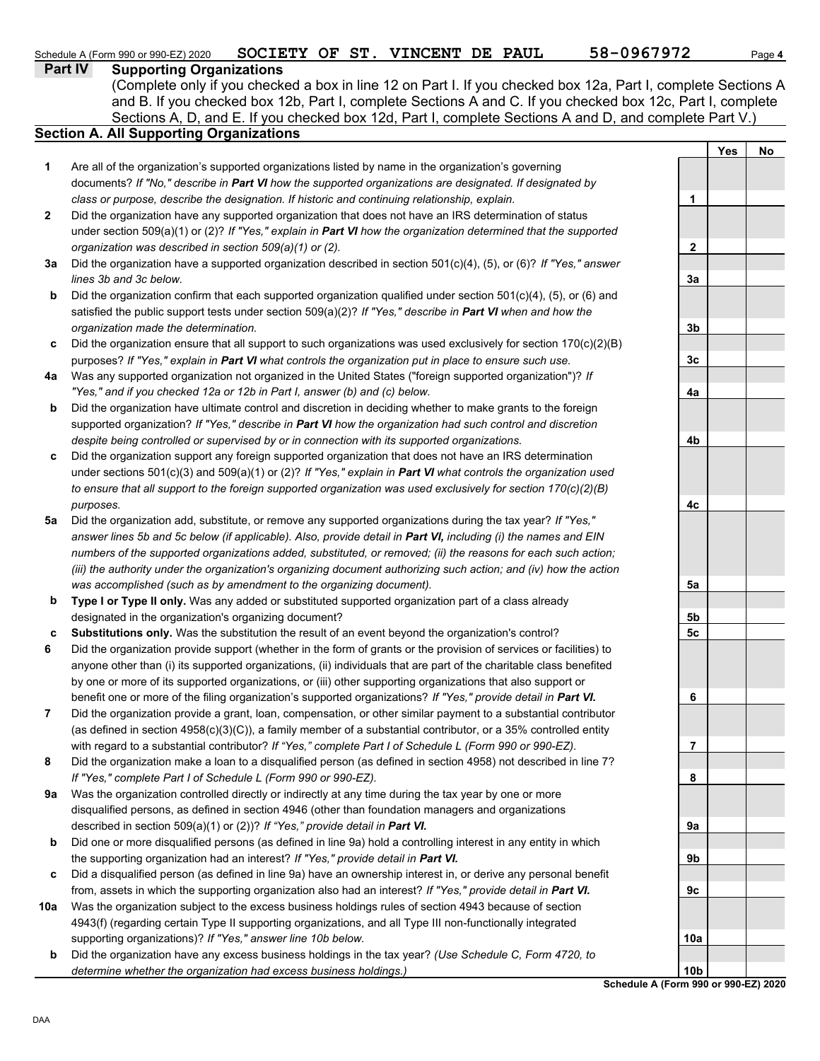Schedule A (Form 990 or 990-EZ) 2020 SOCIETY OF ST. VINCENT DE PAUL 58-0967972

## Part IV Supporting Organizations

(Complete only if you checked a box in line 12 on Part I. If you checked box 12a, Part I, complete Sections A and B. If you checked box 12b, Part I, complete Sections A and C. If you checked box 12c, Part I, complete Sections A, D, and E. If you checked box 12d, Part I, complete Sections A and D, and complete Part V.)

### Section A. All Supporting Organizations

| | | | Yes | No |
|---|---|---|---|---|
| **1** | Are all of the organization's supported organizations listed by name in the organization's governing documents? *If "No," describe in **Part VI** how the supported organizations are designated. If designated by class or purpose, describe the designation. If historic and continuing relationship, explain.* | 1 | | |
| **2** | Did the organization have any supported organization that does not have an IRS determination of status under section 509(a)(1) or (2)? *If "Yes," explain in **Part VI** how the organization determined that the supported organization was described in section 509(a)(1) or (2).* | 2 | | |
| **3a** | Did the organization have a supported organization described in section 501(c)(4), (5), or (6)? *If "Yes," answer lines 3b and 3c below.* | 3a | | |
| **b** | Did the organization confirm that each supported organization qualified under section 501(c)(4), (5), or (6) and satisfied the public support tests under section 509(a)(2)? *If "Yes," describe in **Part VI** when and how the organization made the determination.* | 3b | | |
| **c** | Did the organization ensure that all support to such organizations was used exclusively for section 170(c)(2)(B) purposes? *If "Yes," explain in **Part VI** what controls the organization put in place to ensure such use.* | 3c | | |
| **4a** | Was any supported organization not organized in the United States ("foreign supported organization")? *If "Yes," and if you checked 12a or 12b in Part I, answer (b) and (c) below.* | 4a | | |
| **b** | Did the organization have ultimate control and discretion in deciding whether to make grants to the foreign supported organization? *If "Yes," describe in **Part VI** how the organization had such control and discretion despite being controlled or supervised by or in connection with its supported organizations.* | 4b | | |
| **c** | Did the organization support any foreign supported organization that does not have an IRS determination under sections 501(c)(3) and 509(a)(1) or (2)? *If "Yes," explain in **Part VI** what controls the organization used to ensure that all support to the foreign supported organization was used exclusively for section 170(c)(2)(B) purposes.* | 4c | | |
| **5a** | Did the organization add, substitute, or remove any supported organizations during the tax year? *If "Yes," answer lines 5b and 5c below (if applicable). Also, provide detail in **Part VI,** including (i) the names and EIN numbers of the supported organizations added, substituted, or removed; (ii) the reasons for each such action; (iii) the authority under the organization's organizing document authorizing such action; and (iv) how the action was accomplished (such as by amendment to the organizing document).* | 5a | | |
| **b** | **Type I or Type II only.** Was any added or substituted supported organization part of a class already designated in the organization's organizing document? | 5b | | |
| **c** | **Substitutions only.** Was the substitution the result of an event beyond the organization's control? | 5c | | |
| **6** | Did the organization provide support (whether in the form of grants or the provision of services or facilities) to anyone other than (i) its supported organizations, (ii) individuals that are part of the charitable class benefited by one or more of its supported organizations, or (iii) other supporting organizations that also support or benefit one or more of the filing organization's supported organizations? *If "Yes," provide detail in **Part VI.*** | 6 | | |
| **7** | Did the organization provide a grant, loan, compensation, or other similar payment to a substantial contributor (as defined in section 4958(c)(3)(C)), a family member of a substantial contributor, or a 35% controlled entity with regard to a substantial contributor? *If "Yes," complete Part I of Schedule L (Form 990 or 990-EZ).* | 7 | | |
| **8** | Did the organization make a loan to a disqualified person (as defined in section 4958) not described in line 7? *If "Yes," complete Part I of Schedule L (Form 990 or 990-EZ).* | 8 | | |
| **9a** | Was the organization controlled directly or indirectly at any time during the tax year by one or more disqualified persons, as defined in section 4946 (other than foundation managers and organizations described in section 509(a)(1) or (2))? *If "Yes," provide detail in **Part VI.*** | 9a | | |
| **b** | Did one or more disqualified persons (as defined in line 9a) hold a controlling interest in any entity in which the supporting organization had an interest? *If "Yes," provide detail in **Part VI.*** | 9b | | |
| **c** | Did a disqualified person (as defined in line 9a) have an ownership interest in, or derive any personal benefit from, assets in which the supporting organization also had an interest? *If "Yes," provide detail in **Part VI.*** | 9c | | |
| **10a** | Was the organization subject to the excess business holdings rules of section 4943 because of section 4943(f) (regarding certain Type II supporting organizations, and all Type III non-functionally integrated supporting organizations)? *If "Yes," answer line 10b below.* | 10a | | |
| **b** | Did the organization have any excess business holdings in the tax year? *(Use Schedule C, Form 4720, to determine whether the organization had excess business holdings.)* | 10b | | |

**Schedule A (Form 990 or 990-EZ) 2020**

DAA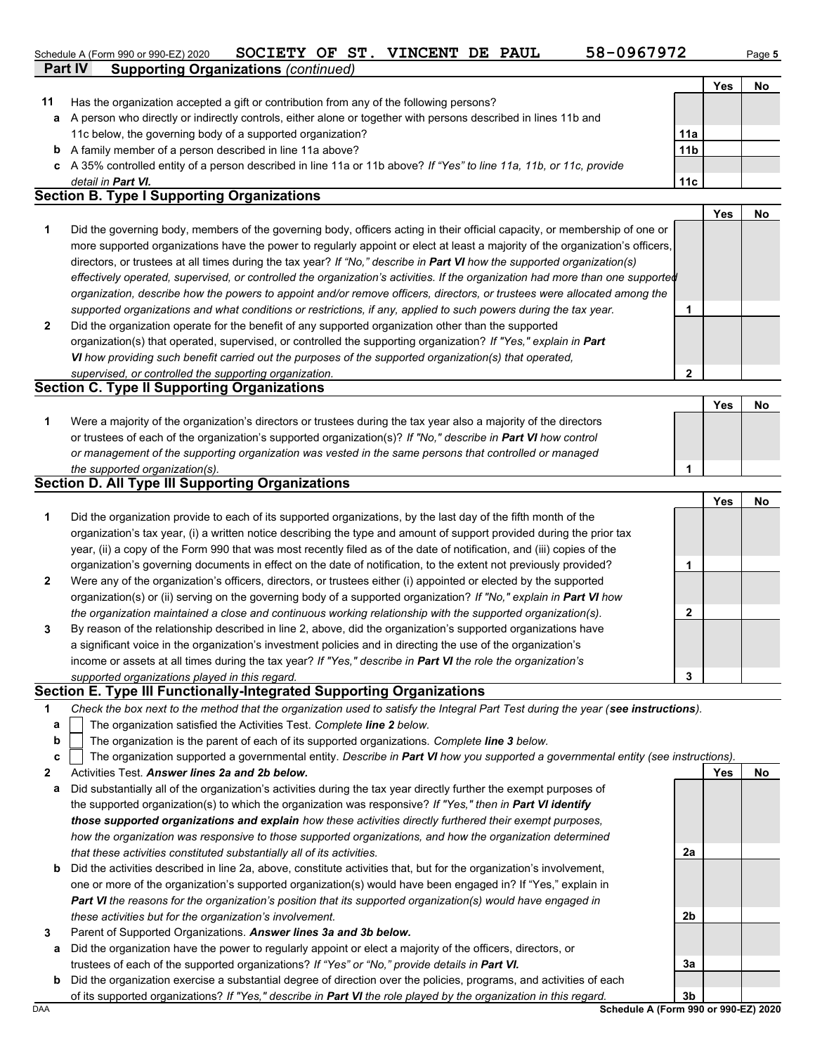Schedule A (Form 990 or 990-EZ) 2020 SOCIETY OF ST. VINCENT DE PAUL 58-0967972

**Part IV Supporting Organizations** *(continued)*

| | | | Yes | No |
|---|---|---|---|---|
| **11** | Has the organization accepted a gift or contribution from any of the following persons? | | | |
| **a** | A person who directly or indirectly controls, either alone or together with persons described in lines 11b and 11c below, the governing body of a supported organization? | 11a | | |
| **b** | A family member of a person described in line 11a above? | 11b | | |
| **c** | A 35% controlled entity of a person described in line 11a or 11b above? *If "Yes" to line 11a, 11b, or 11c, provide detail in* ***Part VI.*** | 11c | | |

## Section B. Type I Supporting Organizations

| | | | Yes | No |
|---|---|---|---|---|
| **1** | Did the governing body, members of the governing body, officers acting in their official capacity, or membership of one or more supported organizations have the power to regularly appoint or elect at least a majority of the organization's officers, directors, or trustees at all times during the tax year? *If "No," describe in* ***Part VI*** *how the supported organization(s) effectively operated, supervised, or controlled the organization's activities. If the organization had more than one supported organization, describe how the powers to appoint and/or remove officers, directors, or trustees were allocated among the supported organizations and what conditions or restrictions, if any, applied to such powers during the tax year.* | 1 | | |
| **2** | Did the organization operate for the benefit of any supported organization other than the supported organization(s) that operated, supervised, or controlled the supporting organization? *If "Yes," explain in* ***Part VI*** *how providing such benefit carried out the purposes of the supported organization(s) that operated, supervised, or controlled the supporting organization.* | 2 | | |

## Section C. Type II Supporting Organizations

| | | | Yes | No |
|---|---|---|---|---|
| **1** | Were a majority of the organization's directors or trustees during the tax year also a majority of the directors or trustees of each of the organization's supported organization(s)? *If "No," describe in* ***Part VI*** *how control or management of the supporting organization was vested in the same persons that controlled or managed the supported organization(s).* | 1 | | |

## Section D. All Type III Supporting Organizations

| | | | Yes | No |
|---|---|---|---|---|
| **1** | Did the organization provide to each of its supported organizations, by the last day of the fifth month of the organization's tax year, (i) a written notice describing the type and amount of support provided during the prior tax year, (ii) a copy of the Form 990 that was most recently filed as of the date of notification, and (iii) copies of the organization's governing documents in effect on the date of notification, to the extent not previously provided? | 1 | | |
| **2** | Were any of the organization's officers, directors, or trustees either (i) appointed or elected by the supported organization(s) or (ii) serving on the governing body of a supported organization? *If "No," explain in* ***Part VI*** *how the organization maintained a close and continuous working relationship with the supported organization(s).* | 2 | | |
| **3** | By reason of the relationship described in line 2, above, did the organization's supported organizations have a significant voice in the organization's investment policies and in directing the use of the organization's income or assets at all times during the tax year? *If "Yes," describe in* ***Part VI*** *the role the organization's supported organizations played in this regard.* | 3 | | |

## Section E. Type III Functionally-Integrated Supporting Organizations

**1** *Check the box next to the method that the organization used to satisfy the Integral Part Test during the year (**see instructions**).*

- **a** ☐ The organization satisfied the Activities Test. *Complete **line 2** below.*
- **b** ☐ The organization is the parent of each of its supported organizations. *Complete **line 3** below.*
- **c** ☐ The organization supported a governmental entity. *Describe in **Part VI** how you supported a governmental entity (see instructions).*

| | | | Yes | No |
|---|---|---|---|---|
| **2** | Activities Test. ***Answer lines 2a and 2b below.*** | | | |
| **a** | Did substantially all of the organization's activities during the tax year directly further the exempt purposes of the supported organization(s) to which the organization was responsive? *If "Yes," then in* ***Part VI identify those supported organizations and explain*** *how these activities directly furthered their exempt purposes, how the organization was responsive to those supported organizations, and how the organization determined that these activities constituted substantially all of its activities.* | 2a | | |
| **b** | Did the activities described in line 2a, above, constitute activities that, but for the organization's involvement, one or more of the organization's supported organization(s) would have been engaged in? If "Yes," explain in ***Part VI*** *the reasons for the organization's position that its supported organization(s) would have engaged in these activities but for the organization's involvement.* | 2b | | |
| **3** | Parent of Supported Organizations. ***Answer lines 3a and 3b below.*** | | | |
| **a** | Did the organization have the power to regularly appoint or elect a majority of the officers, directors, or trustees of each of the supported organizations? *If "Yes" or "No," provide details in* ***Part VI.*** | 3a | | |
| **b** | Did the organization exercise a substantial degree of direction over the policies, programs, and activities of each of its supported organizations? *If "Yes," describe in* ***Part VI*** *the role played by the organization in this regard.* | 3b | | |

DAA **Schedule A (Form 990 or 990-EZ) 2020**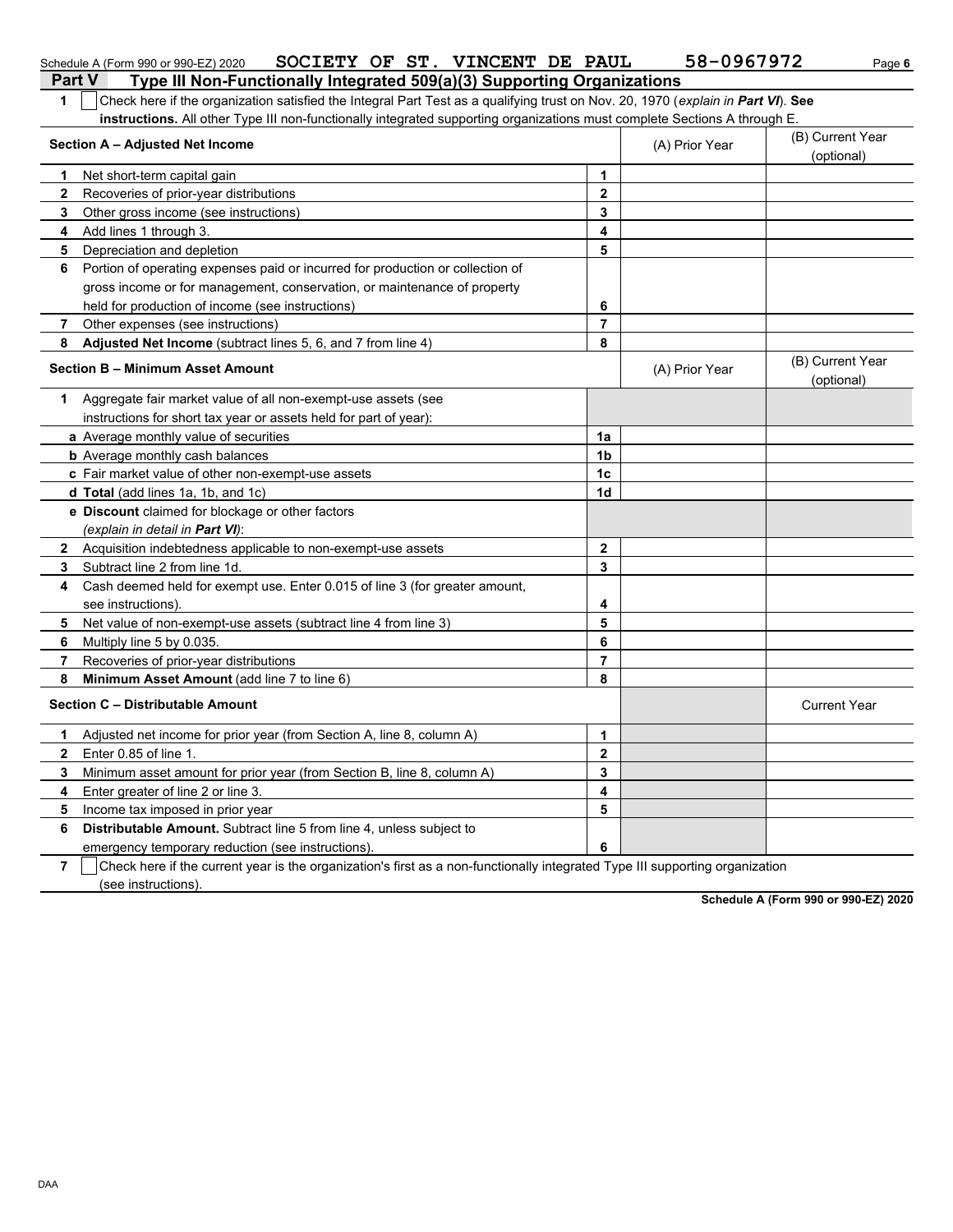Schedule A (Form 990 or 990-EZ) 2020 SOCIETY OF ST. VINCENT DE PAUL 58-0967972

## Part V Type III Non-Functionally Integrated 509(a)(3) Supporting Organizations

**1** ☐ Check here if the organization satisfied the Integral Part Test as a qualifying trust on Nov. 20, 1970 (*explain in **Part VI***). **See instructions.** All other Type III non-functionally integrated supporting organizations must complete Sections A through E.

| Section A – Adjusted Net Income | | (A) Prior Year | (B) Current Year (optional) |
|---|---|---|---|
| **1** Net short-term capital gain | 1 | | |
| **2** Recoveries of prior-year distributions | 2 | | |
| **3** Other gross income (see instructions) | 3 | | |
| **4** Add lines 1 through 3. | 4 | | |
| **5** Depreciation and depletion | 5 | | |
| **6** Portion of operating expenses paid or incurred for production or collection of gross income or for management, conservation, or maintenance of property held for production of income (see instructions) | 6 | | |
| **7** Other expenses (see instructions) | 7 | | |
| **8** **Adjusted Net Income** (subtract lines 5, 6, and 7 from line 4) | 8 | | |

| Section B – Minimum Asset Amount | | (A) Prior Year | (B) Current Year (optional) |
|---|---|---|---|
| **1** Aggregate fair market value of all non-exempt-use assets (see instructions for short tax year or assets held for part of year): | | | |
| **a** Average monthly value of securities | 1a | | |
| **b** Average monthly cash balances | 1b | | |
| **c** Fair market value of other non-exempt-use assets | 1c | | |
| **d** **Total** (add lines 1a, 1b, and 1c) | 1d | | |
| **e** **Discount** claimed for blockage or other factors (*explain in detail in **Part VI***): | | | |
| **2** Acquisition indebtedness applicable to non-exempt-use assets | 2 | | |
| **3** Subtract line 2 from line 1d. | 3 | | |
| **4** Cash deemed held for exempt use. Enter 0.015 of line 3 (for greater amount, see instructions). | 4 | | |
| **5** Net value of non-exempt-use assets (subtract line 4 from line 3) | 5 | | |
| **6** Multiply line 5 by 0.035. | 6 | | |
| **7** Recoveries of prior-year distributions | 7 | | |
| **8** **Minimum Asset Amount** (add line 7 to line 6) | 8 | | |

| Section C – Distributable Amount | | | Current Year |
|---|---|---|---|
| **1** Adjusted net income for prior year (from Section A, line 8, column A) | 1 | | |
| **2** Enter 0.85 of line 1. | 2 | | |
| **3** Minimum asset amount for prior year (from Section B, line 8, column A) | 3 | | |
| **4** Enter greater of line 2 or line 3. | 4 | | |
| **5** Income tax imposed in prior year | 5 | | |
| **6** **Distributable Amount.** Subtract line 5 from line 4, unless subject to emergency temporary reduction (see instructions). | 6 | | |

**7** ☐ Check here if the current year is the organization's first as a non-functionally integrated Type III supporting organization (see instructions).

**Schedule A (Form 990 or 990-EZ) 2020**

DAA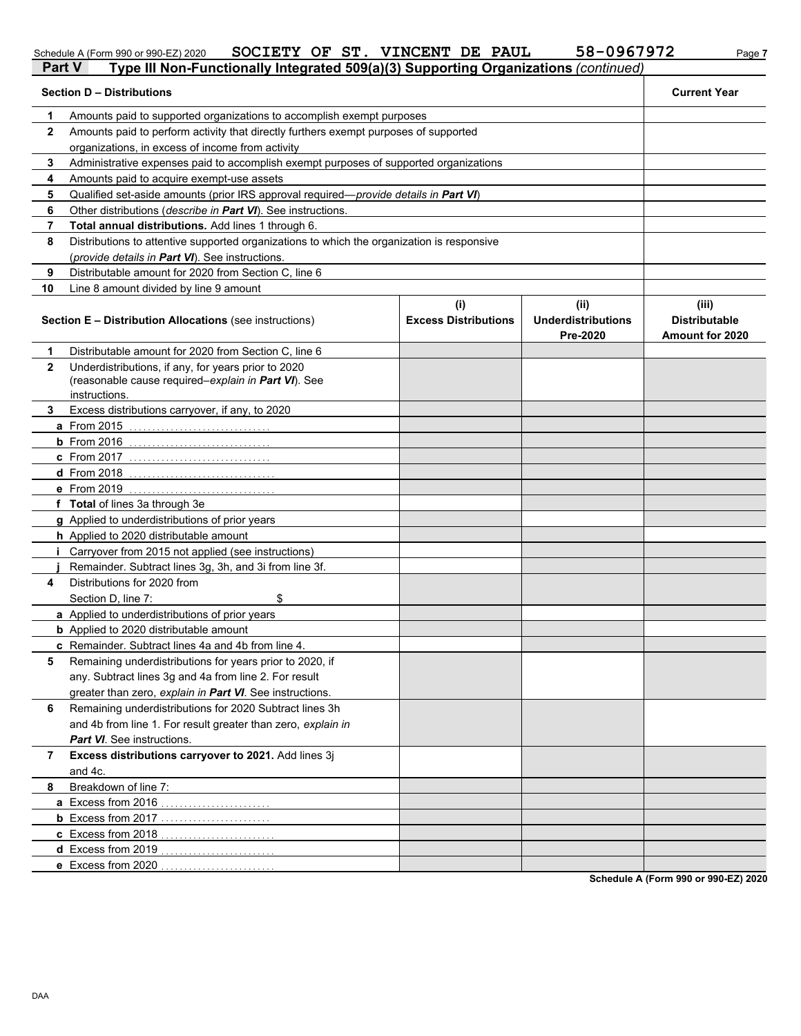Schedule A (Form 990 or 990-EZ) 2020 SOCIETY OF ST. VINCENT DE PAUL 58-0967972

## Part V — Type III Non-Functionally Integrated 509(a)(3) Supporting Organizations *(continued)*

| Section D – Distributions | | Current Year |
|---|---|---|
| 1 | Amounts paid to supported organizations to accomplish exempt purposes | |
| 2 | Amounts paid to perform activity that directly furthers exempt purposes of supported organizations, in excess of income from activity | |
| 3 | Administrative expenses paid to accomplish exempt purposes of supported organizations | |
| 4 | Amounts paid to acquire exempt-use assets | |
| 5 | Qualified set-aside amounts (prior IRS approval required—*provide details in **Part VI***) | |
| 6 | Other distributions (*describe in **Part VI***). See instructions. | |
| 7 | **Total annual distributions.** Add lines 1 through 6. | |
| 8 | Distributions to attentive supported organizations to which the organization is responsive (*provide details in **Part VI***). See instructions. | |
| 9 | Distributable amount for 2020 from Section C, line 6 | |
| 10 | Line 8 amount divided by line 9 amount | |

| Section E – Distribution Allocations (see instructions) | (i) Excess Distributions | (ii) Underdistributions Pre-2020 | (iii) Distributable Amount for 2020 |
|---|---|---|---|
| **1** Distributable amount for 2020 from Section C, line 6 | | | |
| **2** Underdistributions, if any, for years prior to 2020 (reasonable cause required–*explain in **Part VI***). See instructions. | | | |
| **3** Excess distributions carryover, if any, to 2020 | | | |
| **a** From 2015 | | | |
| **b** From 2016 | | | |
| **c** From 2017 | | | |
| **d** From 2018 | | | |
| **e** From 2019 | | | |
| **f** **Total** of lines 3a through 3e | | | |
| **g** Applied to underdistributions of prior years | | | |
| **h** Applied to 2020 distributable amount | | | |
| **i** Carryover from 2015 not applied (see instructions) | | | |
| **j** Remainder. Subtract lines 3g, 3h, and 3i from line 3f. | | | |
| **4** Distributions for 2020 from Section D, line 7: $ | | | |
| **a** Applied to underdistributions of prior years | | | |
| **b** Applied to 2020 distributable amount | | | |
| **c** Remainder. Subtract lines 4a and 4b from line 4. | | | |
| **5** Remaining underdistributions for years prior to 2020, if any. Subtract lines 3g and 4a from line 2. For result greater than zero, *explain in **Part VI***. See instructions. | | | |
| **6** Remaining underdistributions for 2020 Subtract lines 3h and 4b from line 1. For result greater than zero, *explain in **Part VI***. See instructions. | | | |
| **7** **Excess distributions carryover to 2021.** Add lines 3j and 4c. | | | |
| **8** Breakdown of line 7: | | | |
| **a** Excess from 2016 | | | |
| **b** Excess from 2017 | | | |
| **c** Excess from 2018 | | | |
| **d** Excess from 2019 | | | |
| **e** Excess from 2020 | | | |

**Schedule A (Form 990 or 990-EZ) 2020**

DAA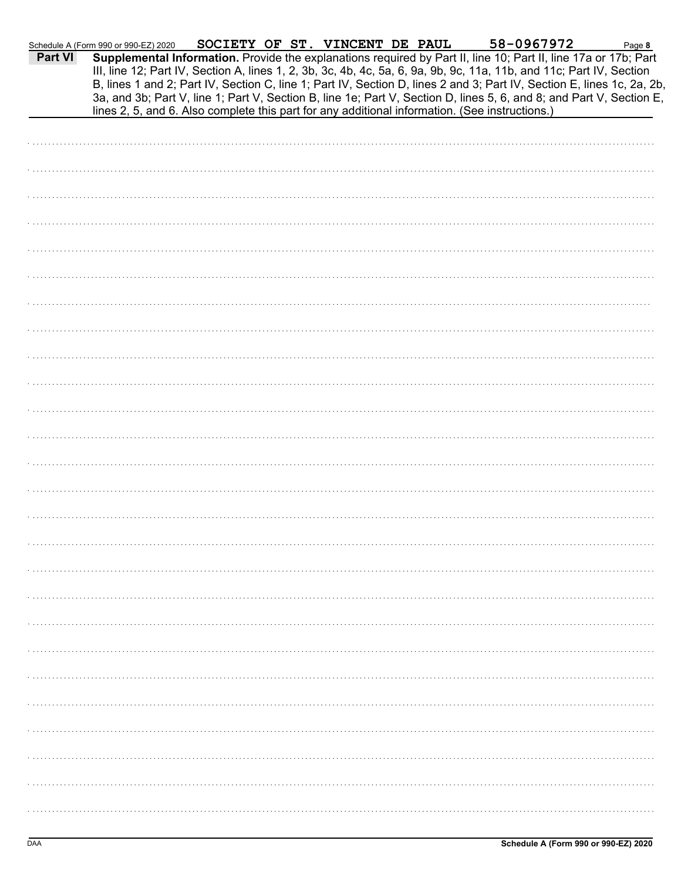Schedule A (Form 990 or 990-EZ) 2020 SOCIETY OF ST. VINCENT DE PAUL 58-0967972

**Part VI** **Supplemental Information.** Provide the explanations required by Part II, line 10; Part II, line 17a or 17b; Part III, line 12; Part IV, Section A, lines 1, 2, 3b, 3c, 4b, 4c, 5a, 6, 9a, 9b, 9c, 11a, 11b, and 11c; Part IV, Section B, lines 1 and 2; Part IV, Section C, line 1; Part IV, Section D, lines 2 and 3; Part IV, Section E, lines 1c, 2a, 2b, 3a, and 3b; Part V, line 1; Part V, Section B, line 1e; Part V, Section D, lines 5, 6, and 8; and Part V, Section E, lines 2, 5, and 6. Also complete this part for any additional information. (See instructions.)

Schedule A (Form 990 or 990-EZ) 2020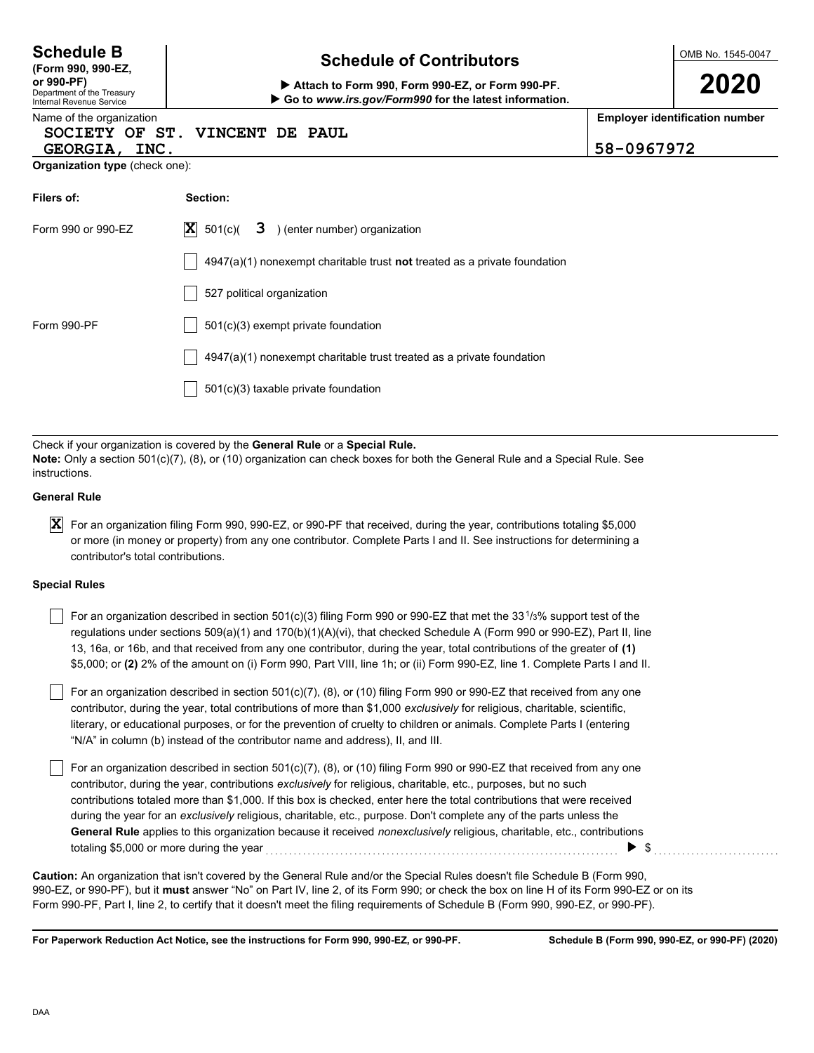**Schedule B**
**(Form 990, 990-EZ, or 990-PF)**
Department of the Treasury
Internal Revenue Service

# Schedule of Contributors

▶ **Attach to Form 990, Form 990-EZ, or Form 990-PF.**
▶ **Go to *www.irs.gov/Form990* for the latest information.**

OMB No. 1545-0047

**2020**

Name of the organization
SOCIETY OF ST. VINCENT DE PAUL
GEORGIA, INC.

**Employer identification number**
58-0967972

**Organization type** (check one):

| **Filers of:** | **Section:** |
|---|---|
| Form 990 or 990-EZ | [X] 501(c)( 3 ) (enter number) organization |
| | [ ] 4947(a)(1) nonexempt charitable trust **not** treated as a private foundation |
| | [ ] 527 political organization |
| Form 990-PF | [ ] 501(c)(3) exempt private foundation |
| | [ ] 4947(a)(1) nonexempt charitable trust treated as a private foundation |
| | [ ] 501(c)(3) taxable private foundation |

Check if your organization is covered by the **General Rule** or a **Special Rule.**
**Note:** Only a section 501(c)(7), (8), or (10) organization can check boxes for both the General Rule and a Special Rule. See instructions.

**General Rule**

[X] For an organization filing Form 990, 990-EZ, or 990-PF that received, during the year, contributions totaling $5,000 or more (in money or property) from any one contributor. Complete Parts I and II. See instructions for determining a contributor's total contributions.

**Special Rules**

[ ] For an organization described in section 501(c)(3) filing Form 990 or 990-EZ that met the 33 1/3% support test of the regulations under sections 509(a)(1) and 170(b)(1)(A)(vi), that checked Schedule A (Form 990 or 990-EZ), Part II, line 13, 16a, or 16b, and that received from any one contributor, during the year, total contributions of the greater of **(1)** $5,000; or **(2)** 2% of the amount on (i) Form 990, Part VIII, line 1h; or (ii) Form 990-EZ, line 1. Complete Parts I and II.

[ ] For an organization described in section 501(c)(7), (8), or (10) filing Form 990 or 990-EZ that received from any one contributor, during the year, total contributions of more than $1,000 *exclusively* for religious, charitable, scientific, literary, or educational purposes, or for the prevention of cruelty to children or animals. Complete Parts I (entering "N/A" in column (b) instead of the contributor name and address), II, and III.

[ ] For an organization described in section 501(c)(7), (8), or (10) filing Form 990 or 990-EZ that received from any one contributor, during the year, contributions *exclusively* for religious, charitable, etc., purposes, but no such contributions totaled more than $1,000. If this box is checked, enter here the total contributions that were received during the year for an *exclusively* religious, charitable, etc., purpose. Don't complete any of the parts unless the **General Rule** applies to this organization because it received *nonexclusively* religious, charitable, etc., contributions totaling $5,000 or more during the year ▶ $

**Caution:** An organization that isn't covered by the General Rule and/or the Special Rules doesn't file Schedule B (Form 990, 990-EZ, or 990-PF), but it **must** answer "No" on Part IV, line 2, of its Form 990; or check the box on line H of its Form 990-EZ or on its Form 990-PF, Part I, line 2, to certify that it doesn't meet the filing requirements of Schedule B (Form 990, 990-EZ, or 990-PF).

**For Paperwork Reduction Act Notice, see the instructions for Form 990, 990-EZ, or 990-PF.** **Schedule B (Form 990, 990-EZ, or 990-PF) (2020)**

DAA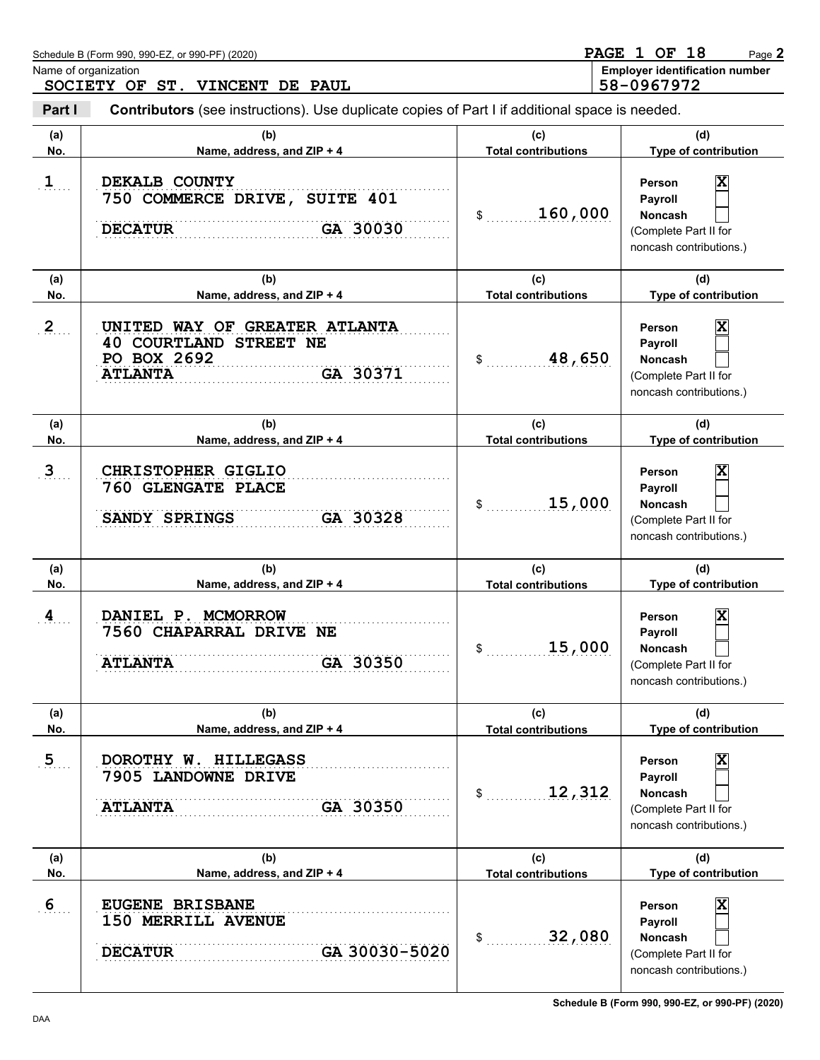Name of organization

**SOCIETY OF ST. VINCENT DE PAUL**

Employer identification number

**58-0967972**

**Part I** **Contributors** (see instructions). Use duplicate copies of Part I if additional space is needed.

| (a) No. | (b) Name, address, and ZIP + 4 | (c) Total contributions | (d) Type of contribution |
|---|---|---|---|
| 1 | DEKALB COUNTY<br>750 COMMERCE DRIVE, SUITE 401<br>DECATUR GA 30030 | $ 160,000 | Person [X]<br>Payroll [ ]<br>Noncash [ ]<br>(Complete Part II for noncash contributions.) |
| 2 | UNITED WAY OF GREATER ATLANTA<br>40 COURTLAND STREET NE<br>PO BOX 2692<br>ATLANTA GA 30371 | $ 48,650 | Person [X]<br>Payroll [ ]<br>Noncash [ ]<br>(Complete Part II for noncash contributions.) |
| 3 | CHRISTOPHER GIGLIO<br>760 GLENGATE PLACE<br>SANDY SPRINGS GA 30328 | $ 15,000 | Person [X]<br>Payroll [ ]<br>Noncash [ ]<br>(Complete Part II for noncash contributions.) |
| 4 | DANIEL P. MCMORROW<br>7560 CHAPARRAL DRIVE NE<br>ATLANTA GA 30350 | $ 15,000 | Person [X]<br>Payroll [ ]<br>Noncash [ ]<br>(Complete Part II for noncash contributions.) |
| 5 | DOROTHY W. HILLEGASS<br>7905 LANDOWNE DRIVE<br>ATLANTA GA 30350 | $ 12,312 | Person [X]<br>Payroll [ ]<br>Noncash [ ]<br>(Complete Part II for noncash contributions.) |
| 6 | EUGENE BRISBANE<br>150 MERRILL AVENUE<br>DECATUR GA 30030-5020 | $ 32,080 | Person [X]<br>Payroll [ ]<br>Noncash [ ]<br>(Complete Part II for noncash contributions.) |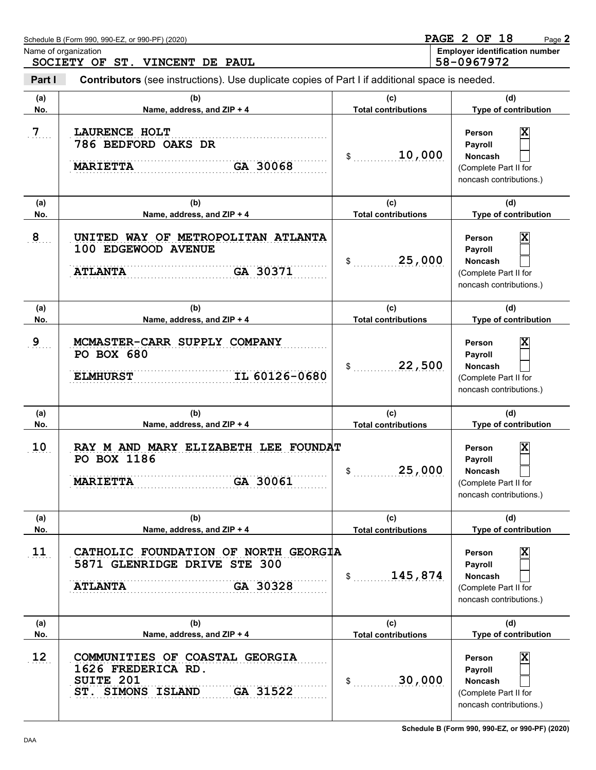Schedule B (Form 990, 990-EZ, or 990-PF) (2020)

Name of organization: SOCIETY OF ST. VINCENT DE PAUL

Employer identification number: 58-0967972

**Part I** — **Contributors** (see instructions). Use duplicate copies of Part I if additional space is needed.

| (a) No. | (b) Name, address, and ZIP + 4 | (c) Total contributions | (d) Type of contribution |
|---|---|---|---|
| 7 | LAURENCE HOLT<br>786 BEDFORD OAKS DR<br>MARIETTA GA 30068 | $ 10,000 | Person [X]<br>Payroll [ ]<br>Noncash [ ]<br>(Complete Part II for noncash contributions.) |
| 8 | UNITED WAY OF METROPOLITAN ATLANTA<br>100 EDGEWOOD AVENUE<br>ATLANTA GA 30371 | $ 25,000 | Person [X]<br>Payroll [ ]<br>Noncash [ ]<br>(Complete Part II for noncash contributions.) |
| 9 | MCMASTER-CARR SUPPLY COMPANY<br>PO BOX 680<br>ELMHURST IL 60126-0680 | $ 22,500 | Person [X]<br>Payroll [ ]<br>Noncash [ ]<br>(Complete Part II for noncash contributions.) |
| 10 | RAY M AND MARY ELIZABETH LEE FOUNDAT<br>PO BOX 1186<br>MARIETTA GA 30061 | $ 25,000 | Person [X]<br>Payroll [ ]<br>Noncash [ ]<br>(Complete Part II for noncash contributions.) |
| 11 | CATHOLIC FOUNDATION OF NORTH GEORGIA<br>5871 GLENRIDGE DRIVE STE 300<br>ATLANTA GA 30328 | $ 145,874 | Person [X]<br>Payroll [ ]<br>Noncash [ ]<br>(Complete Part II for noncash contributions.) |
| 12 | COMMUNITIES OF COASTAL GEORGIA<br>1626 FREDERICA RD.<br>SUITE 201<br>ST. SIMONS ISLAND GA 31522 | $ 30,000 | Person [X]<br>Payroll [ ]<br>Noncash [ ]<br>(Complete Part II for noncash contributions.) |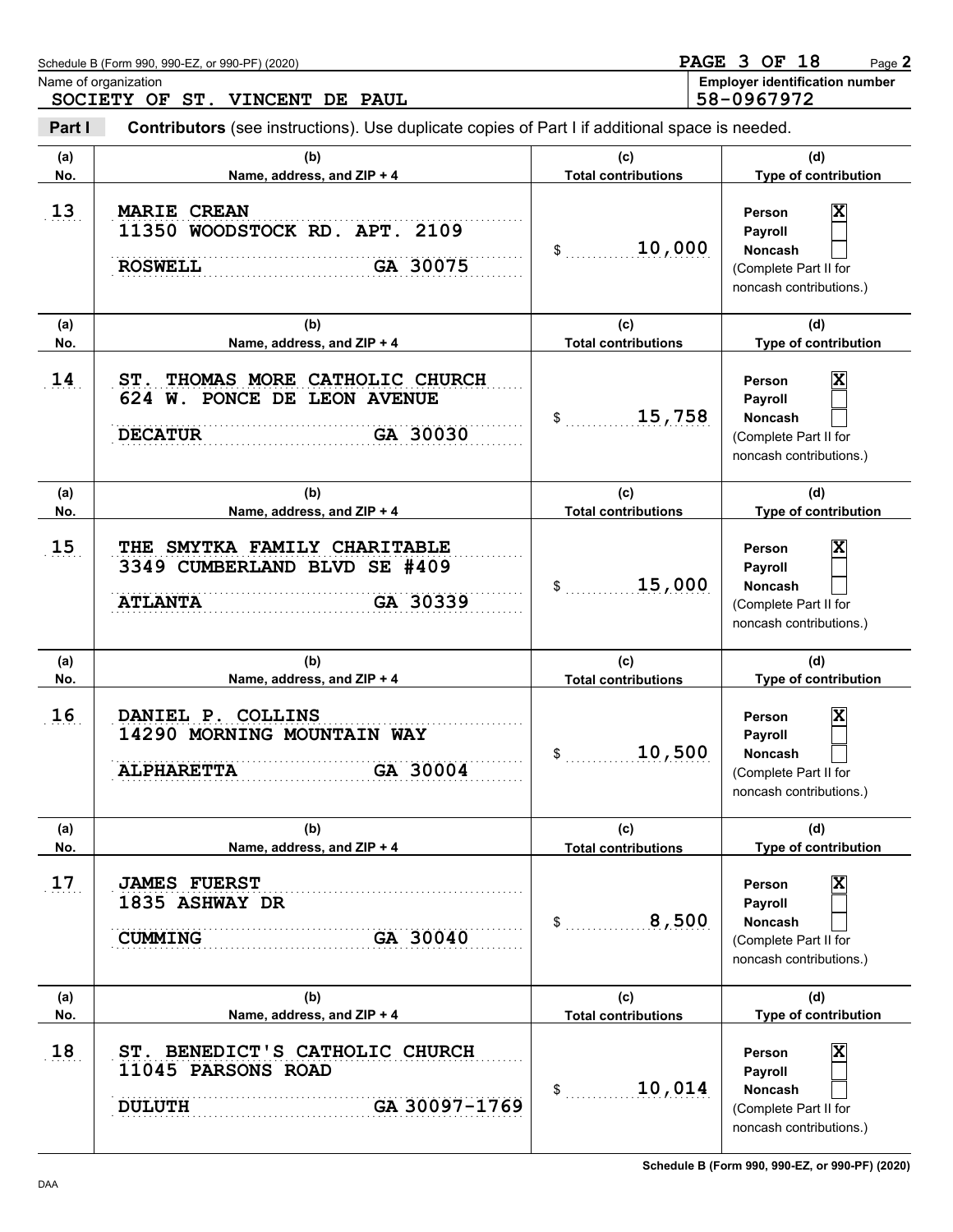Schedule B (Form 990, 990-EZ, or 990-PF) (2020)

Page **2**

Name of organization
SOCIETY OF ST. VINCENT DE PAUL

**Employer identification number**
58-0967972

**Part I** **Contributors** (see instructions). Use duplicate copies of Part I if additional space is needed.

| (a) No. | (b) Name, address, and ZIP + 4 | (c) Total contributions | (d) Type of contribution |
|---|---|---|---|
| 13 | MARIE CREAN<br>11350 WOODSTOCK RD. APT. 2109<br>ROSWELL GA 30075 | $ 10,000 | Person [X]<br>Payroll [ ]<br>Noncash [ ]<br>(Complete Part II for noncash contributions.) |
| 14 | ST. THOMAS MORE CATHOLIC CHURCH<br>624 W. PONCE DE LEON AVENUE<br>DECATUR GA 30030 | $ 15,758 | Person [X]<br>Payroll [ ]<br>Noncash [ ]<br>(Complete Part II for noncash contributions.) |
| 15 | THE SMYTKA FAMILY CHARITABLE<br>3349 CUMBERLAND BLVD SE #409<br>ATLANTA GA 30339 | $ 15,000 | Person [X]<br>Payroll [ ]<br>Noncash [ ]<br>(Complete Part II for noncash contributions.) |
| 16 | DANIEL P. COLLINS<br>14290 MORNING MOUNTAIN WAY<br>ALPHARETTA GA 30004 | $ 10,500 | Person [X]<br>Payroll [ ]<br>Noncash [ ]<br>(Complete Part II for noncash contributions.) |
| 17 | JAMES FUERST<br>1835 ASHWAY DR<br>CUMMING GA 30040 | $ 8,500 | Person [X]<br>Payroll [ ]<br>Noncash [ ]<br>(Complete Part II for noncash contributions.) |
| 18 | ST. BENEDICT'S CATHOLIC CHURCH<br>11045 PARSONS ROAD<br>DULUTH GA 30097-1769 | $ 10,014 | Person [X]<br>Payroll [ ]<br>Noncash [ ]<br>(Complete Part II for noncash contributions.) |

**Schedule B (Form 990, 990-EZ, or 990-PF) (2020)**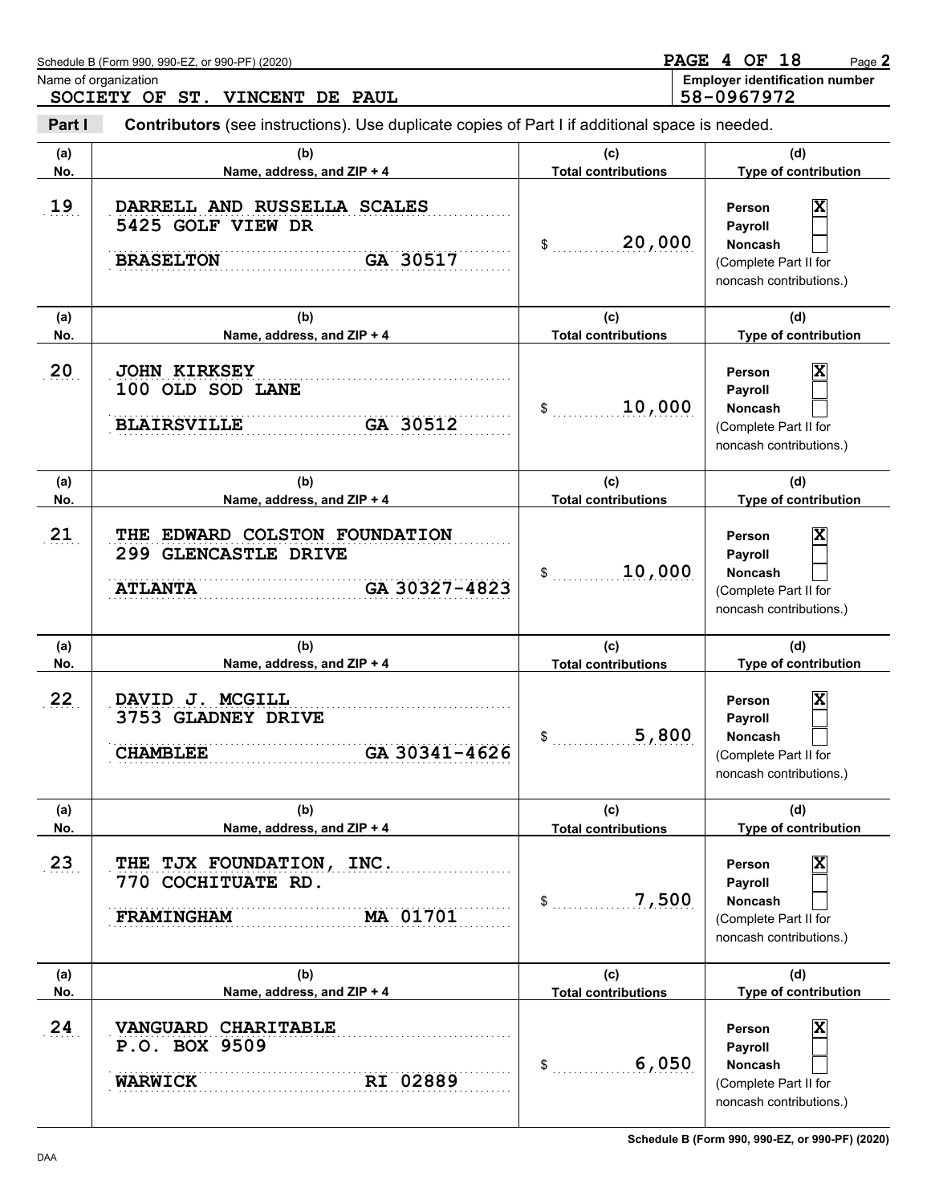Schedule B (Form 990, 990-EZ, or 990-PF) (2020)

Name of organization: SOCIETY OF ST. VINCENT DE PAUL

Employer identification number: 58-0967972

**Part I** **Contributors** (see instructions). Use duplicate copies of Part I if additional space is needed.

| (a) No. | (b) Name, address, and ZIP + 4 | (c) Total contributions | (d) Type of contribution |
|---|---|---|---|
| 19 | DARRELL AND RUSSELLA SCALES<br>5425 GOLF VIEW DR<br>BRASELTON GA 30517 | $ 20,000 | Person [X]<br>Payroll [ ]<br>Noncash [ ]<br>(Complete Part II for noncash contributions.) |
| 20 | JOHN KIRKSEY<br>100 OLD SOD LANE<br>BLAIRSVILLE GA 30512 | $ 10,000 | Person [X]<br>Payroll [ ]<br>Noncash [ ]<br>(Complete Part II for noncash contributions.) |
| 21 | THE EDWARD COLSTON FOUNDATION<br>299 GLENCASTLE DRIVE<br>ATLANTA GA 30327-4823 | $ 10,000 | Person [X]<br>Payroll [ ]<br>Noncash [ ]<br>(Complete Part II for noncash contributions.) |
| 22 | DAVID J. MCGILL<br>3753 GLADNEY DRIVE<br>CHAMBLEE GA 30341-4626 | $ 5,800 | Person [X]<br>Payroll [ ]<br>Noncash [ ]<br>(Complete Part II for noncash contributions.) |
| 23 | THE TJX FOUNDATION, INC.<br>770 COCHITUATE RD.<br>FRAMINGHAM MA 01701 | $ 7,500 | Person [X]<br>Payroll [ ]<br>Noncash [ ]<br>(Complete Part II for noncash contributions.) |
| 24 | VANGUARD CHARITABLE<br>P.O. BOX 9509<br>WARWICK RI 02889 | $ 6,050 | Person [X]<br>Payroll [ ]<br>Noncash [ ]<br>(Complete Part II for noncash contributions.) |

Schedule B (Form 990, 990-EZ, or 990-PF) (2020)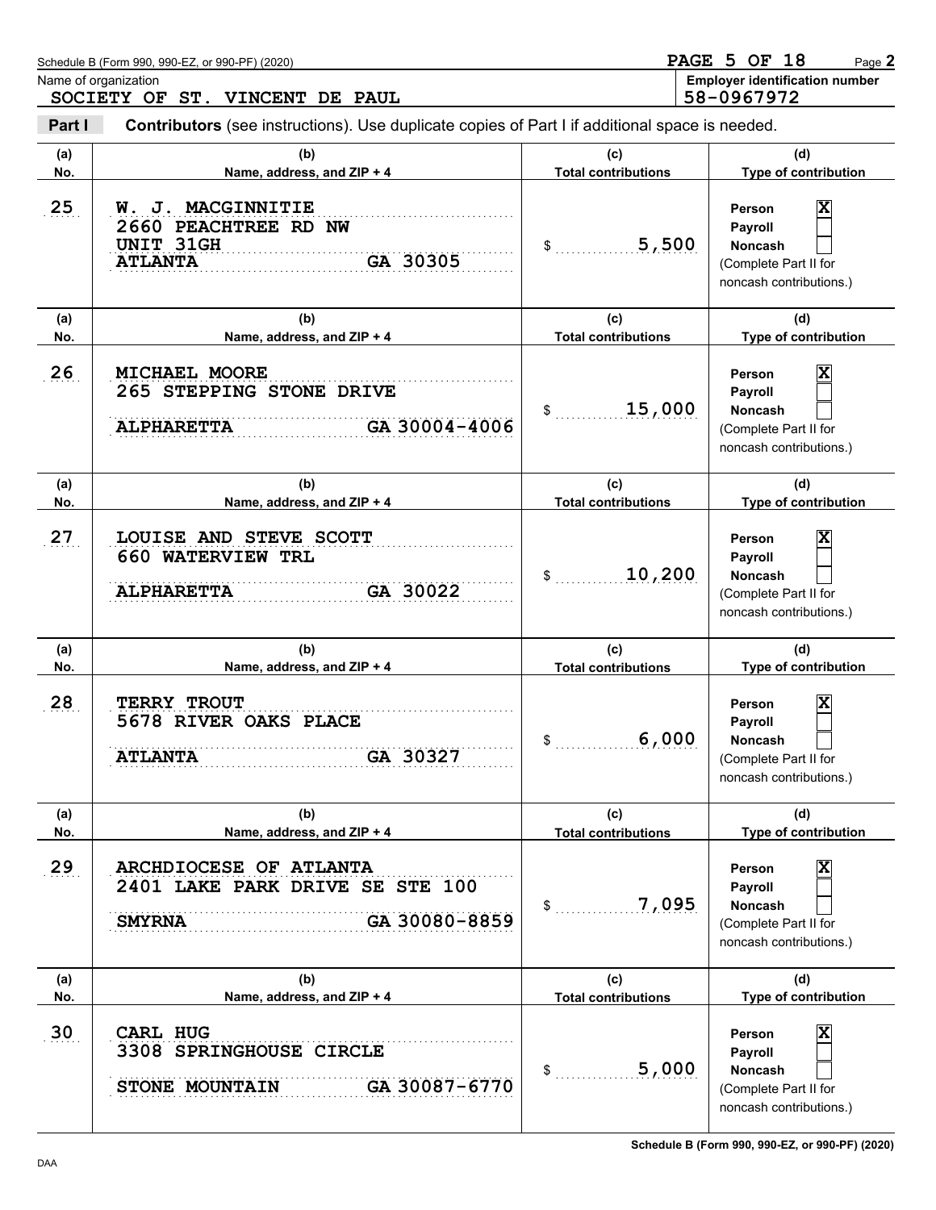Schedule B (Form 990, 990-EZ, or 990-PF) (2020)

Name of organization: SOCIETY OF ST. VINCENT DE PAUL

Employer identification number: 58-0967972

**Part I** **Contributors** (see instructions). Use duplicate copies of Part I if additional space is needed.

| (a) No. | (b) Name, address, and ZIP + 4 | (c) Total contributions | (d) Type of contribution |
|---|---|---|---|
| 25 | W. J. MACGINNITIE<br>2660 PEACHTREE RD NW<br>UNIT 31GH<br>ATLANTA GA 30305 | $ 5,500 | Person [X]<br>Payroll [ ]<br>Noncash [ ]<br>(Complete Part II for noncash contributions.) |
| 26 | MICHAEL MOORE<br>265 STEPPING STONE DRIVE<br>ALPHARETTA GA 30004-4006 | $ 15,000 | Person [X]<br>Payroll [ ]<br>Noncash [ ]<br>(Complete Part II for noncash contributions.) |
| 27 | LOUISE AND STEVE SCOTT<br>660 WATERVIEW TRL<br>ALPHARETTA GA 30022 | $ 10,200 | Person [X]<br>Payroll [ ]<br>Noncash [ ]<br>(Complete Part II for noncash contributions.) |
| 28 | TERRY TROUT<br>5678 RIVER OAKS PLACE<br>ATLANTA GA 30327 | $ 6,000 | Person [X]<br>Payroll [ ]<br>Noncash [ ]<br>(Complete Part II for noncash contributions.) |
| 29 | ARCHDIOCESE OF ATLANTA<br>2401 LAKE PARK DRIVE SE STE 100<br>SMYRNA GA 30080-8859 | $ 7,095 | Person [X]<br>Payroll [ ]<br>Noncash [ ]<br>(Complete Part II for noncash contributions.) |
| 30 | CARL HUG<br>3308 SPRINGHOUSE CIRCLE<br>STONE MOUNTAIN GA 30087-6770 | $ 5,000 | Person [X]<br>Payroll [ ]<br>Noncash [ ]<br>(Complete Part II for noncash contributions.) |

Schedule B (Form 990, 990-EZ, or 990-PF) (2020)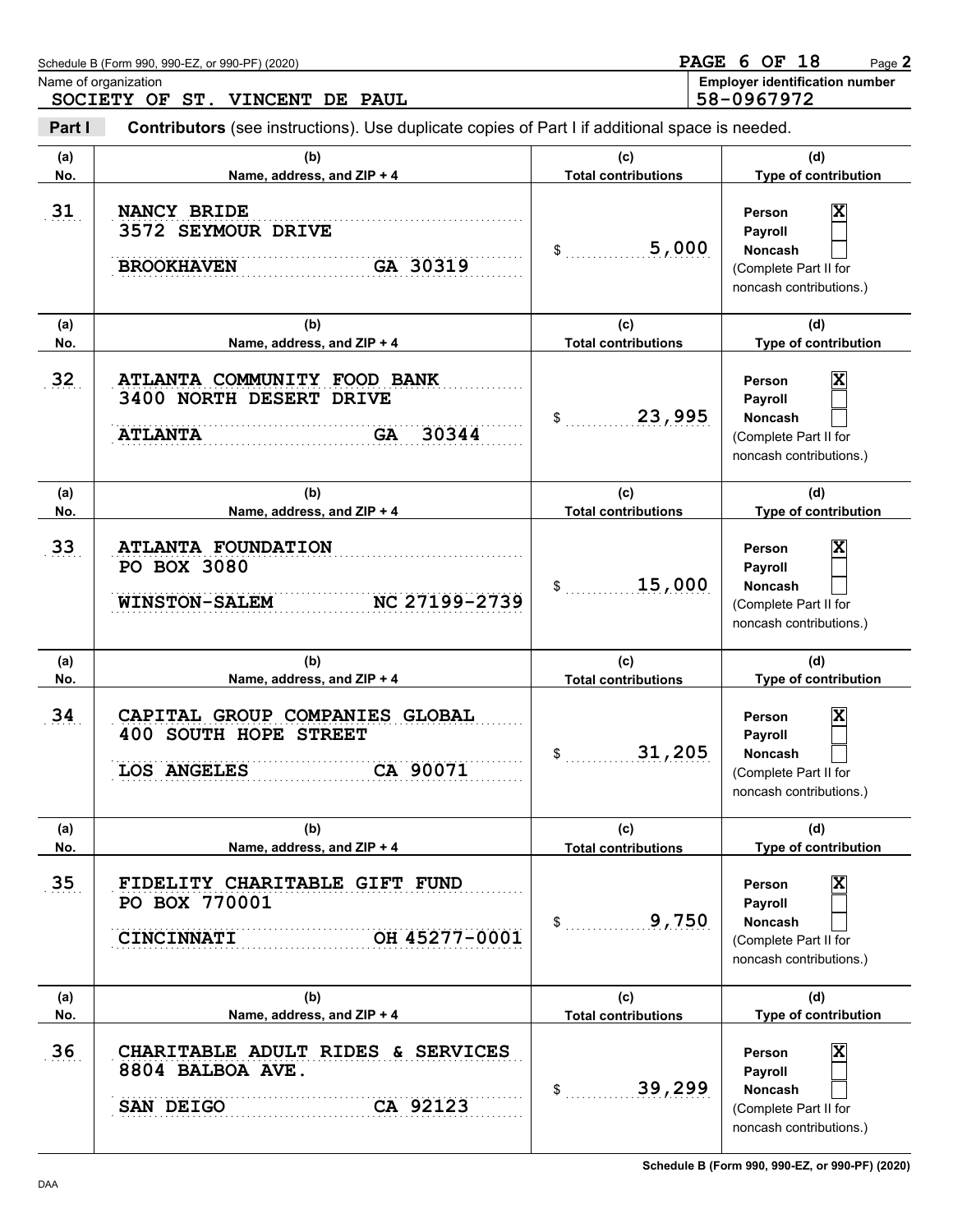Name of organization: SOCIETY OF ST. VINCENT DE PAUL

Employer identification number: 58-0967972

**Part I** **Contributors** (see instructions). Use duplicate copies of Part I if additional space is needed.

| (a) No. | (b) Name, address, and ZIP + 4 | (c) Total contributions | (d) Type of contribution |
|---|---|---|---|
| 31 | NANCY BRIDE<br>3572 SEYMOUR DRIVE<br>BROOKHAVEN GA 30319 | $ 5,000 | Person [X]<br>Payroll [ ]<br>Noncash [ ]<br>(Complete Part II for noncash contributions.) |
| 32 | ATLANTA COMMUNITY FOOD BANK<br>3400 NORTH DESERT DRIVE<br>ATLANTA GA 30344 | $ 23,995 | Person [X]<br>Payroll [ ]<br>Noncash [ ]<br>(Complete Part II for noncash contributions.) |
| 33 | ATLANTA FOUNDATION<br>PO BOX 3080<br>WINSTON-SALEM NC 27199-2739 | $ 15,000 | Person [X]<br>Payroll [ ]<br>Noncash [ ]<br>(Complete Part II for noncash contributions.) |
| 34 | CAPITAL GROUP COMPANIES GLOBAL<br>400 SOUTH HOPE STREET<br>LOS ANGELES CA 90071 | $ 31,205 | Person [X]<br>Payroll [ ]<br>Noncash [ ]<br>(Complete Part II for noncash contributions.) |
| 35 | FIDELITY CHARITABLE GIFT FUND<br>PO BOX 770001<br>CINCINNATI OH 45277-0001 | $ 9,750 | Person [X]<br>Payroll [ ]<br>Noncash [ ]<br>(Complete Part II for noncash contributions.) |
| 36 | CHARITABLE ADULT RIDES & SERVICES<br>8804 BALBOA AVE.<br>SAN DEIGO CA 92123 | $ 39,299 | Person [X]<br>Payroll [ ]<br>Noncash [ ]<br>(Complete Part II for noncash contributions.) |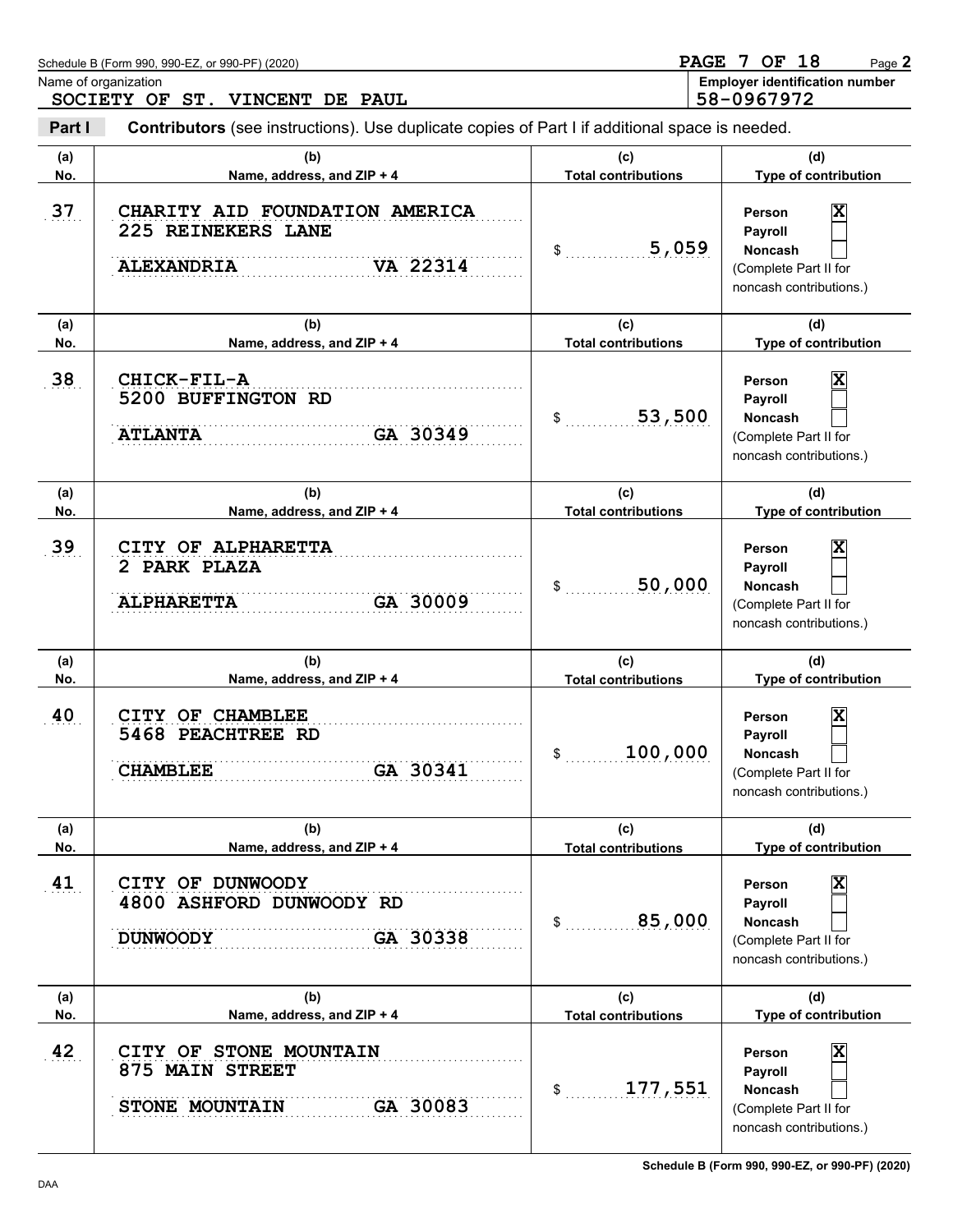Schedule B (Form 990, 990-EZ, or 990-PF) (2020)

Name of organization: SOCIETY OF ST. VINCENT DE PAUL

Employer identification number: 58-0967972

**Part I** **Contributors** (see instructions). Use duplicate copies of Part I if additional space is needed.

| (a) No. | (b) Name, address, and ZIP + 4 | (c) Total contributions | (d) Type of contribution |
|---|---|---|---|
| 37 | CHARITY AID FOUNDATION AMERICA<br>225 REINEKERS LANE<br>ALEXANDRIA VA 22314 | $ 5,059 | Person [X]<br>Payroll [ ]<br>Noncash [ ]<br>(Complete Part II for noncash contributions.) |
| 38 | CHICK-FIL-A<br>5200 BUFFINGTON RD<br>ATLANTA GA 30349 | $ 53,500 | Person [X]<br>Payroll [ ]<br>Noncash [ ]<br>(Complete Part II for noncash contributions.) |
| 39 | CITY OF ALPHARETTA<br>2 PARK PLAZA<br>ALPHARETTA GA 30009 | $ 50,000 | Person [X]<br>Payroll [ ]<br>Noncash [ ]<br>(Complete Part II for noncash contributions.) |
| 40 | CITY OF CHAMBLEE<br>5468 PEACHTREE RD<br>CHAMBLEE GA 30341 | $ 100,000 | Person [X]<br>Payroll [ ]<br>Noncash [ ]<br>(Complete Part II for noncash contributions.) |
| 41 | CITY OF DUNWOODY<br>4800 ASHFORD DUNWOODY RD<br>DUNWOODY GA 30338 | $ 85,000 | Person [X]<br>Payroll [ ]<br>Noncash [ ]<br>(Complete Part II for noncash contributions.) |
| 42 | CITY OF STONE MOUNTAIN<br>875 MAIN STREET<br>STONE MOUNTAIN GA 30083 | $ 177,551 | Person [X]<br>Payroll [ ]<br>Noncash [ ]<br>(Complete Part II for noncash contributions.) |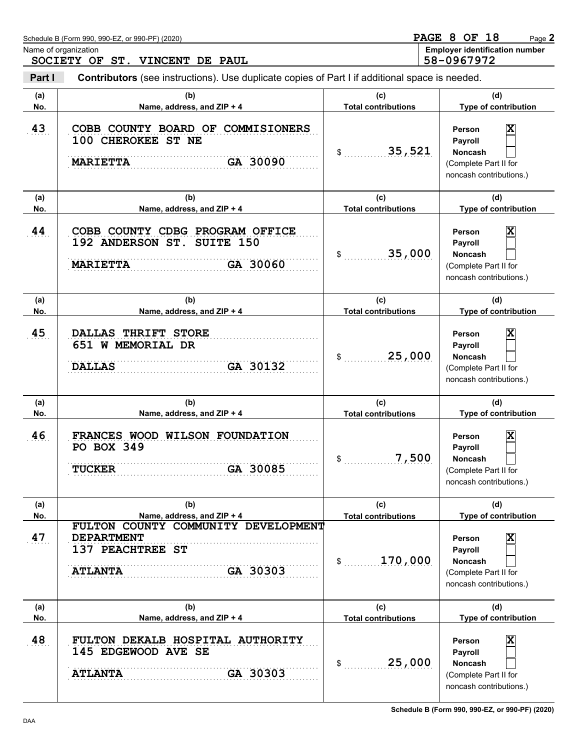Schedule B (Form 990, 990-EZ, or 990-PF) (2020)

Name of organization: SOCIETY OF ST. VINCENT DE PAUL

Employer identification number: 58-0967972

**Part I** **Contributors** (see instructions). Use duplicate copies of Part I if additional space is needed.

| (a) No. | (b) Name, address, and ZIP + 4 | (c) Total contributions | (d) Type of contribution |
|---|---|---|---|
| 43 | COBB COUNTY BOARD OF COMMISIONERS<br>100 CHEROKEE ST NE<br>MARIETTA GA 30090 | $ 35,521 | Person [X]<br>Payroll [ ]<br>Noncash [ ]<br>(Complete Part II for noncash contributions.) |
| 44 | COBB COUNTY CDBG PROGRAM OFFICE<br>192 ANDERSON ST. SUITE 150<br>MARIETTA GA 30060 | $ 35,000 | Person [X]<br>Payroll [ ]<br>Noncash [ ]<br>(Complete Part II for noncash contributions.) |
| 45 | DALLAS THRIFT STORE<br>651 W MEMORIAL DR<br>DALLAS GA 30132 | $ 25,000 | Person [X]<br>Payroll [ ]<br>Noncash [ ]<br>(Complete Part II for noncash contributions.) |
| 46 | FRANCES WOOD WILSON FOUNDATION<br>PO BOX 349<br>TUCKER GA 30085 | $ 7,500 | Person [X]<br>Payroll [ ]<br>Noncash [ ]<br>(Complete Part II for noncash contributions.) |
| 47 | FULTON COUNTY COMMUNITY DEVELOPMENT DEPARTMENT<br>137 PEACHTREE ST<br>ATLANTA GA 30303 | $ 170,000 | Person [X]<br>Payroll [ ]<br>Noncash [ ]<br>(Complete Part II for noncash contributions.) |
| 48 | FULTON DEKALB HOSPITAL AUTHORITY<br>145 EDGEWOOD AVE SE<br>ATLANTA GA 30303 | $ 25,000 | Person [X]<br>Payroll [ ]<br>Noncash [ ]<br>(Complete Part II for noncash contributions.) |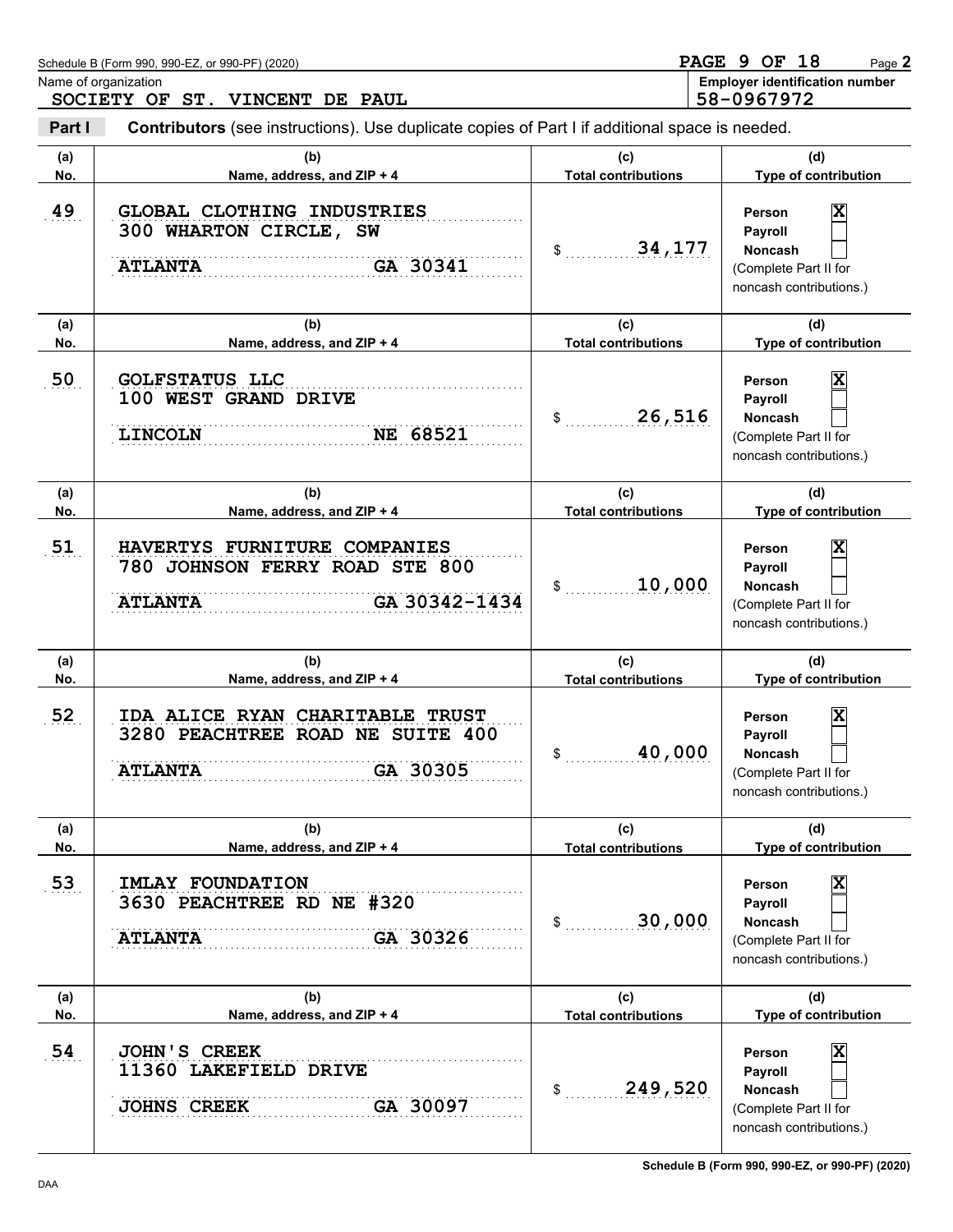Schedule B (Form 990, 990-EZ, or 990-PF) (2020)

Name of organization
SOCIETY OF ST. VINCENT DE PAUL

Employer identification number
58-0967972

**Part I** **Contributors** (see instructions). Use duplicate copies of Part I if additional space is needed.

| (a) No. | (b) Name, address, and ZIP + 4 | (c) Total contributions | (d) Type of contribution |
|---|---|---|---|
| 49 | GLOBAL CLOTHING INDUSTRIES<br>300 WHARTON CIRCLE, SW<br>ATLANTA GA 30341 | $ 34,177 | Person [X]<br>Payroll [ ]<br>Noncash [ ]<br>(Complete Part II for noncash contributions.) |
| 50 | GOLFSTATUS LLC<br>100 WEST GRAND DRIVE<br>LINCOLN NE 68521 | $ 26,516 | Person [X]<br>Payroll [ ]<br>Noncash [ ]<br>(Complete Part II for noncash contributions.) |
| 51 | HAVERTYS FURNITURE COMPANIES<br>780 JOHNSON FERRY ROAD STE 800<br>ATLANTA GA 30342-1434 | $ 10,000 | Person [X]<br>Payroll [ ]<br>Noncash [ ]<br>(Complete Part II for noncash contributions.) |
| 52 | IDA ALICE RYAN CHARITABLE TRUST<br>3280 PEACHTREE ROAD NE SUITE 400<br>ATLANTA GA 30305 | $ 40,000 | Person [X]<br>Payroll [ ]<br>Noncash [ ]<br>(Complete Part II for noncash contributions.) |
| 53 | IMLAY FOUNDATION<br>3630 PEACHTREE RD NE #320<br>ATLANTA GA 30326 | $ 30,000 | Person [X]<br>Payroll [ ]<br>Noncash [ ]<br>(Complete Part II for noncash contributions.) |
| 54 | JOHN'S CREEK<br>11360 LAKEFIELD DRIVE<br>JOHNS CREEK GA 30097 | $ 249,520 | Person [X]<br>Payroll [ ]<br>Noncash [ ]<br>(Complete Part II for noncash contributions.) |

Schedule B (Form 990, 990-EZ, or 990-PF) (2020)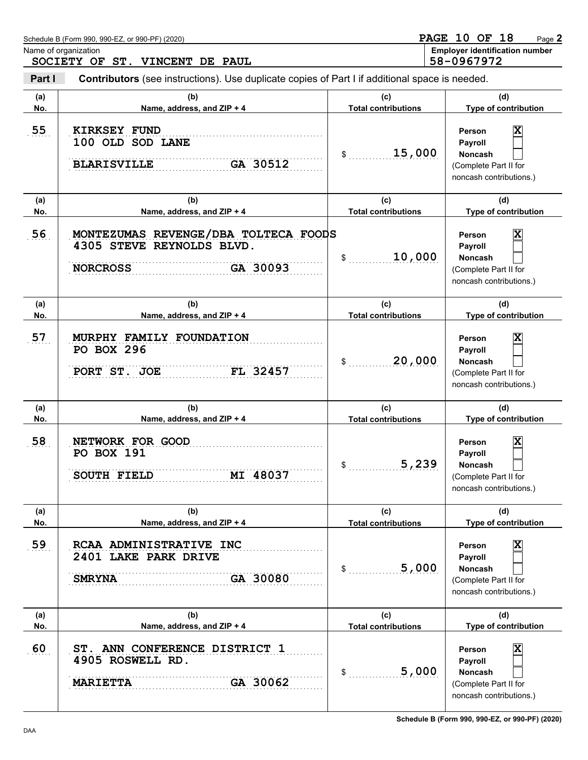Schedule B (Form 990, 990-EZ, or 990-PF) (2020)

Name of organization: SOCIETY OF ST. VINCENT DE PAUL

Employer identification number: 58-0967972

**Part I** **Contributors** (see instructions). Use duplicate copies of Part I if additional space is needed.

| (a) No. | (b) Name, address, and ZIP + 4 | (c) Total contributions | (d) Type of contribution |
|---|---|---|---|
| 55 | KIRKSEY FUND<br>100 OLD SOD LANE<br>BLARISVILLE GA 30512 | $ 15,000 | Person [X]<br>Payroll [ ]<br>Noncash [ ]<br>(Complete Part II for noncash contributions.) |
| 56 | MONTEZUMAS REVENGE/DBA TOLTECA FOODS<br>4305 STEVE REYNOLDS BLVD.<br>NORCROSS GA 30093 | $ 10,000 | Person [X]<br>Payroll [ ]<br>Noncash [ ]<br>(Complete Part II for noncash contributions.) |
| 57 | MURPHY FAMILY FOUNDATION<br>PO BOX 296<br>PORT ST. JOE FL 32457 | $ 20,000 | Person [X]<br>Payroll [ ]<br>Noncash [ ]<br>(Complete Part II for noncash contributions.) |
| 58 | NETWORK FOR GOOD<br>PO BOX 191<br>SOUTH FIELD MI 48037 | $ 5,239 | Person [X]<br>Payroll [ ]<br>Noncash [ ]<br>(Complete Part II for noncash contributions.) |
| 59 | RCAA ADMINISTRATIVE INC<br>2401 LAKE PARK DRIVE<br>SMRYNA GA 30080 | $ 5,000 | Person [X]<br>Payroll [ ]<br>Noncash [ ]<br>(Complete Part II for noncash contributions.) |
| 60 | ST. ANN CONFERENCE DISTRICT 1<br>4905 ROSWELL RD.<br>MARIETTA GA 30062 | $ 5,000 | Person [X]<br>Payroll [ ]<br>Noncash [ ]<br>(Complete Part II for noncash contributions.) |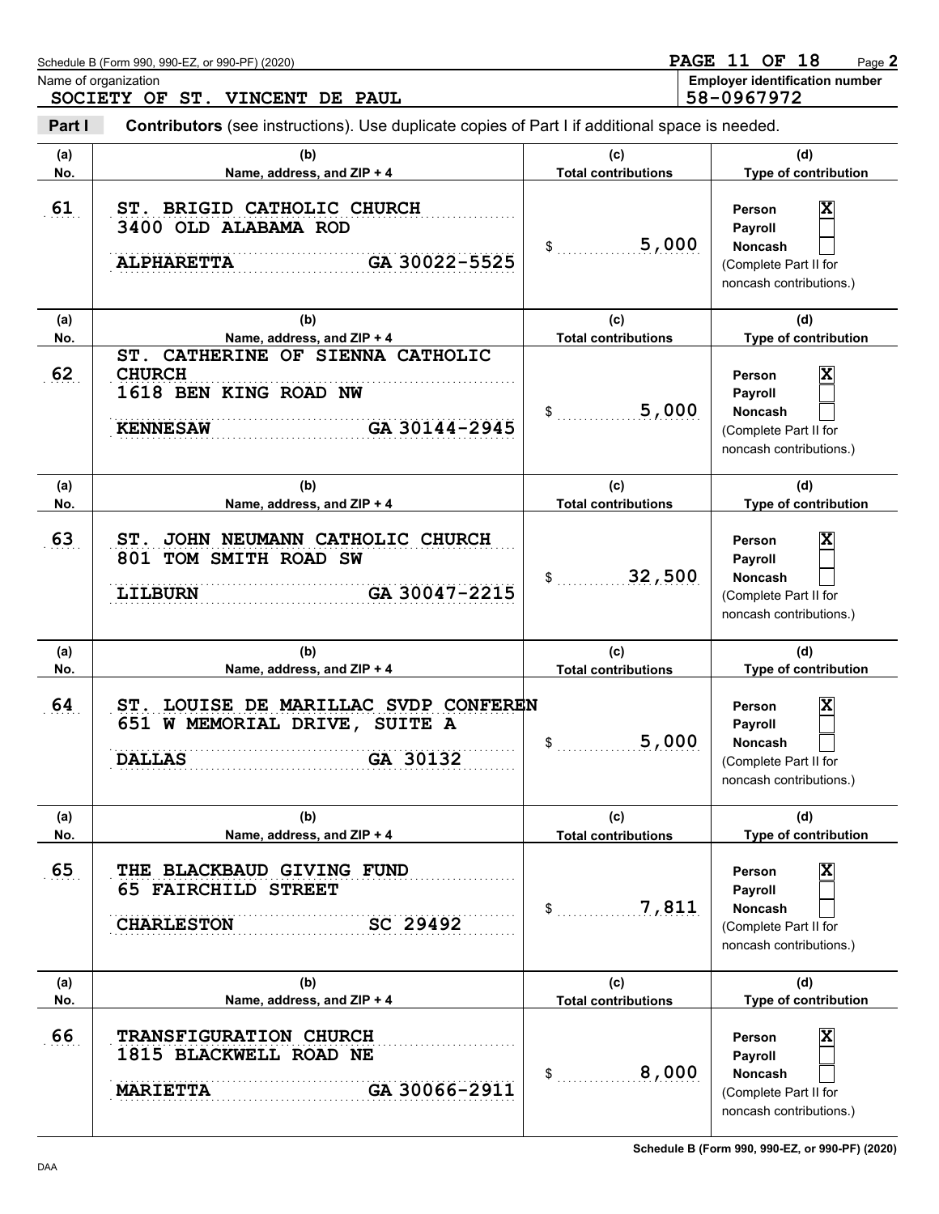Schedule B (Form 990, 990-EZ, or 990-PF) (2020) Page **2**

Name of organization: SOCIETY OF ST. VINCENT DE PAUL

**Employer identification number:** 58-0967972

**Part I** **Contributors** (see instructions). Use duplicate copies of Part I if additional space is needed.

| (a) No. | (b) Name, address, and ZIP + 4 | (c) Total contributions | (d) Type of contribution |
|---|---|---|---|
| 61 | ST. BRIGID CATHOLIC CHURCH<br>3400 OLD ALABAMA ROD<br>ALPHARETTA GA 30022-5525 | $ 5,000 | Person [X]<br>Payroll [ ]<br>Noncash [ ]<br>(Complete Part II for noncash contributions.) |
| 62 | ST. CATHERINE OF SIENNA CATHOLIC CHURCH<br>1618 BEN KING ROAD NW<br>KENNESAW GA 30144-2945 | $ 5,000 | Person [X]<br>Payroll [ ]<br>Noncash [ ]<br>(Complete Part II for noncash contributions.) |
| 63 | ST. JOHN NEUMANN CATHOLIC CHURCH<br>801 TOM SMITH ROAD SW<br>LILBURN GA 30047-2215 | $ 32,500 | Person [X]<br>Payroll [ ]<br>Noncash [ ]<br>(Complete Part II for noncash contributions.) |
| 64 | ST. LOUISE DE MARILLAC SVDP CONFEREN<br>651 W MEMORIAL DRIVE, SUITE A<br>DALLAS GA 30132 | $ 5,000 | Person [X]<br>Payroll [ ]<br>Noncash [ ]<br>(Complete Part II for noncash contributions.) |
| 65 | THE BLACKBAUD GIVING FUND<br>65 FAIRCHILD STREET<br>CHARLESTON SC 29492 | $ 7,811 | Person [X]<br>Payroll [ ]<br>Noncash [ ]<br>(Complete Part II for noncash contributions.) |
| 66 | TRANSFIGURATION CHURCH<br>1815 BLACKWELL ROAD NE<br>MARIETTA GA 30066-2911 | $ 8,000 | Person [X]<br>Payroll [ ]<br>Noncash [ ]<br>(Complete Part II for noncash contributions.) |

**Schedule B (Form 990, 990-EZ, or 990-PF) (2020)**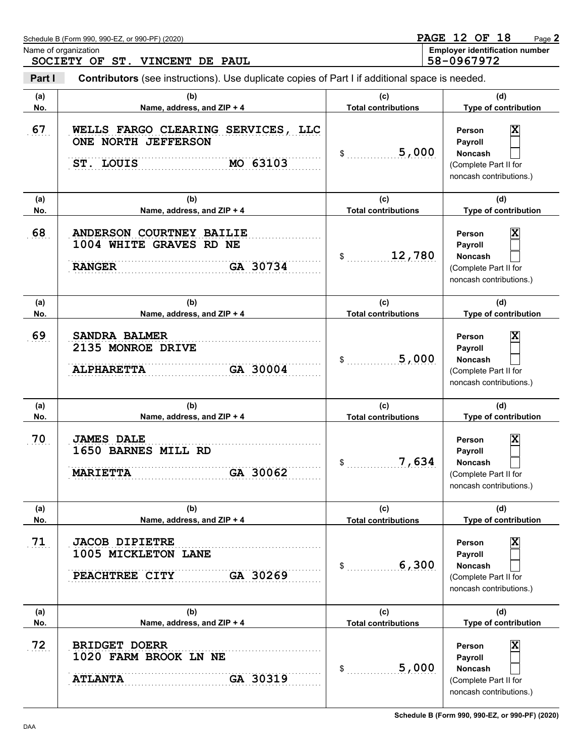Schedule B (Form 990, 990-EZ, or 990-PF) (2020)

Name of organization: SOCIETY OF ST. VINCENT DE PAUL

Employer identification number: 58-0967972

**Part I** **Contributors** (see instructions). Use duplicate copies of Part I if additional space is needed.

| (a) No. | (b) Name, address, and ZIP + 4 | (c) Total contributions | (d) Type of contribution |
|---|---|---|---|
| 67 | WELLS FARGO CLEARING SERVICES, LLC<br>ONE NORTH JEFFERSON<br>ST. LOUIS MO 63103 | $ 5,000 | Person [X]<br>Payroll [ ]<br>Noncash [ ]<br>(Complete Part II for noncash contributions.) |
| 68 | ANDERSON COURTNEY BAILIE<br>1004 WHITE GRAVES RD NE<br>RANGER GA 30734 | $ 12,780 | Person [X]<br>Payroll [ ]<br>Noncash [ ]<br>(Complete Part II for noncash contributions.) |
| 69 | SANDRA BALMER<br>2135 MONROE DRIVE<br>ALPHARETTA GA 30004 | $ 5,000 | Person [X]<br>Payroll [ ]<br>Noncash [ ]<br>(Complete Part II for noncash contributions.) |
| 70 | JAMES DALE<br>1650 BARNES MILL RD<br>MARIETTA GA 30062 | $ 7,634 | Person [X]<br>Payroll [ ]<br>Noncash [ ]<br>(Complete Part II for noncash contributions.) |
| 71 | JACOB DIPIETRE<br>1005 MICKLETON LANE<br>PEACHTREE CITY GA 30269 | $ 6,300 | Person [X]<br>Payroll [ ]<br>Noncash [ ]<br>(Complete Part II for noncash contributions.) |
| 72 | BRIDGET DOERR<br>1020 FARM BROOK LN NE<br>ATLANTA GA 30319 | $ 5,000 | Person [X]<br>Payroll [ ]<br>Noncash [ ]<br>(Complete Part II for noncash contributions.) |

Schedule B (Form 990, 990-EZ, or 990-PF) (2020)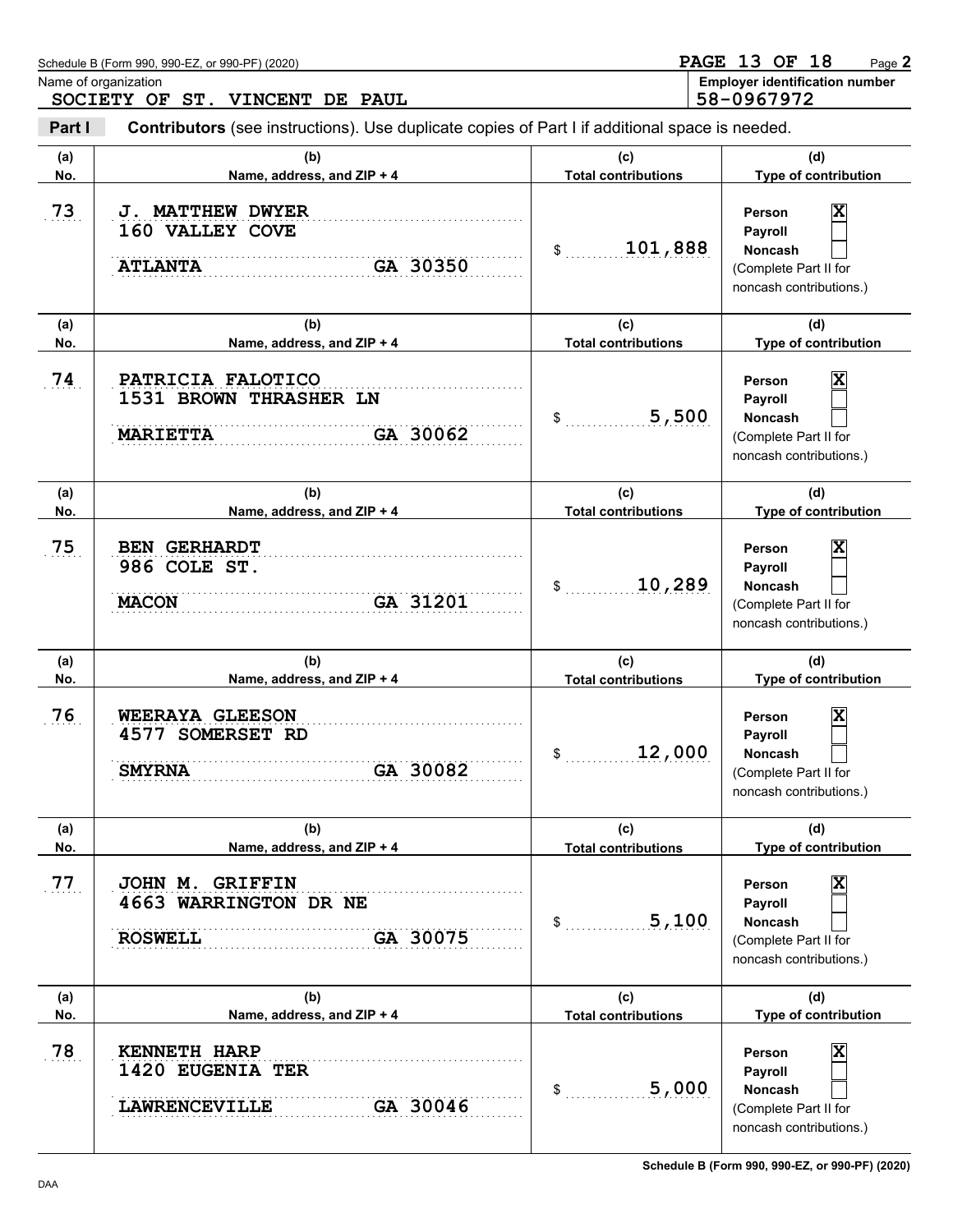Schedule B (Form 990, 990-EZ, or 990-PF) (2020)

Name of organization: SOCIETY OF ST. VINCENT DE PAUL

Employer identification number: 58-0967972

**Part I** **Contributors** (see instructions). Use duplicate copies of Part I if additional space is needed.

| (a) No. | (b) Name, address, and ZIP + 4 | (c) Total contributions | (d) Type of contribution |
|---|---|---|---|
| 73 | J. MATTHEW DWYER<br>160 VALLEY COVE<br>ATLANTA GA 30350 | $ 101,888 | Person [X]<br>Payroll [ ]<br>Noncash [ ]<br>(Complete Part II for noncash contributions.) |
| 74 | PATRICIA FALOTICO<br>1531 BROWN THRASHER LN<br>MARIETTA GA 30062 | $ 5,500 | Person [X]<br>Payroll [ ]<br>Noncash [ ]<br>(Complete Part II for noncash contributions.) |
| 75 | BEN GERHARDT<br>986 COLE ST.<br>MACON GA 31201 | $ 10,289 | Person [X]<br>Payroll [ ]<br>Noncash [ ]<br>(Complete Part II for noncash contributions.) |
| 76 | WEERAYA GLEESON<br>4577 SOMERSET RD<br>SMYRNA GA 30082 | $ 12,000 | Person [X]<br>Payroll [ ]<br>Noncash [ ]<br>(Complete Part II for noncash contributions.) |
| 77 | JOHN M. GRIFFIN<br>4663 WARRINGTON DR NE<br>ROSWELL GA 30075 | $ 5,100 | Person [X]<br>Payroll [ ]<br>Noncash [ ]<br>(Complete Part II for noncash contributions.) |
| 78 | KENNETH HARP<br>1420 EUGENIA TER<br>LAWRENCEVILLE GA 30046 | $ 5,000 | Person [X]<br>Payroll [ ]<br>Noncash [ ]<br>(Complete Part II for noncash contributions.) |

Schedule B (Form 990, 990-EZ, or 990-PF) (2020)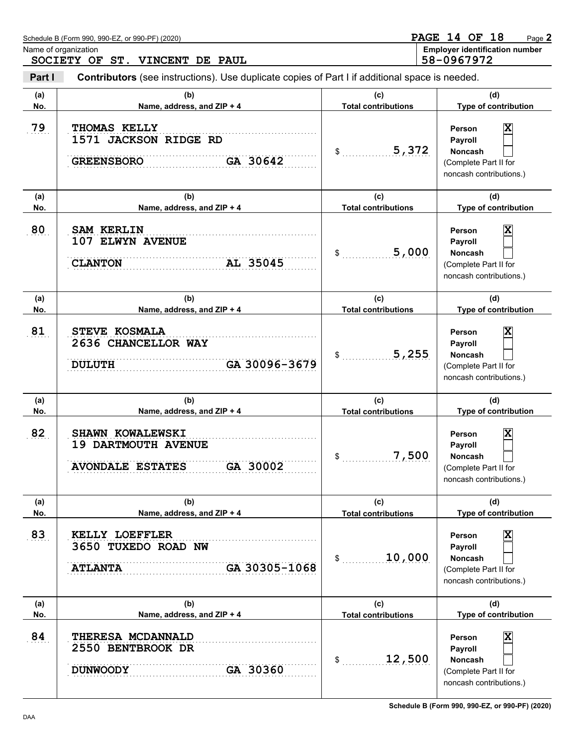Schedule B (Form 990, 990-EZ, or 990-PF) (2020)

Name of organization: SOCIETY OF ST. VINCENT DE PAUL

Employer identification number: 58-0967972

**Part I** **Contributors** (see instructions). Use duplicate copies of Part I if additional space is needed.

| (a) No. | (b) Name, address, and ZIP + 4 | (c) Total contributions | (d) Type of contribution |
|---|---|---|---|
| 79 | THOMAS KELLY<br>1571 JACKSON RIDGE RD<br>GREENSBORO GA 30642 | $ 5,372 | Person [X]<br>Payroll [ ]<br>Noncash [ ]<br>(Complete Part II for noncash contributions.) |
| 80 | SAM KERLIN<br>107 ELWYN AVENUE<br>CLANTON AL 35045 | $ 5,000 | Person [X]<br>Payroll [ ]<br>Noncash [ ]<br>(Complete Part II for noncash contributions.) |
| 81 | STEVE KOSMALA<br>2636 CHANCELLOR WAY<br>DULUTH GA 30096-3679 | $ 5,255 | Person [X]<br>Payroll [ ]<br>Noncash [ ]<br>(Complete Part II for noncash contributions.) |
| 82 | SHAWN KOWALEWSKI<br>19 DARTMOUTH AVENUE<br>AVONDALE ESTATES GA 30002 | $ 7,500 | Person [X]<br>Payroll [ ]<br>Noncash [ ]<br>(Complete Part II for noncash contributions.) |
| 83 | KELLY LOEFFLER<br>3650 TUXEDO ROAD NW<br>ATLANTA GA 30305-1068 | $ 10,000 | Person [X]<br>Payroll [ ]<br>Noncash [ ]<br>(Complete Part II for noncash contributions.) |
| 84 | THERESA MCDANNALD<br>2550 BENTBROOK DR<br>DUNWOODY GA 30360 | $ 12,500 | Person [X]<br>Payroll [ ]<br>Noncash [ ]<br>(Complete Part II for noncash contributions.) |

Schedule B (Form 990, 990-EZ, or 990-PF) (2020)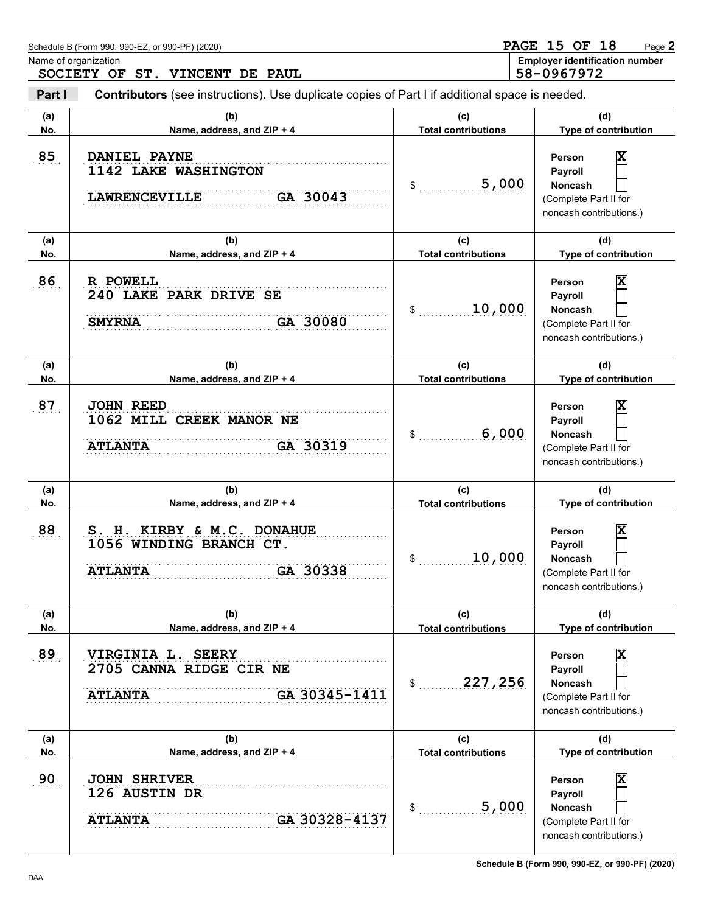Schedule B (Form 990, 990-EZ, or 990-PF) (2020)

Name of organization: SOCIETY OF ST. VINCENT DE PAUL

Employer identification number: 58-0967972

**Part I** **Contributors** (see instructions). Use duplicate copies of Part I if additional space is needed.

| (a) No. | (b) Name, address, and ZIP + 4 | (c) Total contributions | (d) Type of contribution |
|---|---|---|---|
| 85 | DANIEL PAYNE<br>1142 LAKE WASHINGTON<br>LAWRENCEVILLE GA 30043 | $ 5,000 | Person [X]<br>Payroll [ ]<br>Noncash [ ]<br>(Complete Part II for noncash contributions.) |
| 86 | R POWELL<br>240 LAKE PARK DRIVE SE<br>SMYRNA GA 30080 | $ 10,000 | Person [X]<br>Payroll [ ]<br>Noncash [ ]<br>(Complete Part II for noncash contributions.) |
| 87 | JOHN REED<br>1062 MILL CREEK MANOR NE<br>ATLANTA GA 30319 | $ 6,000 | Person [X]<br>Payroll [ ]<br>Noncash [ ]<br>(Complete Part II for noncash contributions.) |
| 88 | S. H. KIRBY & M.C. DONAHUE<br>1056 WINDING BRANCH CT.<br>ATLANTA GA 30338 | $ 10,000 | Person [X]<br>Payroll [ ]<br>Noncash [ ]<br>(Complete Part II for noncash contributions.) |
| 89 | VIRGINIA L. SEERY<br>2705 CANNA RIDGE CIR NE<br>ATLANTA GA 30345-1411 | $ 227,256 | Person [X]<br>Payroll [ ]<br>Noncash [ ]<br>(Complete Part II for noncash contributions.) |
| 90 | JOHN SHRIVER<br>126 AUSTIN DR<br>ATLANTA GA 30328-4137 | $ 5,000 | Person [X]<br>Payroll [ ]<br>Noncash [ ]<br>(Complete Part II for noncash contributions.) |

Schedule B (Form 990, 990-EZ, or 990-PF) (2020)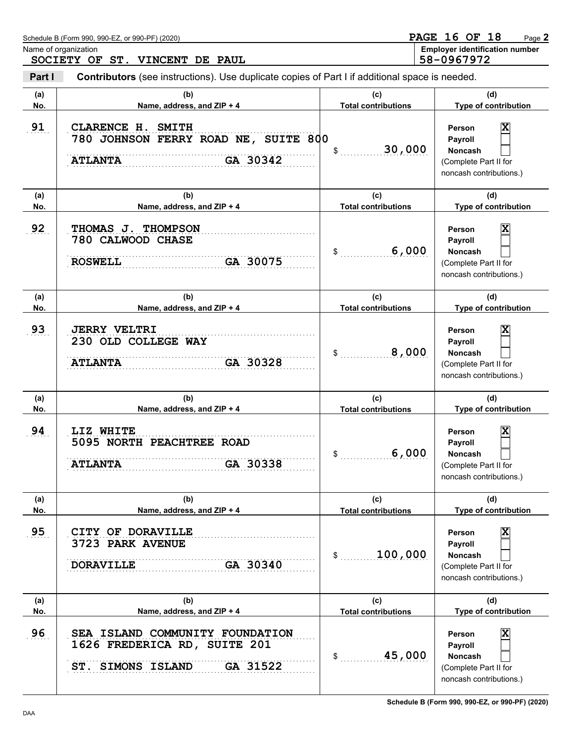Schedule B (Form 990, 990-EZ, or 990-PF) (2020)

Name of organization: SOCIETY OF ST. VINCENT DE PAUL

Employer identification number: 58-0967972

**Part I** **Contributors** (see instructions). Use duplicate copies of Part I if additional space is needed.

| (a) No. | (b) Name, address, and ZIP + 4 | (c) Total contributions | (d) Type of contribution |
|---|---|---|---|
| 91 | CLARENCE H. SMITH<br>780 JOHNSON FERRY ROAD NE, SUITE 800<br>ATLANTA GA 30342 | $ 30,000 | Person [X]<br>Payroll [ ]<br>Noncash [ ]<br>(Complete Part II for noncash contributions.) |
| 92 | THOMAS J. THOMPSON<br>780 CALWOOD CHASE<br>ROSWELL GA 30075 | $ 6,000 | Person [X]<br>Payroll [ ]<br>Noncash [ ]<br>(Complete Part II for noncash contributions.) |
| 93 | JERRY VELTRI<br>230 OLD COLLEGE WAY<br>ATLANTA GA 30328 | $ 8,000 | Person [X]<br>Payroll [ ]<br>Noncash [ ]<br>(Complete Part II for noncash contributions.) |
| 94 | LIZ WHITE<br>5095 NORTH PEACHTREE ROAD<br>ATLANTA GA 30338 | $ 6,000 | Person [X]<br>Payroll [ ]<br>Noncash [ ]<br>(Complete Part II for noncash contributions.) |
| 95 | CITY OF DORAVILLE<br>3723 PARK AVENUE<br>DORAVILLE GA 30340 | $ 100,000 | Person [X]<br>Payroll [ ]<br>Noncash [ ]<br>(Complete Part II for noncash contributions.) |
| 96 | SEA ISLAND COMMUNITY FOUNDATION<br>1626 FREDERICA RD, SUITE 201<br>ST. SIMONS ISLAND GA 31522 | $ 45,000 | Person [X]<br>Payroll [ ]<br>Noncash [ ]<br>(Complete Part II for noncash contributions.) |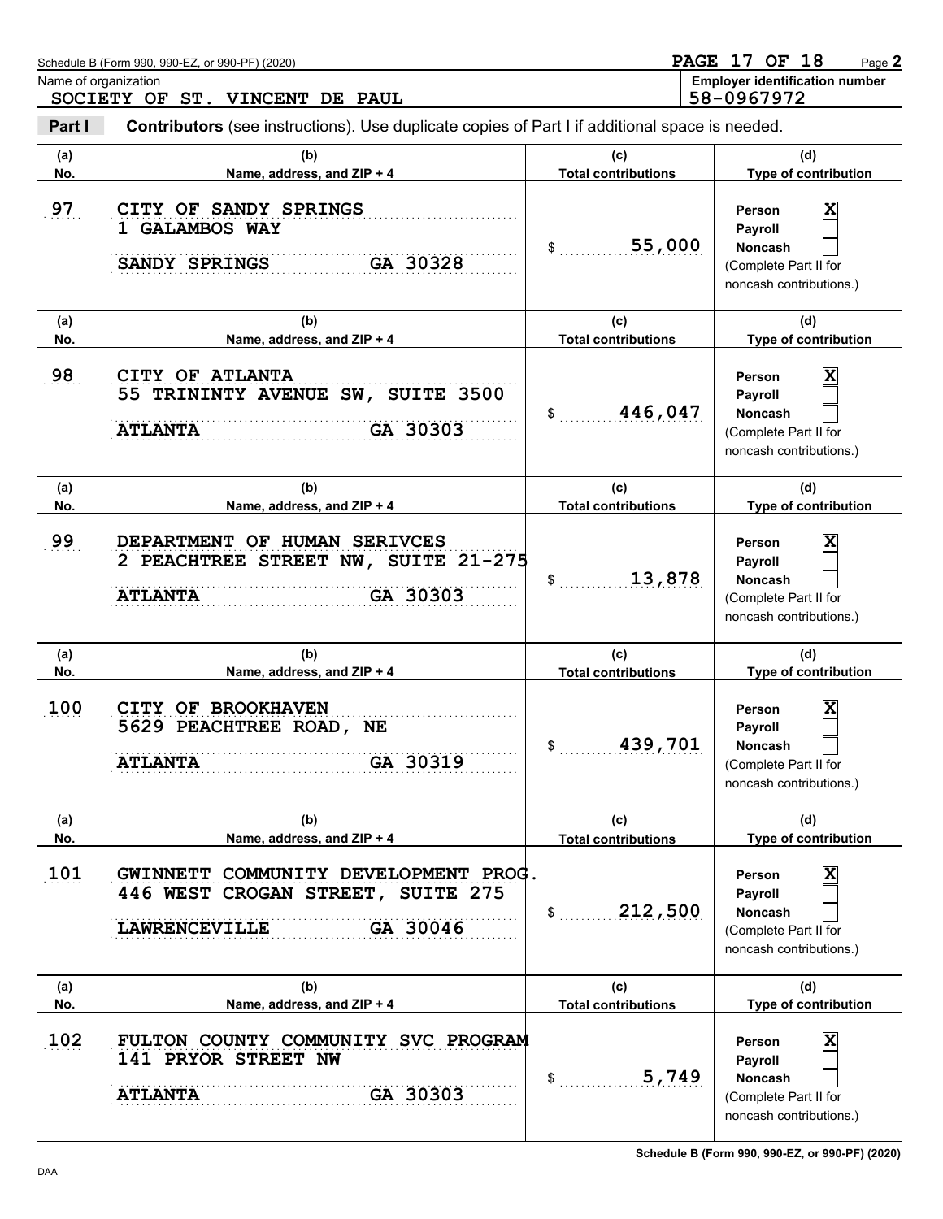Schedule B (Form 990, 990-EZ, or 990-PF) (2020) Page **2**

Name of organization: SOCIETY OF ST. VINCENT DE PAUL

**Employer identification number:** 58-0967972

**Part I** **Contributors** (see instructions). Use duplicate copies of Part I if additional space is needed.

| (a) No. | (b) Name, address, and ZIP + 4 | (c) Total contributions | (d) Type of contribution |
|---|---|---|---|
| 97 | CITY OF SANDY SPRINGS<br>1 GALAMBOS WAY<br>SANDY SPRINGS GA 30328 | $ 55,000 | Person [X]<br>Payroll [ ]<br>Noncash [ ]<br>(Complete Part II for noncash contributions.) |
| 98 | CITY OF ATLANTA<br>55 TRININTY AVENUE SW, SUITE 3500<br>ATLANTA GA 30303 | $ 446,047 | Person [X]<br>Payroll [ ]<br>Noncash [ ]<br>(Complete Part II for noncash contributions.) |
| 99 | DEPARTMENT OF HUMAN SERIVCES<br>2 PEACHTREE STREET NW, SUITE 21-275<br>ATLANTA GA 30303 | $ 13,878 | Person [X]<br>Payroll [ ]<br>Noncash [ ]<br>(Complete Part II for noncash contributions.) |
| 100 | CITY OF BROOKHAVEN<br>5629 PEACHTREE ROAD, NE<br>ATLANTA GA 30319 | $ 439,701 | Person [X]<br>Payroll [ ]<br>Noncash [ ]<br>(Complete Part II for noncash contributions.) |
| 101 | GWINNETT COMMUNITY DEVELOPMENT PROG.<br>446 WEST CROGAN STREET, SUITE 275<br>LAWRENCEVILLE GA 30046 | $ 212,500 | Person [X]<br>Payroll [ ]<br>Noncash [ ]<br>(Complete Part II for noncash contributions.) |
| 102 | FULTON COUNTY COMMUNITY SVC PROGRAM<br>141 PRYOR STREET NW<br>ATLANTA GA 30303 | $ 5,749 | Person [X]<br>Payroll [ ]<br>Noncash [ ]<br>(Complete Part II for noncash contributions.) |

Schedule B (Form 990, 990-EZ, or 990-PF) (2020)

DAA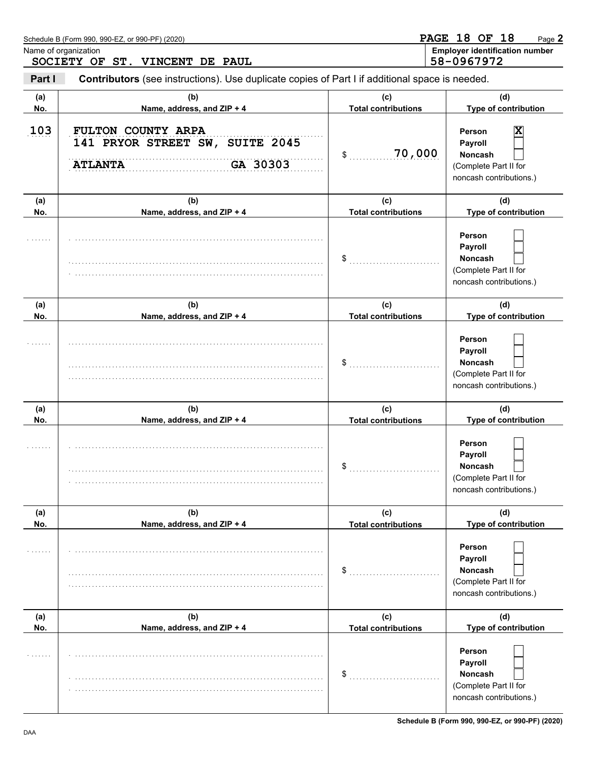Schedule B (Form 990, 990-EZ, or 990-PF) (2020)

Name of organization: SOCIETY OF ST. VINCENT DE PAUL

Employer identification number: 58-0967972

**Part I** **Contributors** (see instructions). Use duplicate copies of Part I if additional space is needed.

| (a) No. | (b) Name, address, and ZIP + 4 | (c) Total contributions | (d) Type of contribution |
|---|---|---|---|
| 103 | FULTON COUNTY ARPA<br>141 PRYOR STREET SW, SUITE 2045<br>ATLANTA GA 30303 | $ 70,000 | Person [X]<br>Payroll [ ]<br>Noncash [ ]<br>(Complete Part II for noncash contributions.) |
| | | $ | Person [ ]<br>Payroll [ ]<br>Noncash [ ]<br>(Complete Part II for noncash contributions.) |
| | | $ | Person [ ]<br>Payroll [ ]<br>Noncash [ ]<br>(Complete Part II for noncash contributions.) |
| | | $ | Person [ ]<br>Payroll [ ]<br>Noncash [ ]<br>(Complete Part II for noncash contributions.) |
| | | $ | Person [ ]<br>Payroll [ ]<br>Noncash [ ]<br>(Complete Part II for noncash contributions.) |
| | | $ | Person [ ]<br>Payroll [ ]<br>Noncash [ ]<br>(Complete Part II for noncash contributions.) |

Schedule B (Form 990, 990-EZ, or 990-PF) (2020)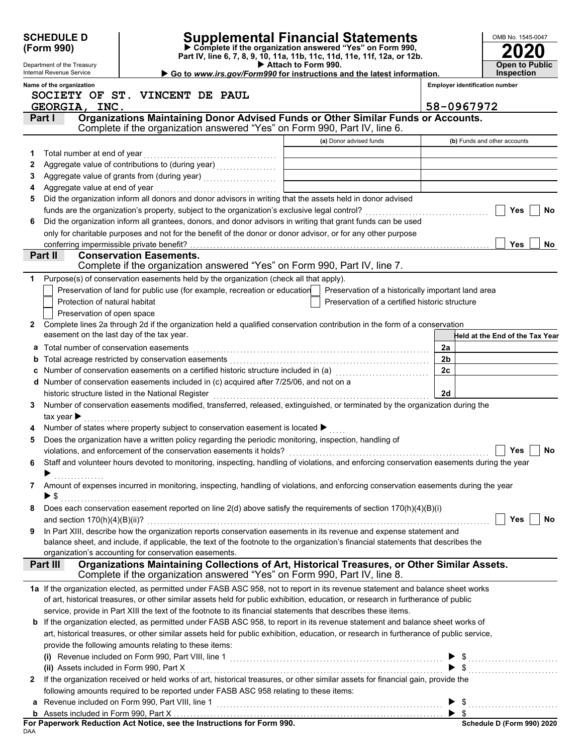**SCHEDULE D (Form 990)**

Department of the Treasury
Internal Revenue Service

# Supplemental Financial Statements

▶ Complete if the organization answered "Yes" on Form 990, Part IV, line 6, 7, 8, 9, 10, 11a, 11b, 11c, 11d, 11e, 11f, 12a, or 12b.
▶ Attach to Form 990.
▶ Go to *www.irs.gov/Form990* for instructions and the latest information.

OMB No. 1545-0047
**2020**
**Open to Public Inspection**

Name of the organization: SOCIETY OF ST. VINCENT DE PAUL GEORGIA, INC.
Employer identification number: 58-0967972

## Part I Organizations Maintaining Donor Advised Funds or Other Similar Funds or Accounts.
Complete if the organization answered "Yes" on Form 990, Part IV, line 6.

| | | (a) Donor advised funds | (b) Funds and other accounts |
|---|---|---|---|
| 1 | Total number at end of year | | |
| 2 | Aggregate value of contributions to (during year) | | |
| 3 | Aggregate value of grants from (during year) | | |
| 4 | Aggregate value at end of year | | |

5 Did the organization inform all donors and donor advisors in writing that the assets held in donor advised funds are the organization's property, subject to the organization's exclusive legal control? ☐ Yes ☐ No

6 Did the organization inform all grantees, donors, and donor advisors in writing that grant funds can be used only for charitable purposes and not for the benefit of the donor or donor advisor, or for any other purpose conferring impermissible private benefit? ☐ Yes ☐ No

## Part II Conservation Easements.
Complete if the organization answered "Yes" on Form 990, Part IV, line 7.

1 Purpose(s) of conservation easements held by the organization (check all that apply).

☐ Preservation of land for public use (for example, recreation or education)
☐ Preservation of a historically important land area
☐ Protection of natural habitat
☐ Preservation of a certified historic structure
☐ Preservation of open space

2 Complete lines 2a through 2d if the organization held a qualified conservation contribution in the form of a conservation easement on the last day of the tax year.

| | | | Held at the End of the Tax Year |
|---|---|---|---|
| a | Total number of conservation easements | 2a | |
| b | Total acreage restricted by conservation easements | 2b | |
| c | Number of conservation easements on a certified historic structure included in (a) | 2c | |
| d | Number of conservation easements included in (c) acquired after 7/25/06, and not on a historic structure listed in the National Register | 2d | |

3 Number of conservation easements modified, transferred, released, extinguished, or terminated by the organization during the tax year ▶

4 Number of states where property subject to conservation easement is located ▶

5 Does the organization have a written policy regarding the periodic monitoring, inspection, handling of violations, and enforcement of the conservation easements it holds? ☐ Yes ☐ No

6 Staff and volunteer hours devoted to monitoring, inspecting, handling of violations, and enforcing conservation easements during the year ▶

7 Amount of expenses incurred in monitoring, inspecting, handling of violations, and enforcing conservation easements during the year ▶ $

8 Does each conservation easement reported on line 2(d) above satisfy the requirements of section 170(h)(4)(B)(i) and section 170(h)(4)(B)(ii)? ☐ Yes ☐ No

9 In Part XIII, describe how the organization reports conservation easements in its revenue and expense statement and balance sheet, and include, if applicable, the text of the footnote to the organization's financial statements that describes the organization's accounting for conservation easements.

## Part III Organizations Maintaining Collections of Art, Historical Treasures, or Other Similar Assets.
Complete if the organization answered "Yes" on Form 990, Part IV, line 8.

1a If the organization elected, as permitted under FASB ASC 958, not to report in its revenue statement and balance sheet works of art, historical treasures, or other similar assets held for public exhibition, education, or research in furtherance of public service, provide in Part XIII the text of the footnote to its financial statements that describes these items.

b If the organization elected, as permitted under FASB ASC 958, to report in its revenue statement and balance sheet works of art, historical treasures, or other similar assets held for public exhibition, education, or research in furtherance of public service, provide the following amounts relating to these items:

(i) Revenue included on Form 990, Part VIII, line 1 ▶ $

(ii) Assets included in Form 990, Part X ▶ $

2 If the organization received or held works of art, historical treasures, or other similar assets for financial gain, provide the following amounts required to be reported under FASB ASC 958 relating to these items:

a Revenue included on Form 990, Part VIII, line 1 ▶ $

b Assets included in Form 990, Part X ▶ $

**For Paperwork Reduction Act Notice, see the Instructions for Form 990.** **Schedule D (Form 990) 2020**

DAA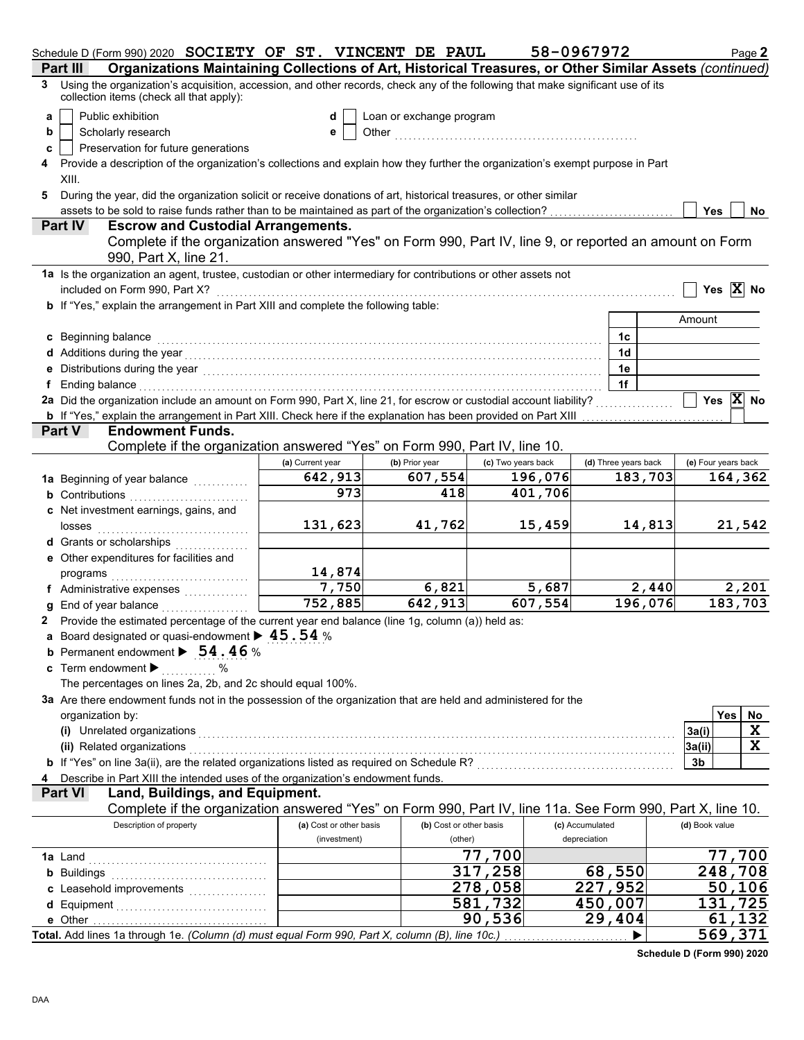Schedule D (Form 990) 2020 SOCIETY OF ST. VINCENT DE PAUL 58-0967972 Page 2

**Part III — Organizations Maintaining Collections of Art, Historical Treasures, or Other Similar Assets** *(continued)*

3 Using the organization's acquisition, accession, and other records, check any of the following that make significant use of its collection items (check all that apply):

- a [ ] Public exhibition
- b [ ] Scholarly research
- c [ ] Preservation for future generations
- d [ ] Loan or exchange program
- e [ ] Other

4 Provide a description of the organization's collections and explain how they further the organization's exempt purpose in Part XIII.

5 During the year, did the organization solicit or receive donations of art, historical treasures, or other similar assets to be sold to raise funds rather than to be maintained as part of the organization's collection? [ ] Yes [ ] No

**Part IV — Escrow and Custodial Arrangements.**

Complete if the organization answered "Yes" on Form 990, Part IV, line 9, or reported an amount on Form 990, Part X, line 21.

1a Is the organization an agent, trustee, custodian or other intermediary for contributions or other assets not included on Form 990, Part X? [ ] Yes [X] No

b If "Yes," explain the arrangement in Part XIII and complete the following table:

| | | Amount |
|---|---|---|
| c Beginning balance | 1c | |
| d Additions during the year | 1d | |
| e Distributions during the year | 1e | |
| f Ending balance | 1f | |

2a Did the organization include an amount on Form 990, Part X, line 21, for escrow or custodial account liability? [ ] Yes [X] No

b If "Yes," explain the arrangement in Part XIII. Check here if the explanation has been provided on Part XIII [ ]

**Part V — Endowment Funds.**

Complete if the organization answered "Yes" on Form 990, Part IV, line 10.

| | (a) Current year | (b) Prior year | (c) Two years back | (d) Three years back | (e) Four years back |
|---|---|---|---|---|---|
| 1a Beginning of year balance | 642,913 | 607,554 | 196,076 | 183,703 | 164,362 |
| b Contributions | 973 | 418 | 401,706 | | |
| c Net investment earnings, gains, and losses | 131,623 | 41,762 | 15,459 | 14,813 | 21,542 |
| d Grants or scholarships | | | | | |
| e Other expenditures for facilities and programs | 14,874 | | | | |
| f Administrative expenses | 7,750 | 6,821 | 5,687 | 2,440 | 2,201 |
| g End of year balance | 752,885 | 642,913 | 607,554 | 196,076 | 183,703 |

2 Provide the estimated percentage of the current year end balance (line 1g, column (a)) held as:

a Board designated or quasi-endowment ▶ 45.54 %

b Permanent endowment ▶ 54.46 %

c Term endowment ▶ ........ %

The percentages on lines 2a, 2b, and 2c should equal 100%.

3a Are there endowment funds not in the possession of the organization that are held and administered for the organization by:

| | | Yes | No |
|---|---|---|---|
| (i) Unrelated organizations | 3a(i) | | X |
| (ii) Related organizations | 3a(ii) | | X |
| b If "Yes" on line 3a(ii), are the related organizations listed as required on Schedule R? | 3b | | |

4 Describe in Part XIII the intended uses of the organization's endowment funds.

**Part VI — Land, Buildings, and Equipment.**

Complete if the organization answered "Yes" on Form 990, Part IV, line 11a. See Form 990, Part X, line 10.

| Description of property | (a) Cost or other basis (investment) | (b) Cost or other basis (other) | (c) Accumulated depreciation | (d) Book value |
|---|---|---|---|---|
| 1a Land | | 77,700 | | 77,700 |
| b Buildings | | 317,258 | 68,550 | 248,708 |
| c Leasehold improvements | | 278,058 | 227,952 | 50,106 |
| d Equipment | | 581,732 | 450,007 | 131,725 |
| e Other | | 90,536 | 29,404 | 61,132 |
| **Total.** Add lines 1a through 1e. *(Column (d) must equal Form 990, Part X, column (B), line 10c.)* ▶ | | | | 569,371 |

**Schedule D (Form 990) 2020**

DAA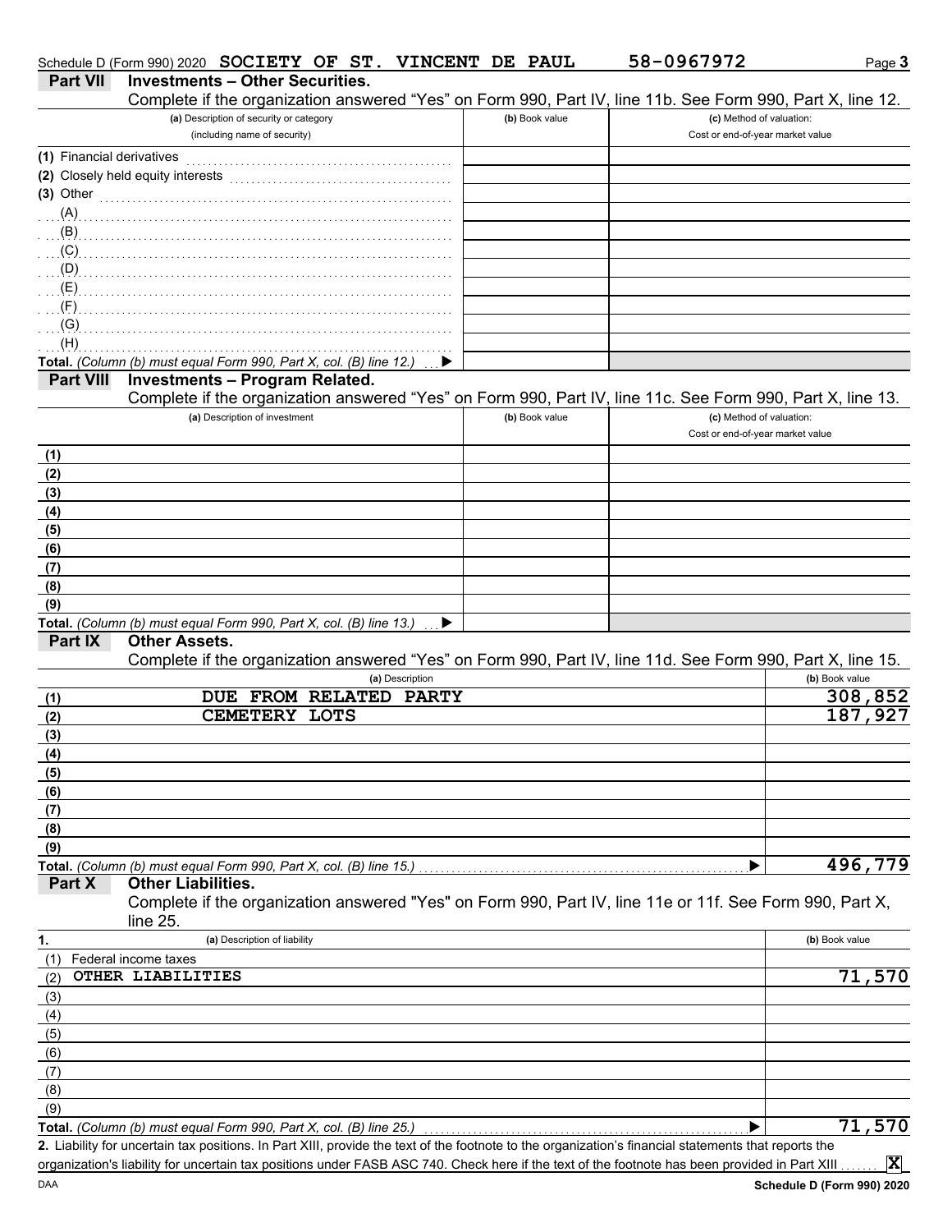Schedule D (Form 990) 2020 SOCIETY OF ST. VINCENT DE PAUL 58-0967972 Page **3**

## Part VII Investments – Other Securities.

Complete if the organization answered "Yes" on Form 990, Part IV, line 11b. See Form 990, Part X, line 12.

| (a) Description of security or category (including name of security) | (b) Book value | (c) Method of valuation: Cost or end-of-year market value |
|---|---|---|
| (1) Financial derivatives | | |
| (2) Closely held equity interests | | |
| (3) Other | | |
| (A) | | |
| (B) | | |
| (C) | | |
| (D) | | |
| (E) | | |
| (F) | | |
| (G) | | |
| (H) | | |
| **Total.** *(Column (b) must equal Form 990, Part X, col. (B) line 12.)* ▶ | | |

## Part VIII Investments – Program Related.

Complete if the organization answered "Yes" on Form 990, Part IV, line 11c. See Form 990, Part X, line 13.

| (a) Description of investment | (b) Book value | (c) Method of valuation: Cost or end-of-year market value |
|---|---|---|
| (1) | | |
| (2) | | |
| (3) | | |
| (4) | | |
| (5) | | |
| (6) | | |
| (7) | | |
| (8) | | |
| (9) | | |
| **Total.** *(Column (b) must equal Form 990, Part X, col. (B) line 13.)* ▶ | | |

## Part IX Other Assets.

Complete if the organization answered "Yes" on Form 990, Part IV, line 11d. See Form 990, Part X, line 15.

| | (a) Description | (b) Book value |
|---|---|---|
| (1) | DUE FROM RELATED PARTY | 308,852 |
| (2) | CEMETERY LOTS | 187,927 |
| (3) | | |
| (4) | | |
| (5) | | |
| (6) | | |
| (7) | | |
| (8) | | |
| (9) | | |
| **Total.** *(Column (b) must equal Form 990, Part X, col. (B) line 15.)* | ▶ | 496,779 |

## Part X Other Liabilities.

Complete if the organization answered "Yes" on Form 990, Part IV, line 11e or 11f. See Form 990, Part X, line 25.

| 1. | (a) Description of liability | (b) Book value |
|---|---|---|
| (1) | Federal income taxes | |
| (2) | OTHER LIABILITIES | 71,570 |
| (3) | | |
| (4) | | |
| (5) | | |
| (6) | | |
| (7) | | |
| (8) | | |
| (9) | | |
| **Total.** *(Column (b) must equal Form 990, Part X, col. (B) line 25.)* | ▶ | 71,570 |

**2.** Liability for uncertain tax positions. In Part XIII, provide the text of the footnote to the organization's financial statements that reports the organization's liability for uncertain tax positions under FASB ASC 740. Check here if the text of the footnote has been provided in Part XIII ....... **X**

DAA **Schedule D (Form 990) 2020**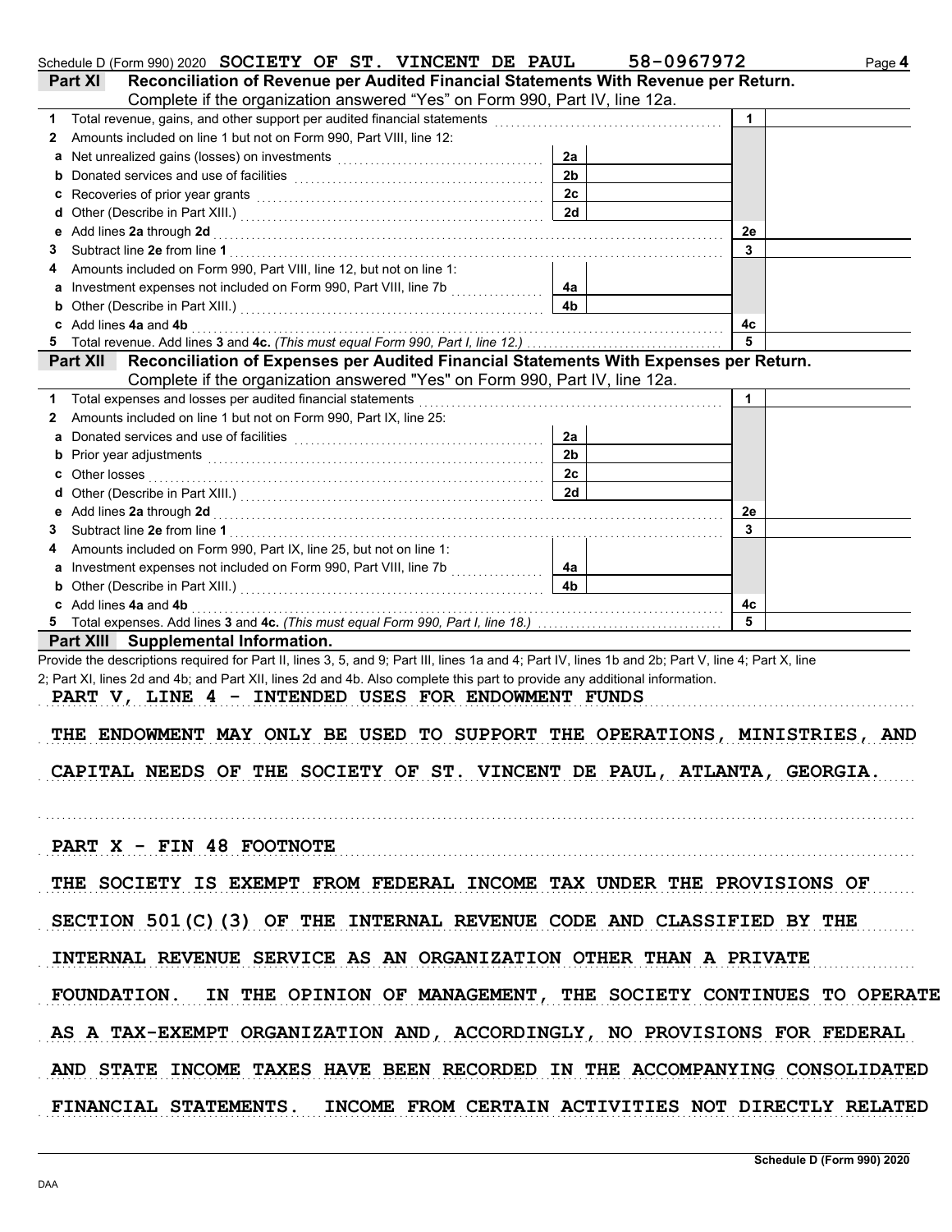Schedule D (Form 990) 2020 SOCIETY OF ST. VINCENT DE PAUL 58-0967972 Page 4

**Part XI Reconciliation of Revenue per Audited Financial Statements With Revenue per Return.** Complete if the organization answered "Yes" on Form 990, Part IV, line 12a.

| | | | | | |
|---|---|---|---|---|---|
| 1 | Total revenue, gains, and other support per audited financial statements | | | 1 | |
| 2 | Amounts included on line 1 but not on Form 990, Part VIII, line 12: | | | | |
| a | Net unrealized gains (losses) on investments | 2a | | | |
| b | Donated services and use of facilities | 2b | | | |
| c | Recoveries of prior year grants | 2c | | | |
| d | Other (Describe in Part XIII.) | 2d | | | |
| e | Add lines **2a** through **2d** | | | 2e | |
| 3 | Subtract line **2e** from line **1** | | | 3 | |
| 4 | Amounts included on Form 990, Part VIII, line 12, but not on line 1: | | | | |
| a | Investment expenses not included on Form 990, Part VIII, line 7b | 4a | | | |
| b | Other (Describe in Part XIII.) | 4b | | | |
| c | Add lines **4a** and **4b** | | | 4c | |
| 5 | Total revenue. Add lines **3** and **4c.** *(This must equal Form 990, Part I, line 12.)* | | | 5 | |

**Part XII Reconciliation of Expenses per Audited Financial Statements With Expenses per Return.** Complete if the organization answered "Yes" on Form 990, Part IV, line 12a.

| | | | | | |
|---|---|---|---|---|---|
| 1 | Total expenses and losses per audited financial statements | | | 1 | |
| 2 | Amounts included on line 1 but not on Form 990, Part IX, line 25: | | | | |
| a | Donated services and use of facilities | 2a | | | |
| b | Prior year adjustments | 2b | | | |
| c | Other losses | 2c | | | |
| d | Other (Describe in Part XIII.) | 2d | | | |
| e | Add lines **2a** through **2d** | | | 2e | |
| 3 | Subtract line **2e** from line **1** | | | 3 | |
| 4 | Amounts included on Form 990, Part IX, line 25, but not on line 1: | | | | |
| a | Investment expenses not included on Form 990, Part VIII, line 7b | 4a | | | |
| b | Other (Describe in Part XIII.) | 4b | | | |
| c | Add lines **4a** and **4b** | | | 4c | |
| 5 | Total expenses. Add lines **3** and **4c.** *(This must equal Form 990, Part I, line 18.)* | | | 5 | |

**Part XIII Supplemental Information.**

Provide the descriptions required for Part II, lines 3, 5, and 9; Part III, lines 1a and 4; Part IV, lines 1b and 2b; Part V, line 4; Part X, line 2; Part XI, lines 2d and 4b; and Part XII, lines 2d and 4b. Also complete this part to provide any additional information.

PART V, LINE 4 - INTENDED USES FOR ENDOWMENT FUNDS

THE ENDOWMENT MAY ONLY BE USED TO SUPPORT THE OPERATIONS, MINISTRIES, AND CAPITAL NEEDS OF THE SOCIETY OF ST. VINCENT DE PAUL, ATLANTA, GEORGIA.

PART X - FIN 48 FOOTNOTE

THE SOCIETY IS EXEMPT FROM FEDERAL INCOME TAX UNDER THE PROVISIONS OF SECTION 501(C)(3) OF THE INTERNAL REVENUE CODE AND CLASSIFIED BY THE INTERNAL REVENUE SERVICE AS AN ORGANIZATION OTHER THAN A PRIVATE FOUNDATION. IN THE OPINION OF MANAGEMENT, THE SOCIETY CONTINUES TO OPERATE AS A TAX-EXEMPT ORGANIZATION AND, ACCORDINGLY, NO PROVISIONS FOR FEDERAL AND STATE INCOME TAXES HAVE BEEN RECORDED IN THE ACCOMPANYING CONSOLIDATED FINANCIAL STATEMENTS. INCOME FROM CERTAIN ACTIVITIES NOT DIRECTLY RELATED

Schedule D (Form 990) 2020

DAA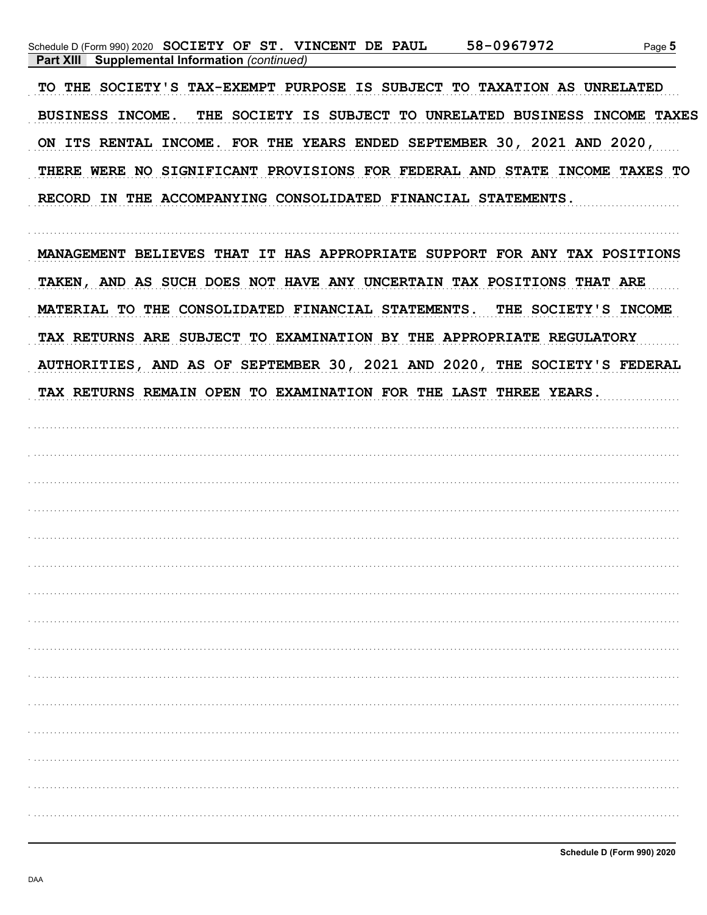Schedule D (Form 990) 2020 SOCIETY OF ST. VINCENT DE PAUL 58-0967972

**Part XIII Supplemental Information** *(continued)*

TO THE SOCIETY'S TAX-EXEMPT PURPOSE IS SUBJECT TO TAXATION AS UNRELATED BUSINESS INCOME. THE SOCIETY IS SUBJECT TO UNRELATED BUSINESS INCOME TAXES ON ITS RENTAL INCOME. FOR THE YEARS ENDED SEPTEMBER 30, 2021 AND 2020, THERE WERE NO SIGNIFICANT PROVISIONS FOR FEDERAL AND STATE INCOME TAXES TO RECORD IN THE ACCOMPANYING CONSOLIDATED FINANCIAL STATEMENTS.

MANAGEMENT BELIEVES THAT IT HAS APPROPRIATE SUPPORT FOR ANY TAX POSITIONS TAKEN, AND AS SUCH DOES NOT HAVE ANY UNCERTAIN TAX POSITIONS THAT ARE MATERIAL TO THE CONSOLIDATED FINANCIAL STATEMENTS. THE SOCIETY'S INCOME TAX RETURNS ARE SUBJECT TO EXAMINATION BY THE APPROPRIATE REGULATORY AUTHORITIES, AND AS OF SEPTEMBER 30, 2021 AND 2020, THE SOCIETY'S FEDERAL TAX RETURNS REMAIN OPEN TO EXAMINATION FOR THE LAST THREE YEARS.

Schedule D (Form 990) 2020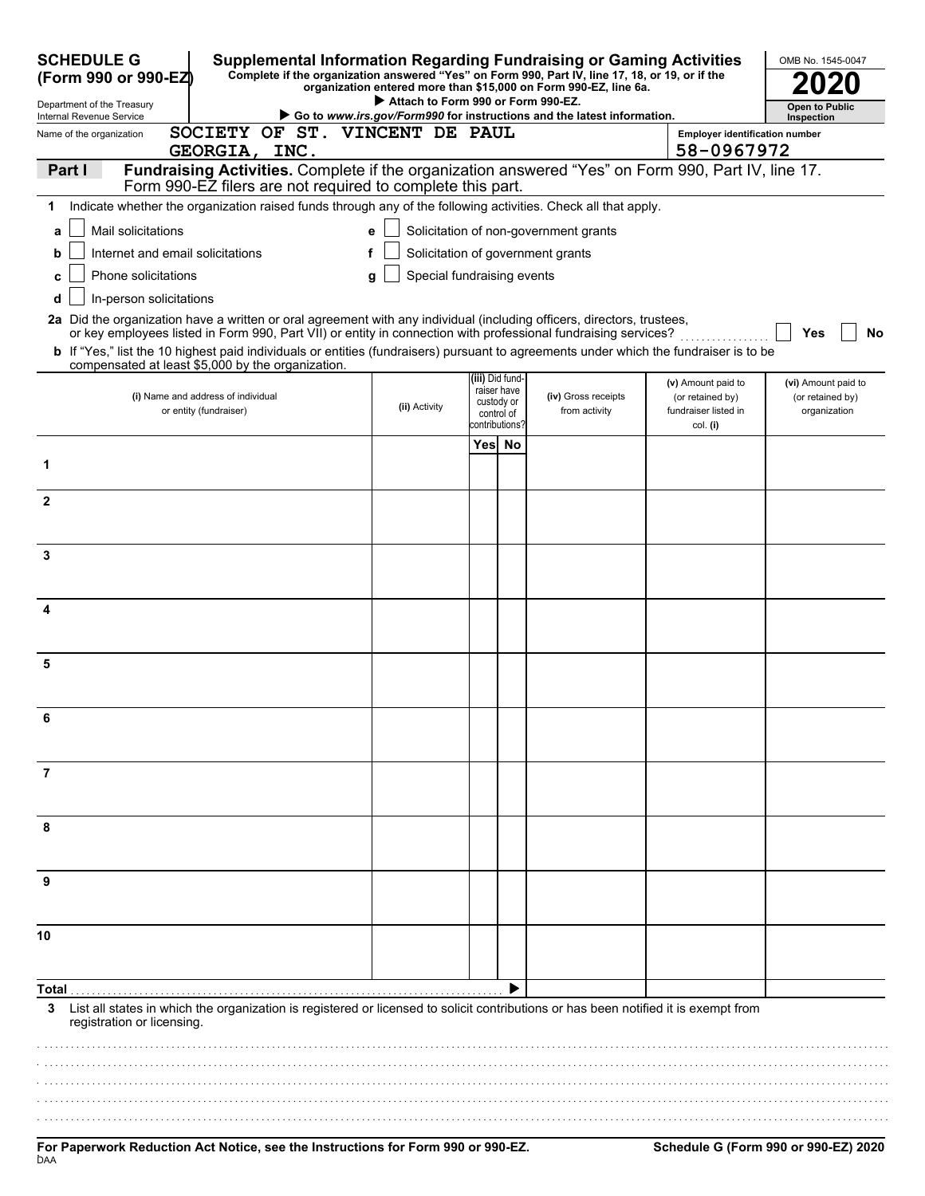**SCHEDULE G (Form 990 or 990-EZ)**

Department of the Treasury
Internal Revenue Service

# Supplemental Information Regarding Fundraising or Gaming Activities

**Complete if the organization answered "Yes" on Form 990, Part IV, line 17, 18, or 19, or if the organization entered more than $15,000 on Form 990-EZ, line 6a.**

▶ **Attach to Form 990 or Form 990-EZ.**

▶ **Go to *www.irs.gov/Form990* for instructions and the latest information.**

OMB No. 1545-0047

**2020**

**Open to Public Inspection**

Name of the organization: SOCIETY OF ST. VINCENT DE PAUL GEORGIA, INC.

Employer identification number: 58-0967972

**Part I — Fundraising Activities.** Complete if the organization answered "Yes" on Form 990, Part IV, line 17. Form 990-EZ filers are not required to complete this part.

1 Indicate whether the organization raised funds through any of the following activities. Check all that apply.

- a ☐ Mail solicitations
- b ☐ Internet and email solicitations
- c ☐ Phone solicitations
- d ☐ In-person solicitations
- e ☐ Solicitation of non-government grants
- f ☐ Solicitation of government grants
- g ☐ Special fundraising events

2a Did the organization have a written or oral agreement with any individual (including officers, directors, trustees, or key employees listed in Form 990, Part VII) or entity in connection with professional fundraising services? ☐ Yes ☐ No

b If "Yes," list the 10 highest paid individuals or entities (fundraisers) pursuant to agreements under which the fundraiser is to be compensated at least $5,000 by the organization.

| | (i) Name and address of individual or entity (fundraiser) | (ii) Activity | (iii) Did fund-raiser have custody or control of contributions? Yes | No | (iv) Gross receipts from activity | (v) Amount paid to (or retained by) fundraiser listed in col. (i) | (vi) Amount paid to (or retained by) organization |
|---|---|---|---|---|---|---|---|
| 1 | | | | | | | |
| 2 | | | | | | | |
| 3 | | | | | | | |
| 4 | | | | | | | |
| 5 | | | | | | | |
| 6 | | | | | | | |
| 7 | | | | | | | |
| 8 | | | | | | | |
| 9 | | | | | | | |
| 10 | | | | | | | |
| Total ▶ | | | | | | | |

3 List all states in which the organization is registered or licensed to solicit contributions or has been notified it is exempt from registration or licensing.

**For Paperwork Reduction Act Notice, see the Instructions for Form 990 or 990-EZ.**

**Schedule G (Form 990 or 990-EZ) 2020**

DAA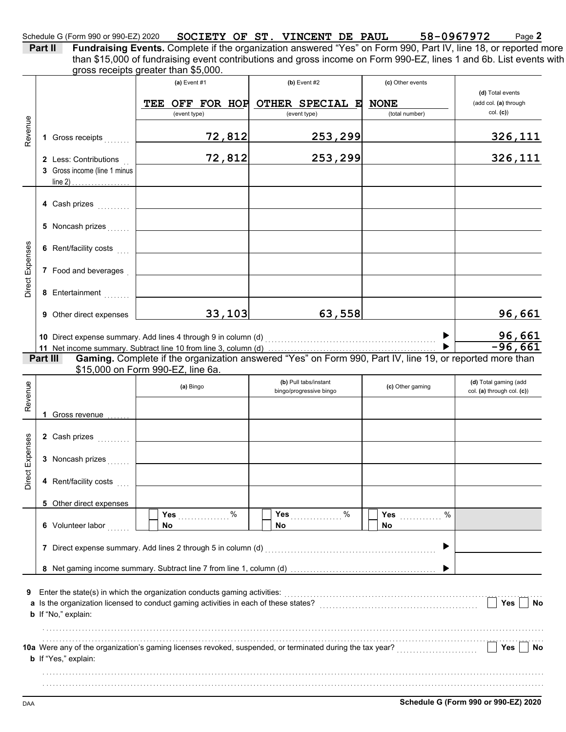Schedule G (Form 990 or 990-EZ) 2020 SOCIETY OF ST. VINCENT DE PAUL 58-0967972 Page 2

**Part II** **Fundraising Events.** Complete if the organization answered "Yes" on Form 990, Part IV, line 18, or reported more than $15,000 of fundraising event contributions and gross income on Form 990-EZ, lines 1 and 6b. List events with gross receipts greater than $5,000.

| | | (a) Event #1 | (b) Event #2 | (c) Other events | (d) Total events (add col. (a) through col. (c)) |
|---|---|---|---|---|---|
| | | TEE OFF FOR HOP (event type) | OTHER SPECIAL E (event type) | NONE (total number) | |
| Revenue | 1 Gross receipts | 72,812 | 253,299 | | 326,111 |
| | 2 Less: Contributions | 72,812 | 253,299 | | 326,111 |
| | 3 Gross income (line 1 minus line 2) | | | | |
| Direct Expenses | 4 Cash prizes | | | | |
| | 5 Noncash prizes | | | | |
| | 6 Rent/facility costs | | | | |
| | 7 Food and beverages | | | | |
| | 8 Entertainment | | | | |
| | 9 Other direct expenses | 33,103 | 63,558 | | 96,661 |
| | 10 Direct expense summary. Add lines 4 through 9 in column (d) | | | | 96,661 |
| | 11 Net income summary. Subtract line 10 from line 3, column (d) | | | | -96,661 |

**Part III** **Gaming.** Complete if the organization answered "Yes" on Form 990, Part IV, line 19, or reported more than $15,000 on Form 990-EZ, line 6a.

| | | (a) Bingo | (b) Pull tabs/instant bingo/progressive bingo | (c) Other gaming | (d) Total gaming (add col. (a) through col. (c)) |
|---|---|---|---|---|---|
| Revenue | 1 Gross revenue | | | | |
| Direct Expenses | 2 Cash prizes | | | | |
| | 3 Noncash prizes | | | | |
| | 4 Rent/facility costs | | | | |
| | 5 Other direct expenses | | | | |
| | 6 Volunteer labor | Yes ___ % No | Yes ___ % No | Yes ___ % No | |
| | 7 Direct expense summary. Add lines 2 through 5 in column (d) | | | | |
| | 8 Net gaming income summary. Subtract line 7 from line 1, column (d) | | | | |

**9** Enter the state(s) in which the organization conducts gaming activities:

**a** Is the organization licensed to conduct gaming activities in each of these states? Yes No

**b** If "No," explain:

**10a** Were any of the organization's gaming licenses revoked, suspended, or terminated during the tax year? Yes No

**b** If "Yes," explain:

DAA **Schedule G (Form 990 or 990-EZ) 2020**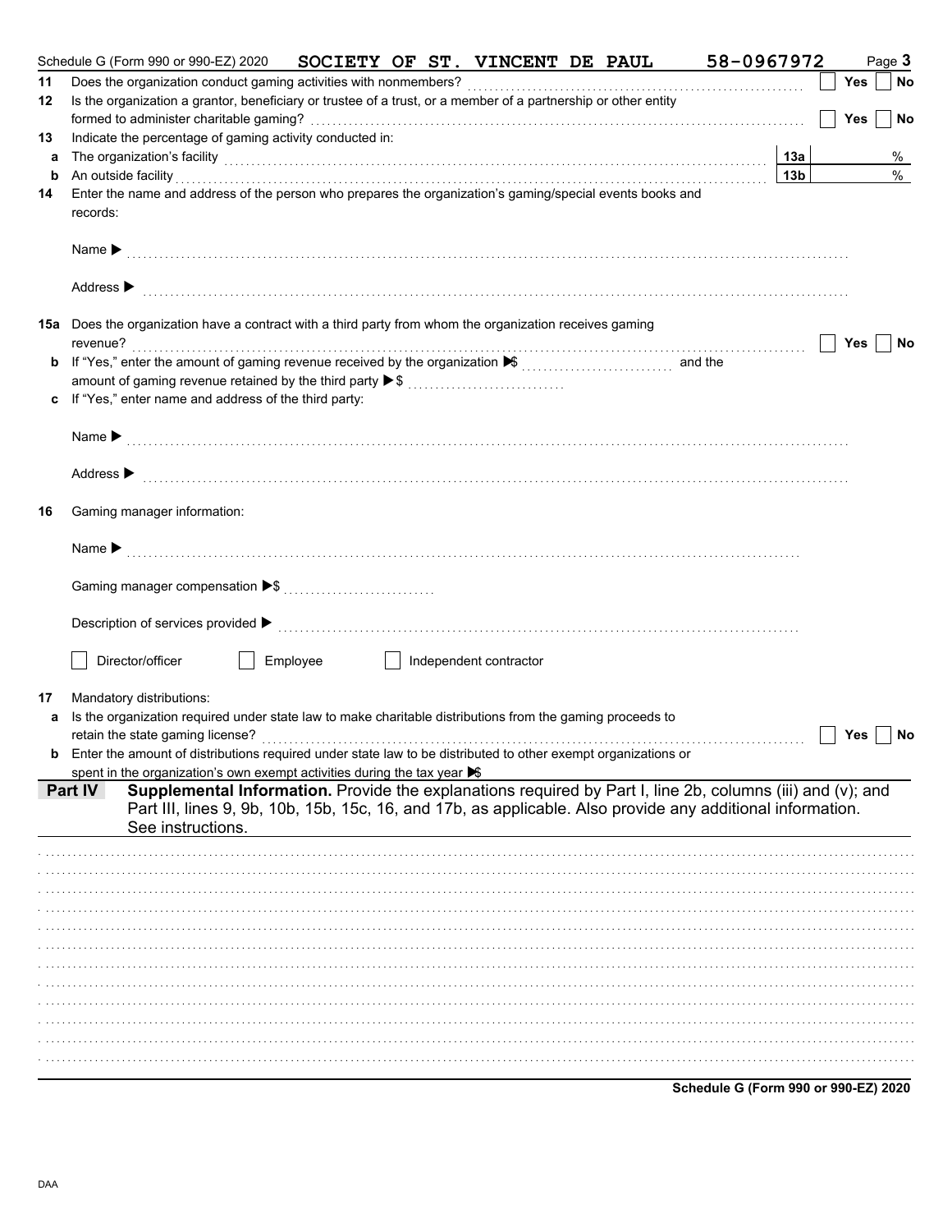Schedule G (Form 990 or 990-EZ) 2020 SOCIETY OF ST. VINCENT DE PAUL 58-0967972 Page **3**

**11** Does the organization conduct gaming activities with nonmembers? ☐ **Yes** ☐ **No**

**12** Is the organization a grantor, beneficiary or trustee of a trust, or a member of a partnership or other entity formed to administer charitable gaming? ☐ **Yes** ☐ **No**

**13** Indicate the percentage of gaming activity conducted in:

**a** The organization's facility **13a** %

**b** An outside facility **13b** %

**14** Enter the name and address of the person who prepares the organization's gaming/special events books and records:

Name ▶

Address ▶

**15a** Does the organization have a contract with a third party from whom the organization receives gaming revenue? ☐ **Yes** ☐ **No**

**b** If "Yes," enter the amount of gaming revenue received by the organization ▶$ and the amount of gaming revenue retained by the third party ▶$

**c** If "Yes," enter name and address of the third party:

Name ▶

Address ▶

**16** Gaming manager information:

Name ▶

Gaming manager compensation ▶$

Description of services provided ▶

☐ Director/officer ☐ Employee ☐ Independent contractor

**17** Mandatory distributions:

**a** Is the organization required under state law to make charitable distributions from the gaming proceeds to retain the state gaming license? ☐ **Yes** ☐ **No**

**b** Enter the amount of distributions required under state law to be distributed to other exempt organizations or spent in the organization's own exempt activities during the tax year ▶$

**Part IV** **Supplemental Information.** Provide the explanations required by Part I, line 2b, columns (iii) and (v); and Part III, lines 9, 9b, 10b, 15b, 15c, 16, and 17b, as applicable. Also provide any additional information. See instructions.

**Schedule G (Form 990 or 990-EZ) 2020**

DAA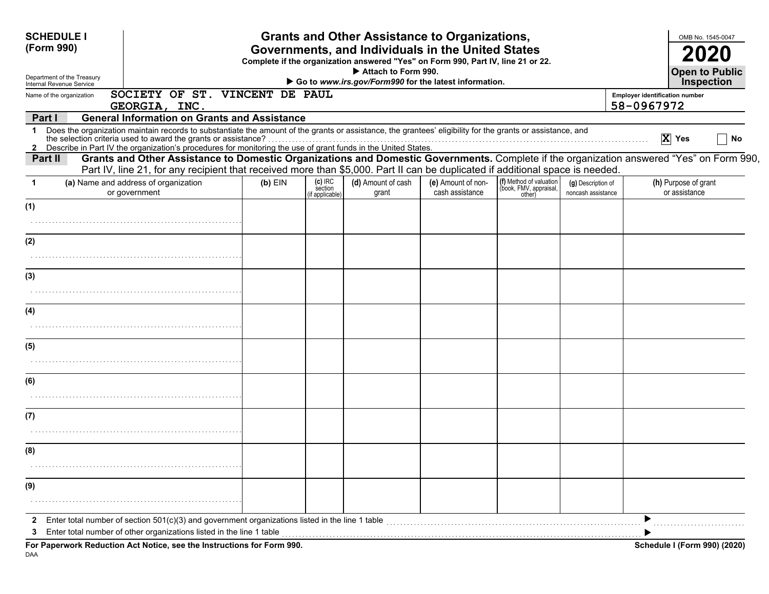**SCHEDULE I (Form 990)**

Department of the Treasury
Internal Revenue Service

# Grants and Other Assistance to Organizations, Governments, and Individuals in the United States

**Complete if the organization answered "Yes" on Form 990, Part IV, line 21 or 22.**

▶ **Attach to Form 990.**

▶ **Go to *www.irs.gov/Form990* for the latest information.**

OMB No. 1545-0047

**2020**

**Open to Public Inspection**

Name of the organization: SOCIETY OF ST. VINCENT DE PAUL GEORGIA, INC.

Employer identification number: 58-0967972

**Part I — General Information on Grants and Assistance**

1 Does the organization maintain records to substantiate the amount of the grants or assistance, the grantees' eligibility for the grants or assistance, and the selection criteria used to award the grants or assistance? [X] Yes [ ] No

2 Describe in Part IV the organization's procedures for monitoring the use of grant funds in the United States.

**Part II — Grants and Other Assistance to Domestic Organizations and Domestic Governments.** Complete if the organization answered "Yes" on Form 990, Part IV, line 21, for any recipient that received more than $5,000. Part II can be duplicated if additional space is needed.

| 1 (a) Name and address of organization or government | (b) EIN | (c) IRC section (if applicable) | (d) Amount of cash grant | (e) Amount of non-cash assistance | (f) Method of valuation (book, FMV, appraisal, other) | (g) Description of noncash assistance | (h) Purpose of grant or assistance |
|---|---|---|---|---|---|---|---|
| (1) | | | | | | | |
| (2) | | | | | | | |
| (3) | | | | | | | |
| (4) | | | | | | | |
| (5) | | | | | | | |
| (6) | | | | | | | |
| (7) | | | | | | | |
| (8) | | | | | | | |
| (9) | | | | | | | |

2 Enter total number of section 501(c)(3) and government organizations listed in the line 1 table ▶

3 Enter total number of other organizations listed in the line 1 table ▶

**For Paperwork Reduction Act Notice, see the Instructions for Form 990.** **Schedule I (Form 990) (2020)**

DAA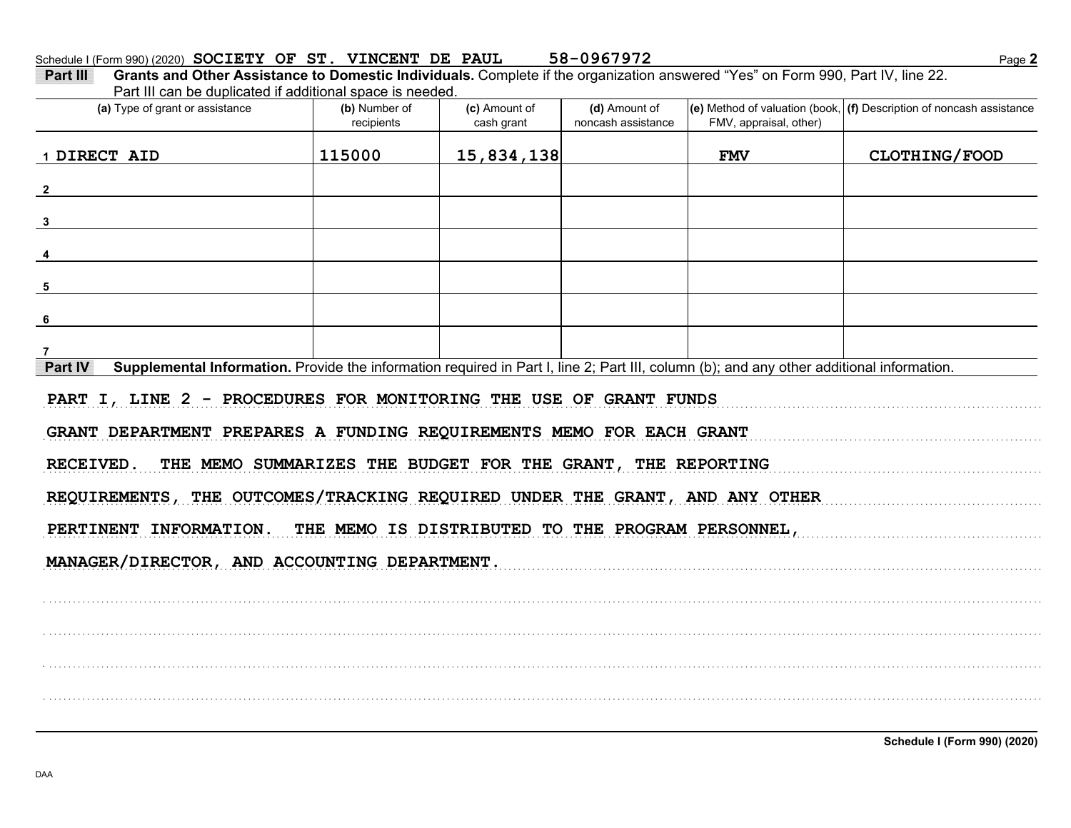Schedule I (Form 990) (2020) SOCIETY OF ST. VINCENT DE PAUL 58-0967972

**Part III** **Grants and Other Assistance to Domestic Individuals.** Complete if the organization answered "Yes" on Form 990, Part IV, line 22. Part III can be duplicated if additional space is needed.

| (a) Type of grant or assistance | (b) Number of recipients | (c) Amount of cash grant | (d) Amount of noncash assistance | (e) Method of valuation (book, FMV, appraisal, other) | (f) Description of noncash assistance |
|---|---|---|---|---|---|
| 1 DIRECT AID | 115000 | 15,834,138 | | FMV | CLOTHING/FOOD |
| 2 | | | | | |
| 3 | | | | | |
| 4 | | | | | |
| 5 | | | | | |
| 6 | | | | | |
| 7 | | | | | |

**Part IV** **Supplemental Information.** Provide the information required in Part I, line 2; Part III, column (b); and any other additional information.

PART I, LINE 2 - PROCEDURES FOR MONITORING THE USE OF GRANT FUNDS

GRANT DEPARTMENT PREPARES A FUNDING REQUIREMENTS MEMO FOR EACH GRANT RECEIVED. THE MEMO SUMMARIZES THE BUDGET FOR THE GRANT, THE REPORTING REQUIREMENTS, THE OUTCOMES/TRACKING REQUIRED UNDER THE GRANT, AND ANY OTHER PERTINENT INFORMATION. THE MEMO IS DISTRIBUTED TO THE PROGRAM PERSONNEL, MANAGER/DIRECTOR, AND ACCOUNTING DEPARTMENT.

Schedule I (Form 990) (2020)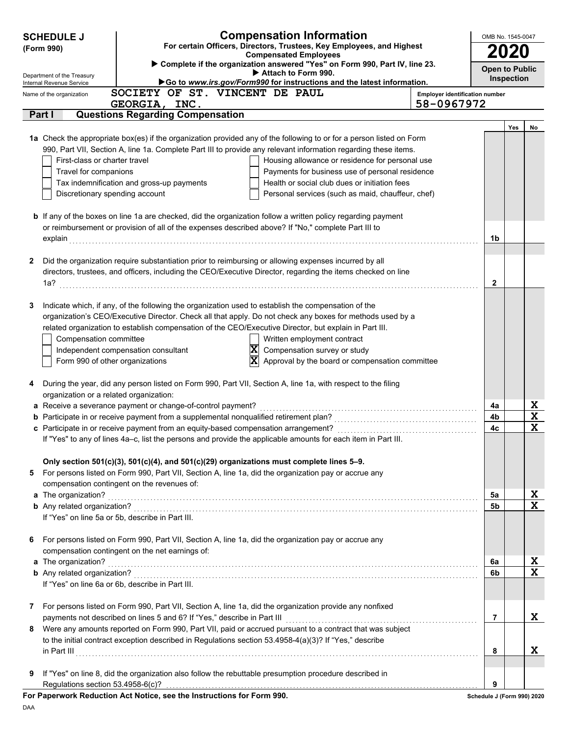**SCHEDULE J (Form 990)**

Department of the Treasury
Internal Revenue Service

# Compensation Information

**For certain Officers, Directors, Trustees, Key Employees, and Highest Compensated Employees**

▶ Complete if the organization answered "Yes" on Form 990, Part IV, line 23.
▶ Attach to Form 990.
▶Go to *www.irs.gov/Form990* for instructions and the latest information.

OMB No. 1545-0047

**2020**

**Open to Public Inspection**

Name of the organization: SOCIETY OF ST. VINCENT DE PAUL GEORGIA, INC.

Employer identification number: 58-0967972

## Part I Questions Regarding Compensation

| | | | Yes | No |
|---|---|---|---|---|
| **1a** | Check the appropriate box(es) if the organization provided any of the following to or for a person listed on Form 990, Part VII, Section A, line 1a. Complete Part III to provide any relevant information regarding these items.<br>☐ First-class or charter travel ☐ Housing allowance or residence for personal use<br>☐ Travel for companions ☐ Payments for business use of personal residence<br>☐ Tax indemnification and gross-up payments ☐ Health or social club dues or initiation fees<br>☐ Discretionary spending account ☐ Personal services (such as maid, chauffeur, chef) | | | |
| **b** | If any of the boxes on line 1a are checked, did the organization follow a written policy regarding payment or reimbursement or provision of all of the expenses described above? If "No," complete Part III to explain | 1b | | |
| **2** | Did the organization require substantiation prior to reimbursing or allowing expenses incurred by all directors, trustees, and officers, including the CEO/Executive Director, regarding the items checked on line 1a? | 2 | | |
| **3** | Indicate which, if any, of the following the organization used to establish the compensation of the organization's CEO/Executive Director. Check all that apply. Do not check any boxes for methods used by a related organization to establish compensation of the CEO/Executive Director, but explain in Part III.<br>☐ Compensation committee ☐ Written employment contract<br>☐ Independent compensation consultant ☒ Compensation survey or study<br>☐ Form 990 of other organizations ☒ Approval by the board or compensation committee | | | |
| **4** | During the year, did any person listed on Form 990, Part VII, Section A, line 1a, with respect to the filing organization or a related organization: | | | |
| **a** | Receive a severance payment or change-of-control payment? | 4a | | X |
| **b** | Participate in or receive payment from a supplemental nonqualified retirement plan? | 4b | | X |
| **c** | Participate in or receive payment from an equity-based compensation arrangement?<br>If "Yes" to any of lines 4a–c, list the persons and provide the applicable amounts for each item in Part III. | 4c | | X |
| | **Only section 501(c)(3), 501(c)(4), and 501(c)(29) organizations must complete lines 5–9.** | | | |
| **5** | For persons listed on Form 990, Part VII, Section A, line 1a, did the organization pay or accrue any compensation contingent on the revenues of: | | | |
| **a** | The organization? | 5a | | X |
| **b** | Any related organization?<br>If "Yes" on line 5a or 5b, describe in Part III. | 5b | | X |
| **6** | For persons listed on Form 990, Part VII, Section A, line 1a, did the organization pay or accrue any compensation contingent on the net earnings of: | | | |
| **a** | The organization? | 6a | | X |
| **b** | Any related organization?<br>If "Yes" on line 6a or 6b, describe in Part III. | 6b | | X |
| **7** | For persons listed on Form 990, Part VII, Section A, line 1a, did the organization provide any nonfixed payments not described on lines 5 and 6? If "Yes," describe in Part III | 7 | | X |
| **8** | Were any amounts reported on Form 990, Part VII, paid or accrued pursuant to a contract that was subject to the initial contract exception described in Regulations section 53.4958-4(a)(3)? If "Yes," describe in Part III | 8 | | X |
| **9** | If "Yes" on line 8, did the organization also follow the rebuttable presumption procedure described in Regulations section 53.4958-6(c)? | 9 | | |

**For Paperwork Reduction Act Notice, see the Instructions for Form 990.** Schedule J (Form 990) 2020

DAA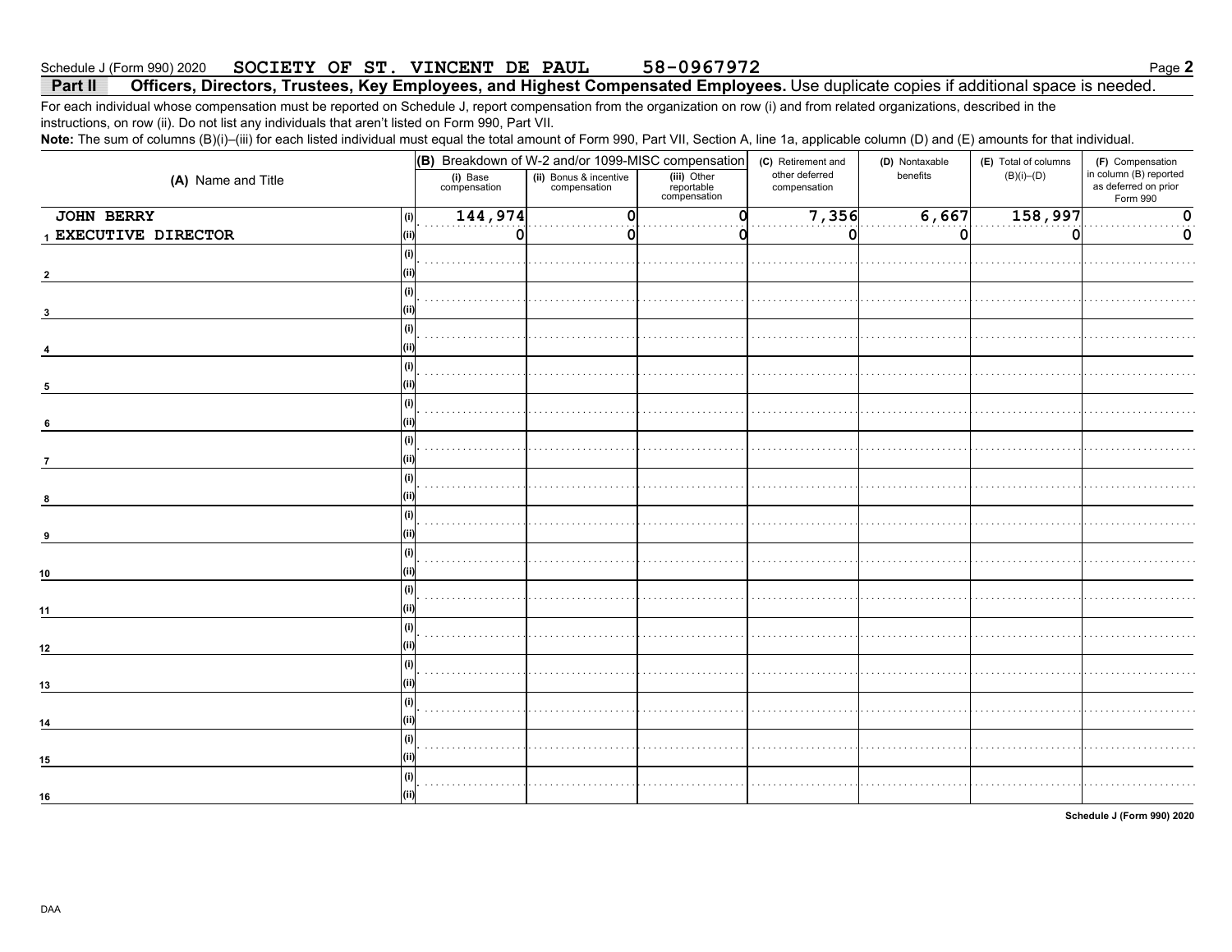Schedule J (Form 990) 2020 SOCIETY OF ST. VINCENT DE PAUL 58-0967972 Page **2**

## Part II Officers, Directors, Trustees, Key Employees, and Highest Compensated Employees. Use duplicate copies if additional space is needed.

For each individual whose compensation must be reported on Schedule J, report compensation from the organization on row (i) and from related organizations, described in the instructions, on row (ii). Do not list any individuals that aren't listed on Form 990, Part VII.

**Note:** The sum of columns (B)(i)–(iii) for each listed individual must equal the total amount of Form 990, Part VII, Section A, line 1a, applicable column (D) and (E) amounts for that individual.

| (A) Name and Title | | (B) Breakdown of W-2 and/or 1099-MISC compensation | | | (C) Retirement and other deferred compensation | (D) Nontaxable benefits | (E) Total of columns (B)(i)–(D) | (F) Compensation in column (B) reported as deferred on prior Form 990 |
|---|---|---|---|---|---|---|---|---|
| | | (i) Base compensation | (ii) Bonus & incentive compensation | (iii) Other reportable compensation | | | | |
| 1 JOHN BERRY | (i) | 144,974 | 0 | 0 | 7,356 | 6,667 | 158,997 | 0 |
| EXECUTIVE DIRECTOR | (ii) | 0 | 0 | 0 | 0 | 0 | 0 | 0 |
| 2 | (i) | | | | | | | |
| | (ii) | | | | | | | |
| 3 | (i) | | | | | | | |
| | (ii) | | | | | | | |
| 4 | (i) | | | | | | | |
| | (ii) | | | | | | | |
| 5 | (i) | | | | | | | |
| | (ii) | | | | | | | |
| 6 | (i) | | | | | | | |
| | (ii) | | | | | | | |
| 7 | (i) | | | | | | | |
| | (ii) | | | | | | | |
| 8 | (i) | | | | | | | |
| | (ii) | | | | | | | |
| 9 | (i) | | | | | | | |
| | (ii) | | | | | | | |
| 10 | (i) | | | | | | | |
| | (ii) | | | | | | | |
| 11 | (i) | | | | | | | |
| | (ii) | | | | | | | |
| 12 | (i) | | | | | | | |
| | (ii) | | | | | | | |
| 13 | (i) | | | | | | | |
| | (ii) | | | | | | | |
| 14 | (i) | | | | | | | |
| | (ii) | | | | | | | |
| 15 | (i) | | | | | | | |
| | (ii) | | | | | | | |
| 16 | (i) | | | | | | | |
| | (ii) | | | | | | | |

Schedule J (Form 990) 2020

DAA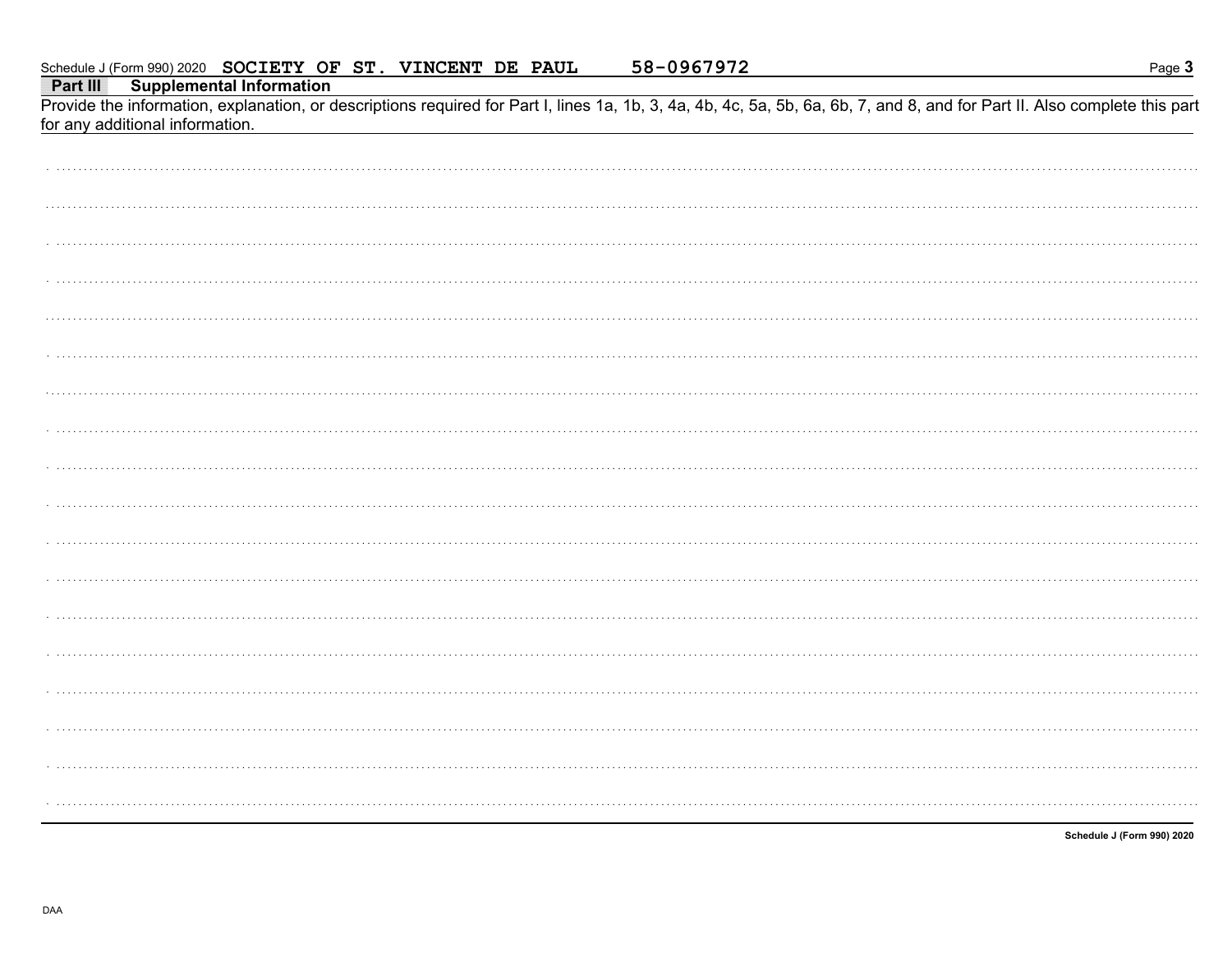Schedule J (Form 990) 2020 **SOCIETY OF ST. VINCENT DE PAUL** **58-0967972**

## Part III Supplemental Information

Provide the information, explanation, or descriptions required for Part I, lines 1a, 1b, 3, 4a, 4b, 4c, 5a, 5b, 6a, 6b, 7, and 8, and for Part II. Also complete this part for any additional information.

DAA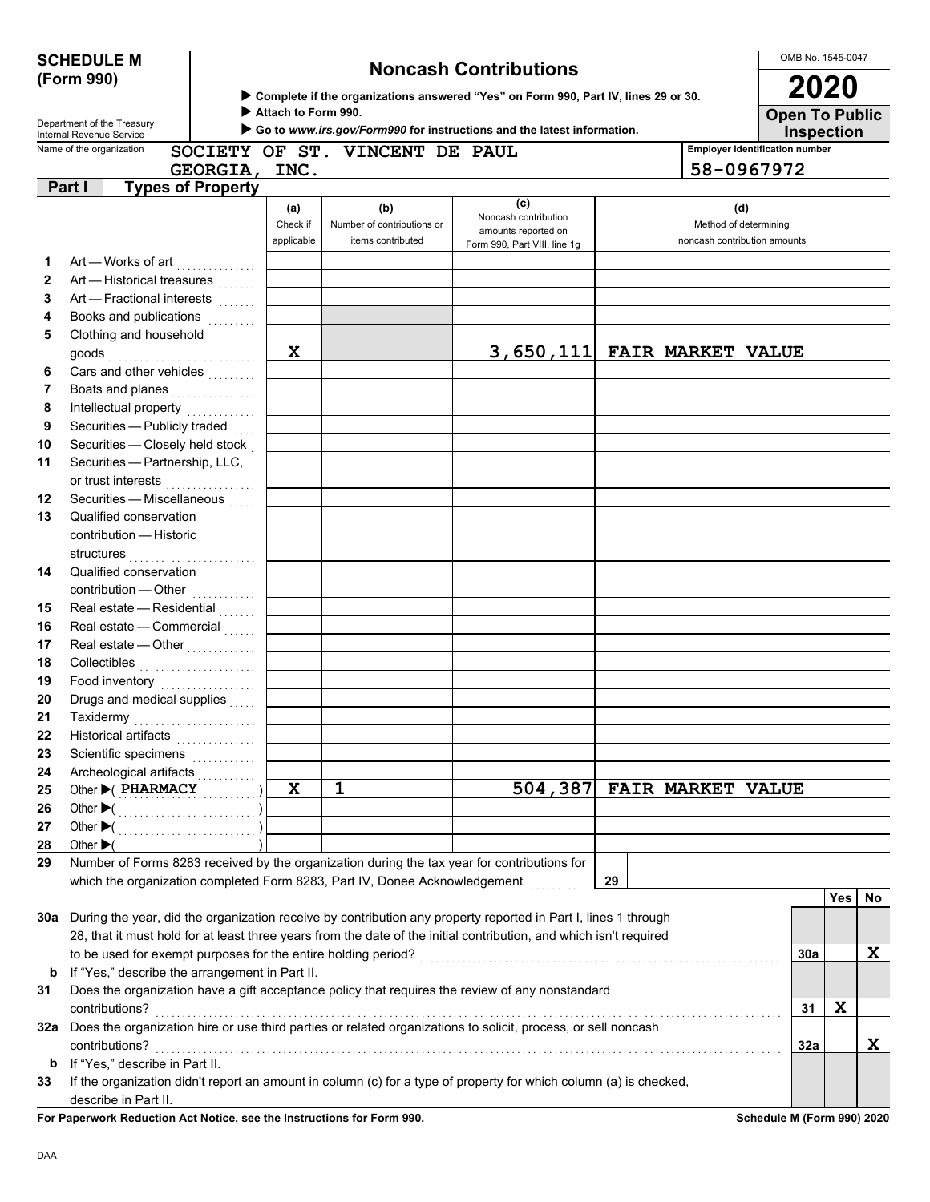**SCHEDULE M (Form 990)**

Department of the Treasury
Internal Revenue Service

# Noncash Contributions

▶ **Complete if the organizations answered "Yes" on Form 990, Part IV, lines 29 or 30.**
▶ **Attach to Form 990.**
▶ **Go to *www.irs.gov/Form990* for instructions and the latest information.**

OMB No. 1545-0047

**2020**

**Open To Public Inspection**

Name of the organization: **SOCIETY OF ST. VINCENT DE PAUL GEORGIA, INC.**

Employer identification number: **58-0967972**

## Part I Types of Property

| | | (a) Check if applicable | (b) Number of contributions or items contributed | (c) Noncash contribution amounts reported on Form 990, Part VIII, line 1g | (d) Method of determining noncash contribution amounts |
|---|---|---|---|---|---|
| 1 | Art — Works of art | | | | |
| 2 | Art — Historical treasures | | | | |
| 3 | Art — Fractional interests | | | | |
| 4 | Books and publications | | | | |
| 5 | Clothing and household goods | X | | 3,650,111 | FAIR MARKET VALUE |
| 6 | Cars and other vehicles | | | | |
| 7 | Boats and planes | | | | |
| 8 | Intellectual property | | | | |
| 9 | Securities — Publicly traded | | | | |
| 10 | Securities — Closely held stock | | | | |
| 11 | Securities — Partnership, LLC, or trust interests | | | | |
| 12 | Securities — Miscellaneous | | | | |
| 13 | Qualified conservation contribution — Historic structures | | | | |
| 14 | Qualified conservation contribution — Other | | | | |
| 15 | Real estate — Residential | | | | |
| 16 | Real estate — Commercial | | | | |
| 17 | Real estate — Other | | | | |
| 18 | Collectibles | | | | |
| 19 | Food inventory | | | | |
| 20 | Drugs and medical supplies | | | | |
| 21 | Taxidermy | | | | |
| 22 | Historical artifacts | | | | |
| 23 | Scientific specimens | | | | |
| 24 | Archeological artifacts | | | | |
| 25 | Other ▶( PHARMACY ) | X | 1 | 504,387 | FAIR MARKET VALUE |
| 26 | Other ▶( ) | | | | |
| 27 | Other ▶( ) | | | | |
| 28 | Other ▶( ) | | | | |

29 Number of Forms 8283 received by the organization during the tax year for contributions for which the organization completed Form 8283, Part IV, Donee Acknowledgement ..... **29**

| | | | Yes | No |
|---|---|---|---|---|
| 30a | During the year, did the organization receive by contribution any property reported in Part I, lines 1 through 28, that it must hold for at least three years from the date of the initial contribution, and which isn't required to be used for exempt purposes for the entire holding period? | 30a | | X |
| b | If "Yes," describe the arrangement in Part II. | | | |
| 31 | Does the organization have a gift acceptance policy that requires the review of any nonstandard contributions? | 31 | X | |
| 32a | Does the organization hire or use third parties or related organizations to solicit, process, or sell noncash contributions? | 32a | | X |
| b | If "Yes," describe in Part II. | | | |
| 33 | If the organization didn't report an amount in column (c) for a type of property for which column (a) is checked, describe in Part II. | | | |

**For Paperwork Reduction Act Notice, see the Instructions for Form 990.** **Schedule M (Form 990) 2020**

DAA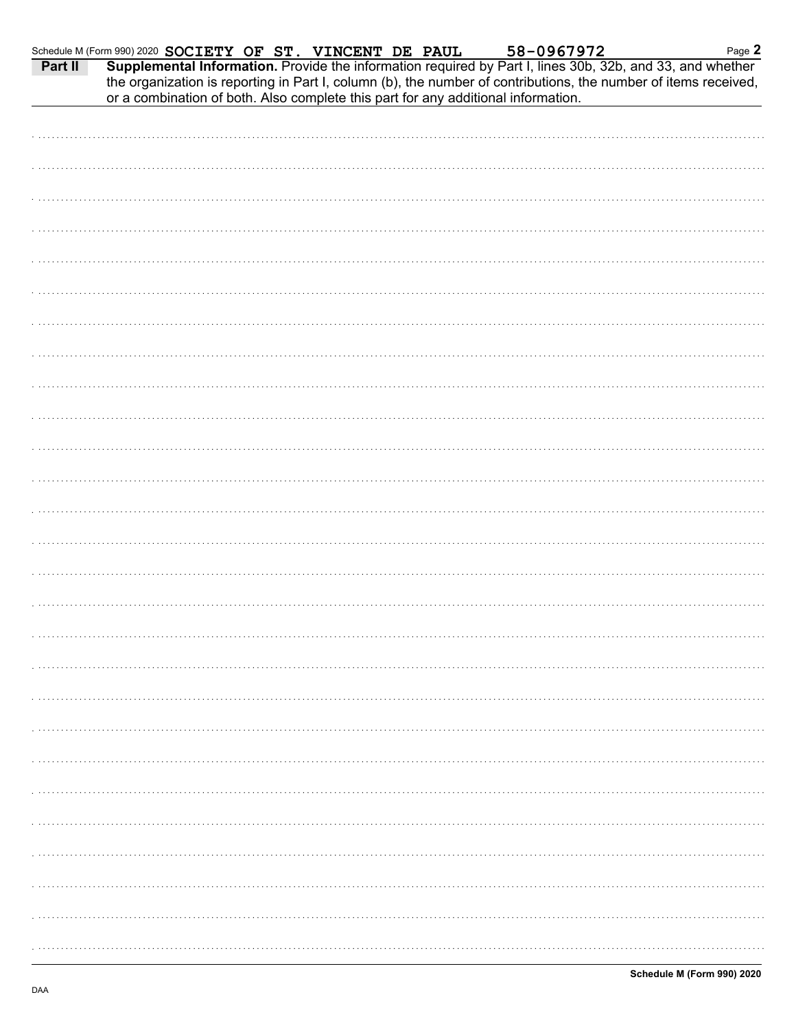Schedule M (Form 990) 2020 SOCIETY OF ST. VINCENT DE PAUL 58-0967972

**Part II** **Supplemental Information.** Provide the information required by Part I, lines 30b, 32b, and 33, and whether the organization is reporting in Part I, column (b), the number of contributions, the number of items received, or a combination of both. Also complete this part for any additional information.

Schedule M (Form 990) 2020

DAA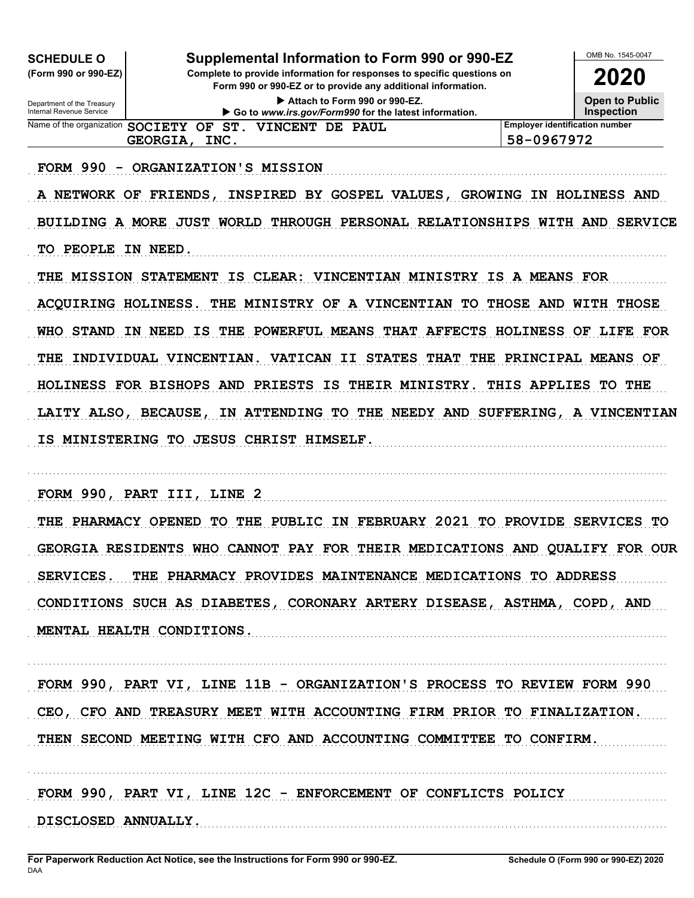**SCHEDULE O (Form 990 or 990-EZ)**

Department of the Treasury
Internal Revenue Service

# Supplemental Information to Form 990 or 990-EZ

**Complete to provide information for responses to specific questions on Form 990 or 990-EZ or to provide any additional information.**

▶ Attach to Form 990 or 990-EZ.

▶ Go to *www.irs.gov/Form990* for the latest information.

OMB No. 1545-0047

**2020**

**Open to Public Inspection**

Name of the organization: SOCIETY OF ST. VINCENT DE PAUL GEORGIA, INC.

Employer identification number: 58-0967972

FORM 990 - ORGANIZATION'S MISSION

A NETWORK OF FRIENDS, INSPIRED BY GOSPEL VALUES, GROWING IN HOLINESS AND BUILDING A MORE JUST WORLD THROUGH PERSONAL RELATIONSHIPS WITH AND SERVICE TO PEOPLE IN NEED.

THE MISSION STATEMENT IS CLEAR: VINCENTIAN MINISTRY IS A MEANS FOR ACQUIRING HOLINESS. THE MINISTRY OF A VINCENTIAN TO THOSE AND WITH THOSE WHO STAND IN NEED IS THE POWERFUL MEANS THAT AFFECTS HOLINESS OF LIFE FOR THE INDIVIDUAL VINCENTIAN. VATICAN II STATES THAT THE PRINCIPAL MEANS OF HOLINESS FOR BISHOPS AND PRIESTS IS THEIR MINISTRY. THIS APPLIES TO THE LAITY ALSO, BECAUSE, IN ATTENDING TO THE NEEDY AND SUFFERING, A VINCENTIAN IS MINISTERING TO JESUS CHRIST HIMSELF.

FORM 990, PART III, LINE 2

THE PHARMACY OPENED TO THE PUBLIC IN FEBRUARY 2021 TO PROVIDE SERVICES TO GEORGIA RESIDENTS WHO CANNOT PAY FOR THEIR MEDICATIONS AND QUALIFY FOR OUR SERVICES. THE PHARMACY PROVIDES MAINTENANCE MEDICATIONS TO ADDRESS CONDITIONS SUCH AS DIABETES, CORONARY ARTERY DISEASE, ASTHMA, COPD, AND MENTAL HEALTH CONDITIONS.

FORM 990, PART VI, LINE 11B - ORGANIZATION'S PROCESS TO REVIEW FORM 990

CEO, CFO AND TREASURY MEET WITH ACCOUNTING FIRM PRIOR TO FINALIZATION. THEN SECOND MEETING WITH CFO AND ACCOUNTING COMMITTEE TO CONFIRM.

FORM 990, PART VI, LINE 12C - ENFORCEMENT OF CONFLICTS POLICY

DISCLOSED ANNUALLY.

**For Paperwork Reduction Act Notice, see the Instructions for Form 990 or 990-EZ.**

DAA

**Schedule O (Form 990 or 990-EZ) 2020**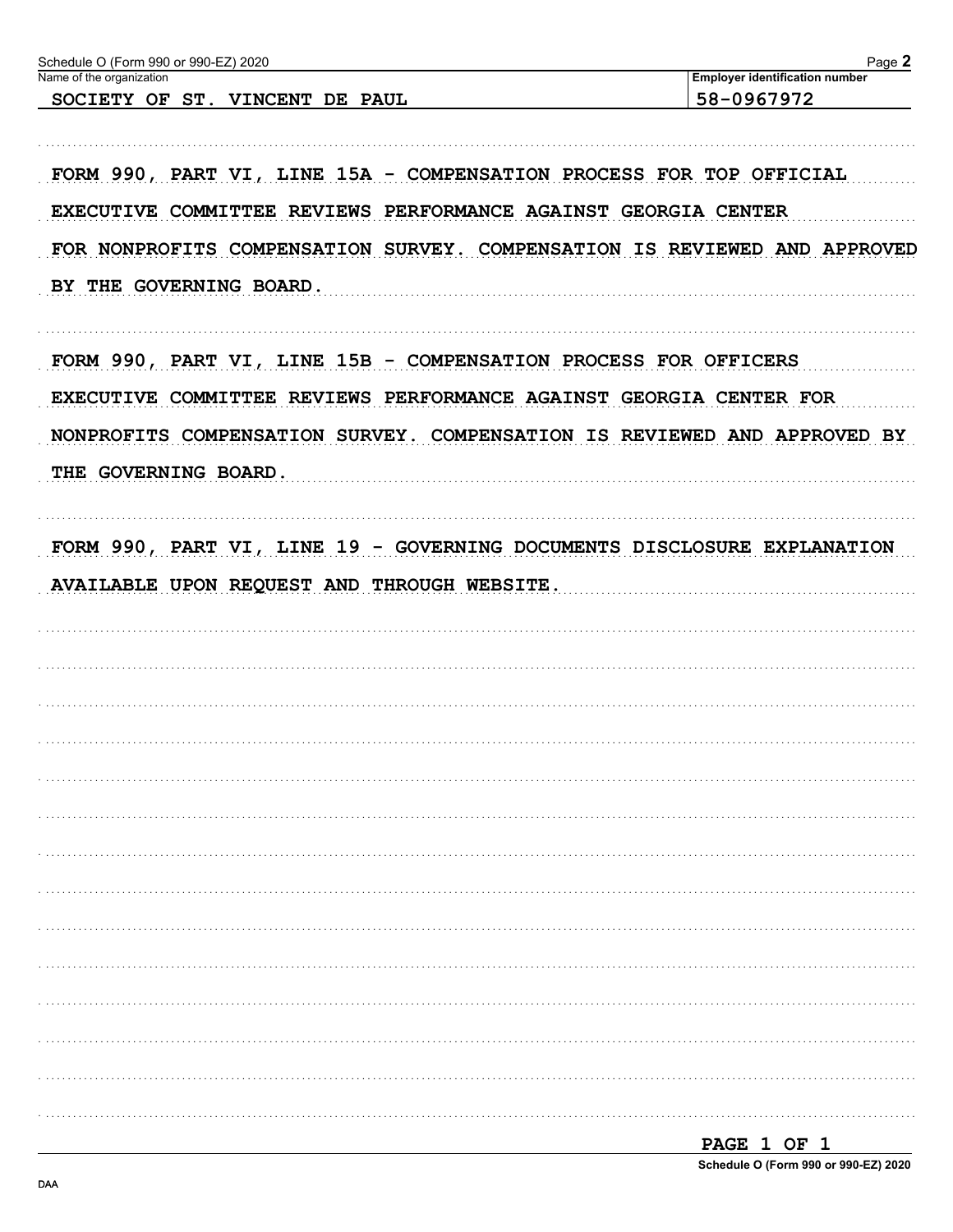Name of the organization: SOCIETY OF ST. VINCENT DE PAUL

Employer identification number: 58-0967972

FORM 990, PART VI, LINE 15A - COMPENSATION PROCESS FOR TOP OFFICIAL

EXECUTIVE COMMITTEE REVIEWS PERFORMANCE AGAINST GEORGIA CENTER FOR NONPROFITS COMPENSATION SURVEY. COMPENSATION IS REVIEWED AND APPROVED BY THE GOVERNING BOARD.

FORM 990, PART VI, LINE 15B - COMPENSATION PROCESS FOR OFFICERS

EXECUTIVE COMMITTEE REVIEWS PERFORMANCE AGAINST GEORGIA CENTER FOR NONPROFITS COMPENSATION SURVEY. COMPENSATION IS REVIEWED AND APPROVED BY THE GOVERNING BOARD.

FORM 990, PART VI, LINE 19 - GOVERNING DOCUMENTS DISCLOSURE EXPLANATION

AVAILABLE UPON REQUEST AND THROUGH WEBSITE.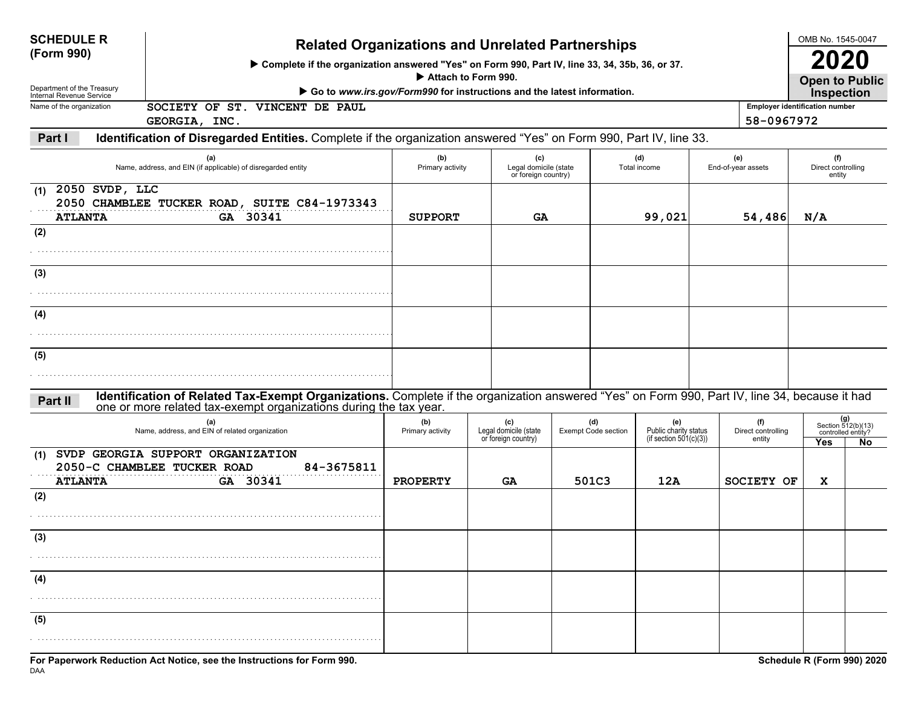**SCHEDULE R (Form 990)**

Department of the Treasury
Internal Revenue Service

# Related Organizations and Unrelated Partnerships

▶ Complete if the organization answered "Yes" on Form 990, Part IV, line 33, 34, 35b, 36, or 37.
▶ Attach to Form 990.
▶ Go to *www.irs.gov/Form990* for instructions and the latest information.

OMB No. 1545-0047

**2020**

**Open to Public Inspection**

Name of the organization: SOCIETY OF ST. VINCENT DE PAUL GEORGIA, INC.

Employer identification number: 58-0967972

## Part I Identification of Disregarded Entities. 

Complete if the organization answered "Yes" on Form 990, Part IV, line 33.

| | (a) Name, address, and EIN (if applicable) of disregarded entity | (b) Primary activity | (c) Legal domicile (state or foreign country) | (d) Total income | (e) End-of-year assets | (f) Direct controlling entity |
|---|---|---|---|---|---|---|
| (1) | 2050 SVDP, LLC<br>2050 CHAMBLEE TUCKER ROAD, SUITE C 84-1973343<br>ATLANTA GA 30341 | SUPPORT | GA | 99,021 | 54,486 | N/A |
| (2) | | | | | | |
| (3) | | | | | | |
| (4) | | | | | | |
| (5) | | | | | | |

## Part II Identification of Related Tax-Exempt Organizations. 

Complete if the organization answered "Yes" on Form 990, Part IV, line 34, because it had one or more related tax-exempt organizations during the tax year.

| | (a) Name, address, and EIN of related organization | (b) Primary activity | (c) Legal domicile (state or foreign country) | (d) Exempt Code section | (e) Public charity status (if section 501(c)(3)) | (f) Direct controlling entity | (g) Section 512(b)(13) controlled entity? Yes | No |
|---|---|---|---|---|---|---|---|---|
| (1) | SVDP GEORGIA SUPPORT ORGANIZATION<br>2050-C CHAMBLEE TUCKER ROAD 84-3675811<br>ATLANTA GA 30341 | PROPERTY | GA | 501C3 | 12A | SOCIETY OF | X | |
| (2) | | | | | | | | |
| (3) | | | | | | | | |
| (4) | | | | | | | | |
| (5) | | | | | | | | |

**For Paperwork Reduction Act Notice, see the Instructions for Form 990.**

DAA

**Schedule R (Form 990) 2020**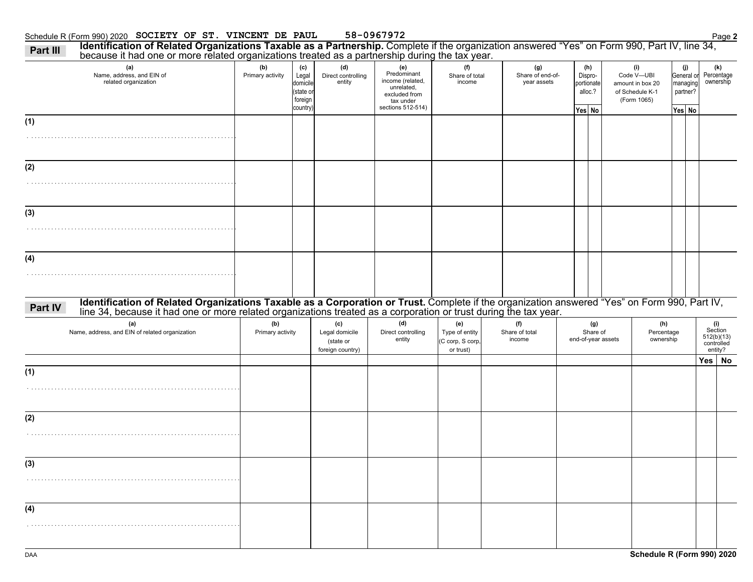Schedule R (Form 990) 2020 SOCIETY OF ST. VINCENT DE PAUL 58-0967972 Page **2**

**Part III** **Identification of Related Organizations Taxable as a Partnership.** Complete if the organization answered "Yes" on Form 990, Part IV, line 34, because it had one or more related organizations treated as a partnership during the tax year.

| (a) Name, address, and EIN of related organization | (b) Primary activity | (c) Legal domicile (state or foreign country) | (d) Direct controlling entity | (e) Predominant income (related, unrelated, excluded from tax under sections 512-514) | (f) Share of total income | (g) Share of end-of-year assets | (h) Dispro-portionate alloc.? | | (i) Code V—UBI amount in box 20 of Schedule K-1 (Form 1065) | (j) General or managing partner? | | (k) Percentage ownership |
|---|---|---|---|---|---|---|---|---|---|---|---|---|
| | | | | | | | Yes | No | | Yes | No | |
| (1) | | | | | | | | | | | | |
| (2) | | | | | | | | | | | | |
| (3) | | | | | | | | | | | | |
| (4) | | | | | | | | | | | | |

**Part IV** **Identification of Related Organizations Taxable as a Corporation or Trust.** Complete if the organization answered "Yes" on Form 990, Part IV, line 34, because it had one or more related organizations treated as a corporation or trust during the tax year.

| (a) Name, address, and EIN of related organization | (b) Primary activity | (c) Legal domicile (state or foreign country) | (d) Direct controlling entity | (e) Type of entity (C corp, S corp, or trust) | (f) Share of total income | (g) Share of end-of-year assets | (h) Percentage ownership | (i) Section 512(b)(13) controlled entity? | |
|---|---|---|---|---|---|---|---|---|---|
| | | | | | | | | Yes | No |
| (1) | | | | | | | | | |
| (2) | | | | | | | | | |
| (3) | | | | | | | | | |
| (4) | | | | | | | | | |

DAA **Schedule R (Form 990) 2020**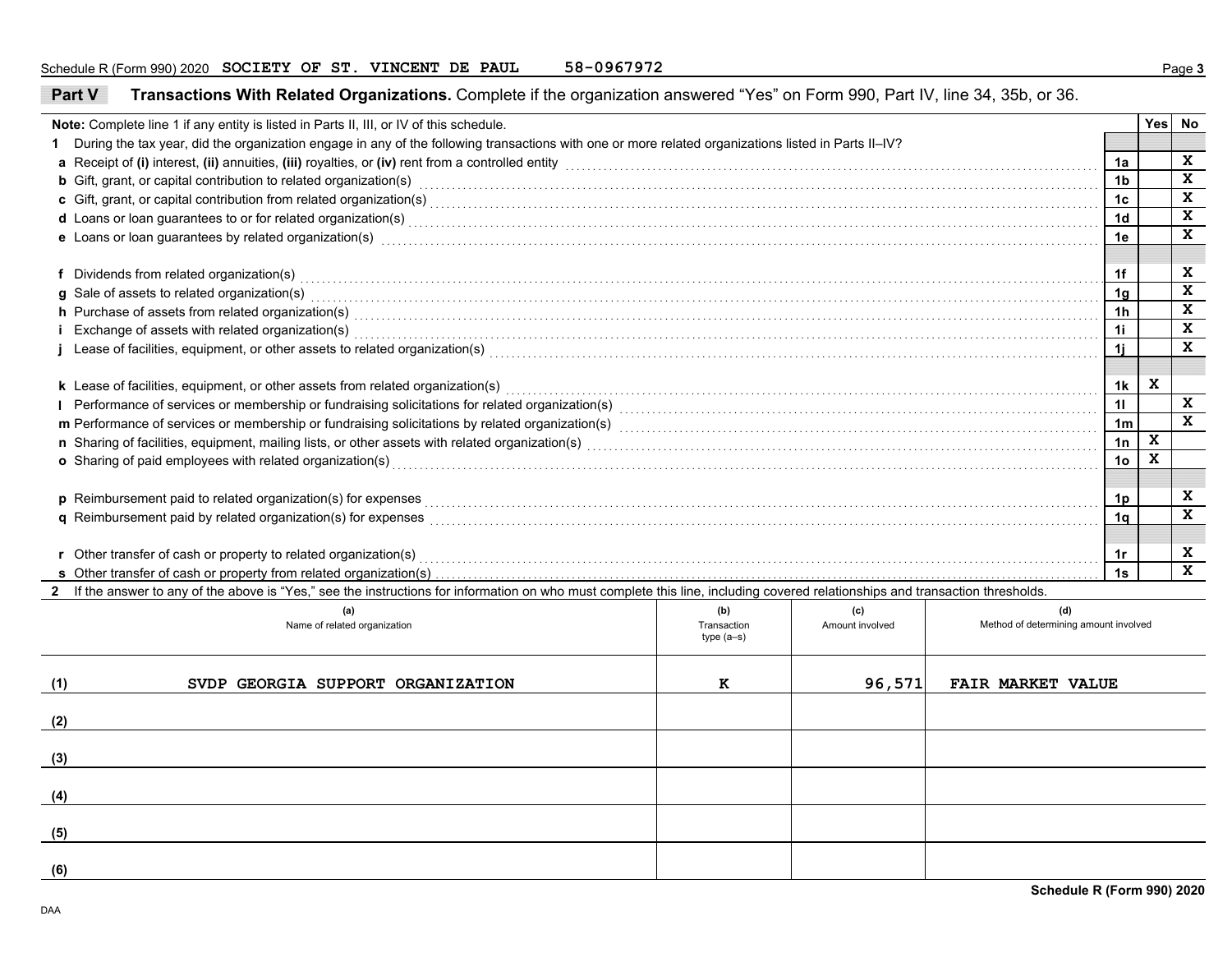Schedule R (Form 990) 2020 SOCIETY OF ST. VINCENT DE PAUL 58-0967972

## Part V Transactions With Related Organizations.

Complete if the organization answered "Yes" on Form 990, Part IV, line 34, 35b, or 36.

| | | | Yes | No |
|---|---|---|---|---|
| **Note:** Complete line 1 if any entity is listed in Parts II, III, or IV of this schedule. | | | | |
| **1** | During the tax year, did the organization engage in any of the following transactions with one or more related organizations listed in Parts II–IV? | | | |
| **a** | Receipt of **(i)** interest, **(ii)** annuities, **(iii)** royalties, or **(iv)** rent from a controlled entity | 1a | | X |
| **b** | Gift, grant, or capital contribution to related organization(s) | 1b | | X |
| **c** | Gift, grant, or capital contribution from related organization(s) | 1c | | X |
| **d** | Loans or loan guarantees to or for related organization(s) | 1d | | X |
| **e** | Loans or loan guarantees by related organization(s) | 1e | | X |
| **f** | Dividends from related organization(s) | 1f | | X |
| **g** | Sale of assets to related organization(s) | 1g | | X |
| **h** | Purchase of assets from related organization(s) | 1h | | X |
| **i** | Exchange of assets with related organization(s) | 1i | | X |
| **j** | Lease of facilities, equipment, or other assets to related organization(s) | 1j | | X |
| **k** | Lease of facilities, equipment, or other assets from related organization(s) | 1k | X | |
| **l** | Performance of services or membership or fundraising solicitations for related organization(s) | 1l | | X |
| **m** | Performance of services or membership or fundraising solicitations by related organization(s) | 1m | | X |
| **n** | Sharing of facilities, equipment, mailing lists, or other assets with related organization(s) | 1n | X | |
| **o** | Sharing of paid employees with related organization(s) | 1o | X | |
| **p** | Reimbursement paid to related organization(s) for expenses | 1p | | X |
| **q** | Reimbursement paid by related organization(s) for expenses | 1q | | X |
| **r** | Other transfer of cash or property to related organization(s) | 1r | | X |
| **s** | Other transfer of cash or property from related organization(s) | 1s | | X |

**2** If the answer to any of the above is "Yes," see the instructions for information on who must complete this line, including covered relationships and transaction thresholds.

| | (a) Name of related organization | (b) Transaction type (a–s) | (c) Amount involved | (d) Method of determining amount involved |
|---|---|---|---|---|
| (1) | SVDP GEORGIA SUPPORT ORGANIZATION | K | 96,571 | FAIR MARKET VALUE |
| (2) | | | | |
| (3) | | | | |
| (4) | | | | |
| (5) | | | | |
| (6) | | | | |

Schedule R (Form 990) 2020

DAA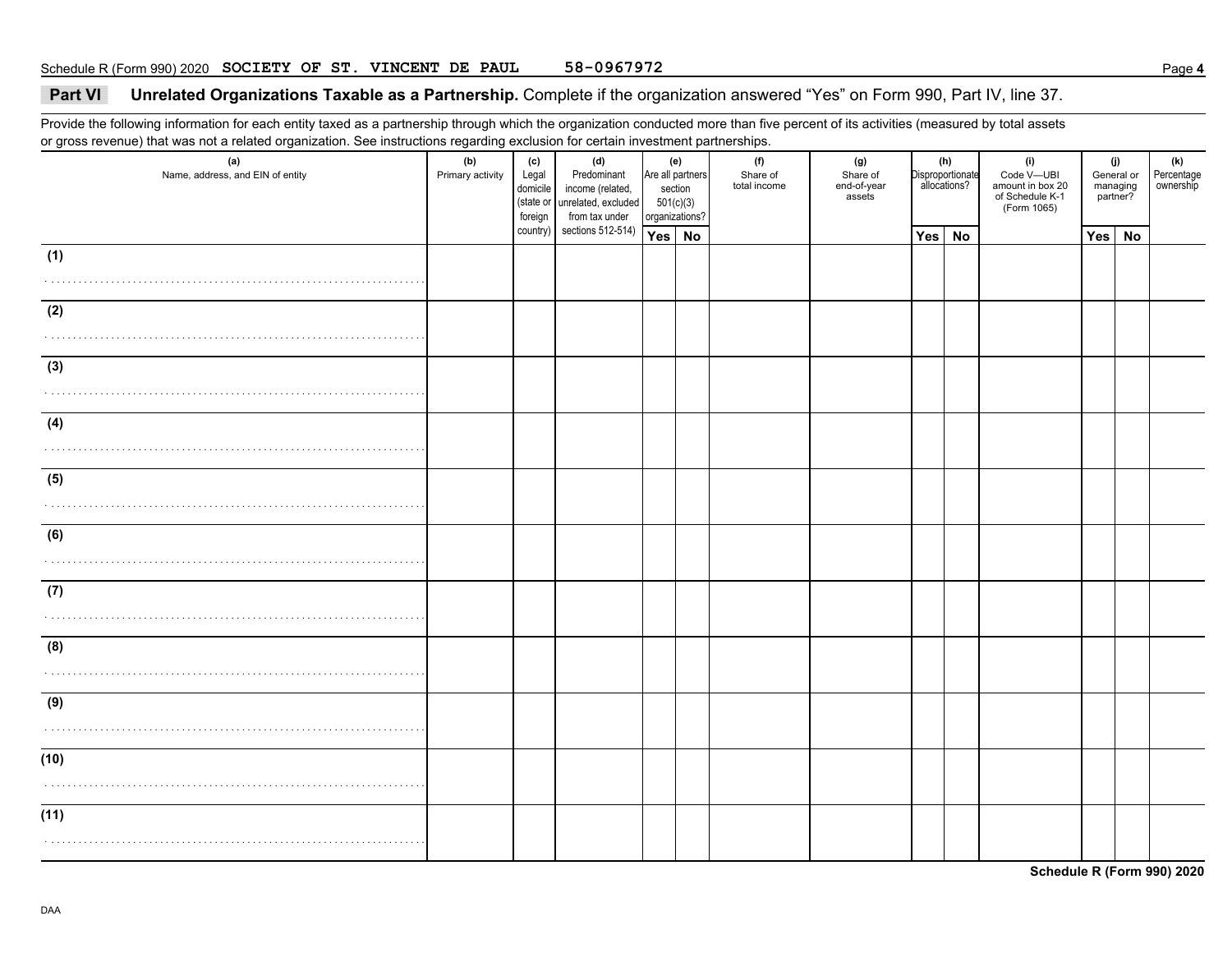Schedule R (Form 990) 2020 **SOCIETY OF ST. VINCENT DE PAUL** **58-0967972**

## Part VI Unrelated Organizations Taxable as a Partnership.

Complete if the organization answered "Yes" on Form 990, Part IV, line 37.

Provide the following information for each entity taxed as a partnership through which the organization conducted more than five percent of its activities (measured by total assets or gross revenue) that was not a related organization. See instructions regarding exclusion for certain investment partnerships.

| (a) Name, address, and EIN of entity | (b) Primary activity | (c) Legal domicile (state or foreign country) | (d) Predominant income (related, unrelated, excluded from tax under sections 512-514) | (e) Are all partners section 501(c)(3) organizations? | | (f) Share of total income | (g) Share of end-of-year assets | (h) Disproportionate allocations? | | (i) Code V—UBI amount in box 20 of Schedule K-1 (Form 1065) | (j) General or managing partner? | | (k) Percentage ownership |
|---|---|---|---|---|---|---|---|---|---|---|---|---|---|
| | | | | Yes | No | | | Yes | No | | Yes | No | |
| (1) | | | | | | | | | | | | | |
| (2) | | | | | | | | | | | | | |
| (3) | | | | | | | | | | | | | |
| (4) | | | | | | | | | | | | | |
| (5) | | | | | | | | | | | | | |
| (6) | | | | | | | | | | | | | |
| (7) | | | | | | | | | | | | | |
| (8) | | | | | | | | | | | | | |
| (9) | | | | | | | | | | | | | |
| (10) | | | | | | | | | | | | | |
| (11) | | | | | | | | | | | | | |

**Schedule R (Form 990) 2020**

DAA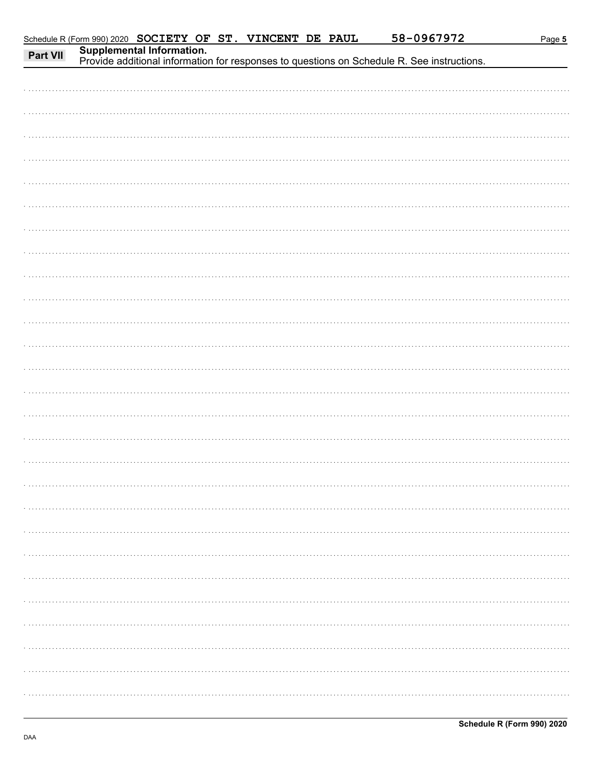Schedule R (Form 990) 2020 SOCIETY OF ST. VINCENT DE PAUL 58-0967972

## Part VII Supplemental Information.

Provide additional information for responses to questions on Schedule R. See instructions.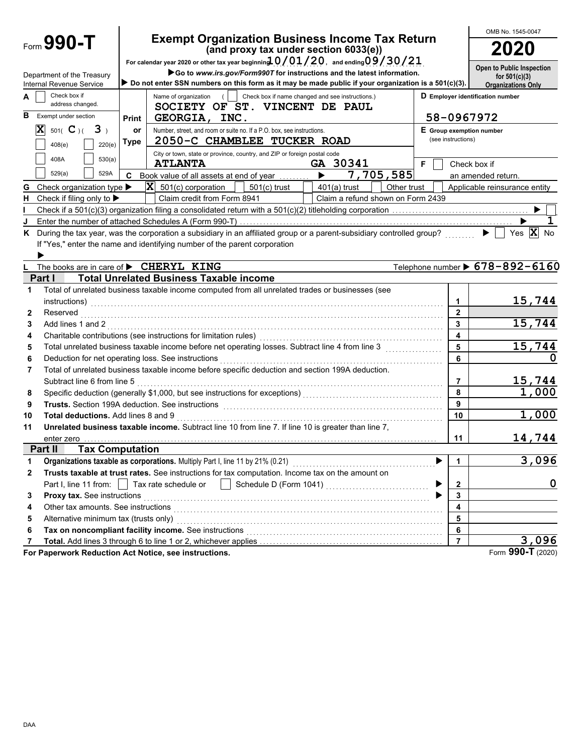# Form 990-T

## Exempt Organization Business Income Tax Return
### (and proxy tax under section 6033(e))

OMB No. 1545-0047

**2020**

For calendar year 2020 or other tax year beginning 10/01/20, and ending 09/30/21

Department of the Treasury
Internal Revenue Service

▶Go to *www.irs.gov/Form990T* for instructions and the latest information.

▶ Do not enter SSN numbers on this form as it may be made public if your organization is a 501(c)(3).

**Open to Public Inspection for 501(c)(3) Organizations Only**

**A** ☐ Check box if address changed.

**B** Exempt under section

☒ 501( C )( 3 )
☐ 408(e) ☐ 220(e)
☐ 408A ☐ 530(a)
☐ 529(a) ☐ 529A

Print or Type

Name of organization ( ☐ Check box if name changed and see instructions.)
SOCIETY OF ST. VINCENT DE PAUL GEORGIA, INC.

Number, street, and room or suite no. If a P.O. box, see instructions.
2050-C CHAMBLEE TUCKER ROAD

City or town, state or province, country, and ZIP or foreign postal code
ATLANTA GA 30341

**D** Employer identification number
58-0967972

**E** Group exemption number (see instructions)

**F** ☐ Check box if an amended return.

**C** Book value of all assets at end of year ▶ 7,705,585

**G** Check organization type ▶ ☒ 501(c) corporation ☐ 501(c) trust ☐ 401(a) trust ☐ Other trust ☐ Applicable reinsurance entity

**H** Check if filing only to ▶ ☐ Claim credit from Form 8941 ☐ Claim a refund shown on Form 2439

**I** Check if a 501(c)(3) organization filing a consolidated return with a 501(c)(2) titleholding corporation ▶ ☐

**J** Enter the number of attached Schedules A (Form 990-T) ▶ 1

**K** During the tax year, was the corporation a subsidiary in an affiliated group or a parent-subsidiary controlled group? ▶ ☐ Yes ☒ No
If "Yes," enter the name and identifying number of the parent corporation
▶

**L** The books are in care of ▶ CHERYL KING Telephone number ▶ 678-892-6160

## Part I Total Unrelated Business Taxable income

| | | | |
|---|---|---|---|
| 1 | Total of unrelated business taxable income computed from all unrelated trades or businesses (see instructions) | 1 | 15,744 |
| 2 | Reserved | 2 | |
| 3 | Add lines 1 and 2 | 3 | 15,744 |
| 4 | Charitable contributions (see instructions for limitation rules) | 4 | |
| 5 | Total unrelated business taxable income before net operating losses. Subtract line 4 from line 3 | 5 | 15,744 |
| 6 | Deduction for net operating loss. See instructions | 6 | 0 |
| 7 | Total of unrelated business taxable income before specific deduction and section 199A deduction. Subtract line 6 from line 5 | 7 | 15,744 |
| 8 | Specific deduction (generally $1,000, but see instructions for exceptions) | 8 | 1,000 |
| 9 | **Trusts.** Section 199A deduction. See instructions | 9 | |
| 10 | **Total deductions.** Add lines 8 and 9 | 10 | 1,000 |
| 11 | **Unrelated business taxable income.** Subtract line 10 from line 7. If line 10 is greater than line 7, enter zero | 11 | 14,744 |

## Part II Tax Computation

| | | | |
|---|---|---|---|
| 1 | **Organizations taxable as corporations.** Multiply Part I, line 11 by 21% (0.21) ▶ | 1 | 3,096 |
| 2 | **Trusts taxable at trust rates.** See instructions for tax computation. Income tax on the amount on Part I, line 11 from: ☐ Tax rate schedule or ☐ Schedule D (Form 1041) ▶ | 2 | 0 |
| 3 | **Proxy tax.** See instructions ▶ | 3 | |
| 4 | Other tax amounts. See instructions | 4 | |
| 5 | Alternative minimum tax (trusts only) | 5 | |
| 6 | **Tax on noncompliant facility income.** See instructions | 6 | |
| 7 | **Total.** Add lines 3 through 6 to line 1 or 2, whichever applies | 7 | 3,096 |

**For Paperwork Reduction Act Notice, see instructions.** Form **990-T** (2020)

DAA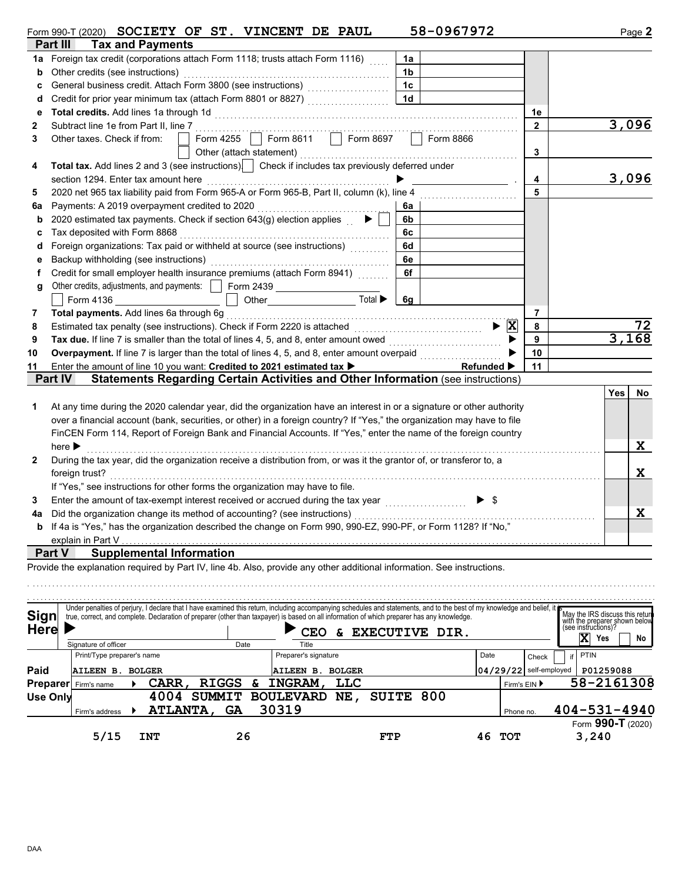Form 990-T (2020) **SOCIETY OF ST. VINCENT DE PAUL** **58-0967972** Page **2**

## Part III Tax and Payments

| Line | Description | Ref | Amount | Line | Amount |
|---|---|---|---|---|---|
| 1a | Foreign tax credit (corporations attach Form 1118; trusts attach Form 1116) | 1a | | | |
| b | Other credits (see instructions) | 1b | | | |
| c | General business credit. Attach Form 3800 (see instructions) | 1c | | | |
| d | Credit for prior year minimum tax (attach Form 8801 or 8827) | 1d | | | |
| e | **Total credits.** Add lines 1a through 1d | | | 1e | |
| 2 | Subtract line 1e from Part II, line 7 | | | 2 | 3,096 |
| 3 | Other taxes. Check if from: ☐ Form 4255 ☐ Form 8611 ☐ Form 8697 ☐ Form 8866 ☐ Other (attach statement) | | | 3 | |
| 4 | **Total tax.** Add lines 2 and 3 (see instructions). ☐ Check if includes tax previously deferred under section 1294. Enter tax amount here ▶ | | | 4 | 3,096 |
| 5 | 2020 net 965 tax liability paid from Form 965-A or Form 965-B, Part II, column (k), line 4 | | | 5 | |
| 6a | Payments: A 2019 overpayment credited to 2020 | 6a | | | |
| b | 2020 estimated tax payments. Check if section 643(g) election applies ▶ ☐ | 6b | | | |
| c | Tax deposited with Form 8868 | 6c | | | |
| d | Foreign organizations: Tax paid or withheld at source (see instructions) | 6d | | | |
| e | Backup withholding (see instructions) | 6e | | | |
| f | Credit for small employer health insurance premiums (attach Form 8941) | 6f | | | |
| g | Other credits, adjustments, and payments: ☐ Form 2439 ☐ Form 4136 ☐ Other Total ▶ | 6g | | | |
| 7 | **Total payments.** Add lines 6a through 6g | | | 7 | |
| 8 | Estimated tax penalty (see instructions). Check if Form 2220 is attached ▶ ☒ | | | 8 | 72 |
| 9 | **Tax due.** If line 7 is smaller than the total of lines 4, 5, and 8, enter amount owed ▶ | | | 9 | 3,168 |
| 10 | **Overpayment.** If line 7 is larger than the total of lines 4, 5, and 8, enter amount overpaid ▶ | | | 10 | |
| 11 | Enter the amount of line 10 you want: **Credited to 2021 estimated tax** ▶ Refunded ▶ | | | 11 | |

## Part IV Statements Regarding Certain Activities and Other Information (see instructions)

| Line | Question | Yes | No |
|---|---|---|---|
| 1 | At any time during the 2020 calendar year, did the organization have an interest in or a signature or other authority over a financial account (bank, securities, or other) in a foreign country? If "Yes," the organization may have to file FinCEN Form 114, Report of Foreign Bank and Financial Accounts. If "Yes," enter the name of the foreign country here ▶ | | X |
| 2 | During the tax year, did the organization receive a distribution from, or was it the grantor of, or transferor to, a foreign trust? If "Yes," see instructions for other forms the organization may have to file. | | X |
| 3 | Enter the amount of tax-exempt interest received or accrued during the tax year ▶ $ | | |
| 4a | Did the organization change its method of accounting? (see instructions) | | X |
| b | If 4a is "Yes," has the organization described the change on Form 990, 990-EZ, 990-PF, or Form 1128? If "No," explain in Part V | | |

## Part V Supplemental Information

Provide the explanation required by Part IV, line 4b. Also, provide any other additional information. See instructions.

**Sign Here**

Under penalties of perjury, I declare that I have examined this return, including accompanying schedules and statements, and to the best of my knowledge and belief, it is true, correct, and complete. Declaration of preparer (other than taxpayer) is based on all information of which preparer has any knowledge.

Signature of officer | Date | Title: **CEO & EXECUTIVE DIR.**

May the IRS discuss this return with the preparer shown below (see instructions)? ☒ Yes ☐ No

**Paid Preparer Use Only**

| Print/Type preparer's name | Preparer's signature | Date | Check ☐ if self-employed | PTIN |
|---|---|---|---|---|
| AILEEN B. BOLGER | AILEEN B. BOLGER | 04/29/22 | | P01259088 |

Firm's name ▶ **CARR, RIGGS & INGRAM, LLC** Firm's EIN ▶ **58-2161308**

Firm's address ▶ **4004 SUMMIT BOULEVARD NE, SUITE 800, ATLANTA, GA 30319** Phone no. **404-531-4940**

Form **990-T** (2020)

5/15 INT 26 FTP 46 TOT 3,240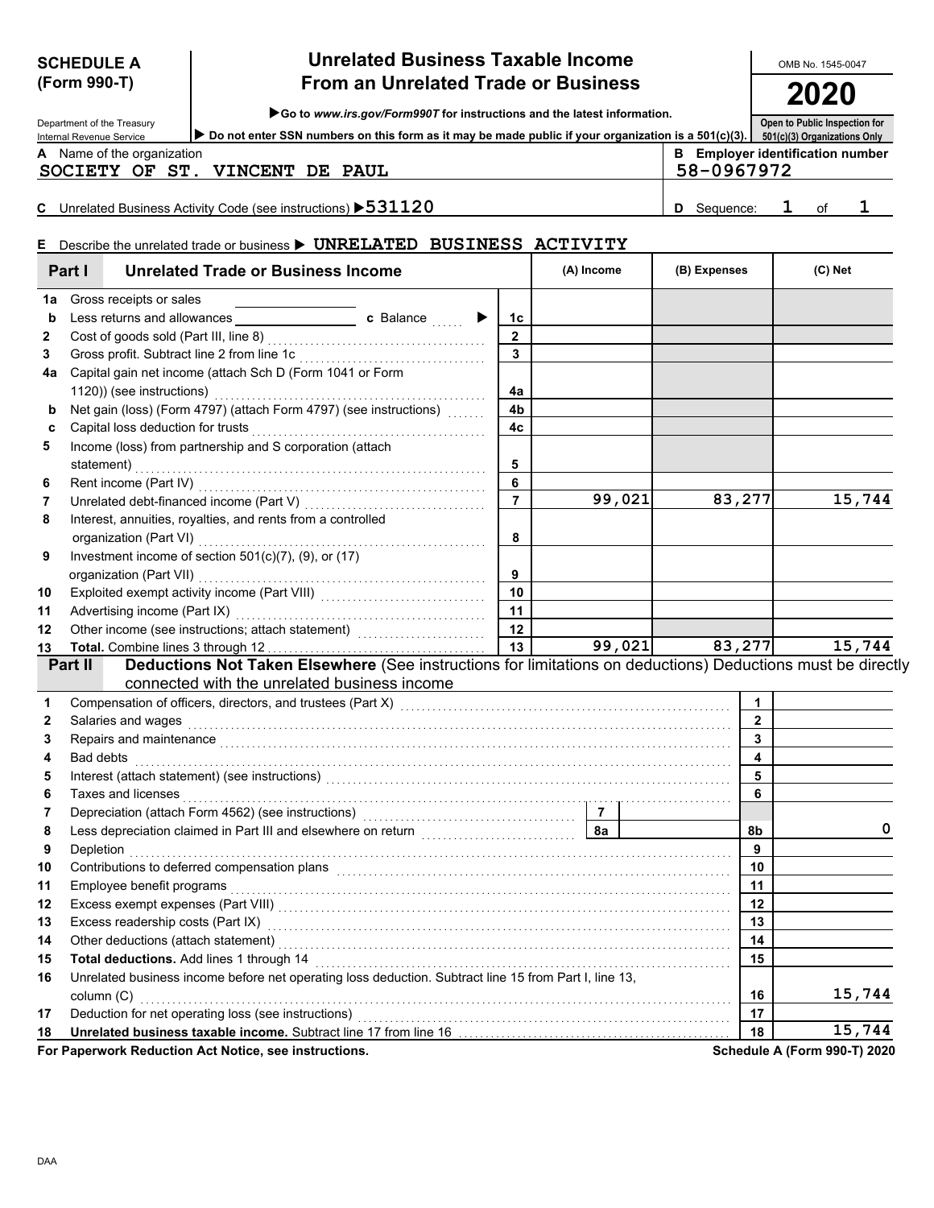**SCHEDULE A (Form 990-T)**

Department of the Treasury
Internal Revenue Service

# Unrelated Business Taxable Income From an Unrelated Trade or Business

▶Go to *www.irs.gov/Form990T* for instructions and the latest information.

▶ Do not enter SSN numbers on this form as it may be made public if your organization is a 501(c)(3).

OMB No. 1545-0047

**2020**

Open to Public Inspection for 501(c)(3) Organizations Only

**A** Name of the organization: SOCIETY OF ST. VINCENT DE PAUL

**B** Employer identification number: 58-0967972

**C** Unrelated Business Activity Code (see instructions) ▶531120

**D** Sequence: 1 of 1

**E** Describe the unrelated trade or business ▶ UNRELATED BUSINESS ACTIVITY

## Part I Unrelated Trade or Business Income

| | | Line | (A) Income | (B) Expenses | (C) Net |
|---|---|---|---|---|---|
| 1a | Gross receipts or sales | | | | |
| b | Less returns and allowances ____ c Balance ▶ | 1c | | | |
| 2 | Cost of goods sold (Part III, line 8) | 2 | | | |
| 3 | Gross profit. Subtract line 2 from line 1c | 3 | | | |
| 4a | Capital gain net income (attach Sch D (Form 1041 or Form 1120)) (see instructions) | 4a | | | |
| b | Net gain (loss) (Form 4797) (attach Form 4797) (see instructions) | 4b | | | |
| c | Capital loss deduction for trusts | 4c | | | |
| 5 | Income (loss) from partnership and S corporation (attach statement) | 5 | | | |
| 6 | Rent income (Part IV) | 6 | | | |
| 7 | Unrelated debt-financed income (Part V) | 7 | 99,021 | 83,277 | 15,744 |
| 8 | Interest, annuities, royalties, and rents from a controlled organization (Part VI) | 8 | | | |
| 9 | Investment income of section 501(c)(7), (9), or (17) organization (Part VII) | 9 | | | |
| 10 | Exploited exempt activity income (Part VIII) | 10 | | | |
| 11 | Advertising income (Part IX) | 11 | | | |
| 12 | Other income (see instructions; attach statement) | 12 | | | |
| 13 | **Total.** Combine lines 3 through 12 | 13 | 99,021 | 83,277 | 15,744 |

## Part II Deductions Not Taken Elsewhere (See instructions for limitations on deductions) Deductions must be directly connected with the unrelated business income

| | | Line | Amount |
|---|---|---|---|
| 1 | Compensation of officers, directors, and trustees (Part X) | 1 | |
| 2 | Salaries and wages | 2 | |
| 3 | Repairs and maintenance | 3 | |
| 4 | Bad debts | 4 | |
| 5 | Interest (attach statement) (see instructions) | 5 | |
| 6 | Taxes and licenses | 6 | |
| 7 | Depreciation (attach Form 4562) (see instructions) ... 7 | | |
| 8 | Less depreciation claimed in Part III and elsewhere on return ... 8a | 8b | 0 |
| 9 | Depletion | 9 | |
| 10 | Contributions to deferred compensation plans | 10 | |
| 11 | Employee benefit programs | 11 | |
| 12 | Excess exempt expenses (Part VIII) | 12 | |
| 13 | Excess readership costs (Part IX) | 13 | |
| 14 | Other deductions (attach statement) | 14 | |
| 15 | **Total deductions.** Add lines 1 through 14 | 15 | |
| 16 | Unrelated business income before net operating loss deduction. Subtract line 15 from Part I, line 13, column (C) | 16 | 15,744 |
| 17 | Deduction for net operating loss (see instructions) | 17 | |
| 18 | **Unrelated business taxable income.** Subtract line 17 from line 16 | 18 | 15,744 |

**For Paperwork Reduction Act Notice, see instructions.**

**Schedule A (Form 990-T) 2020**

DAA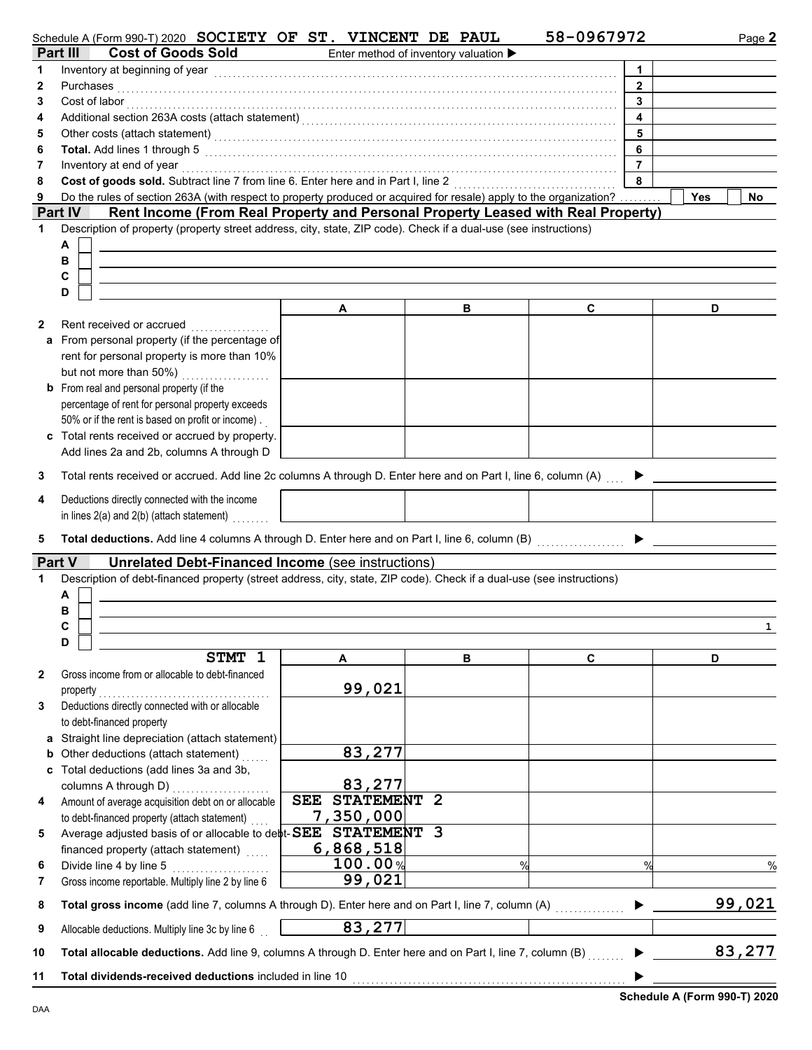Schedule A (Form 990-T) 2020 SOCIETY OF ST. VINCENT DE PAUL 58-0967972 Page **2**

## Part III Cost of Goods Sold

Enter method of inventory valuation ▶

| | | | |
|---|---|---|---|
| 1 | Inventory at beginning of year | 1 | |
| 2 | Purchases | 2 | |
| 3 | Cost of labor | 3 | |
| 4 | Additional section 263A costs (attach statement) | 4 | |
| 5 | Other costs (attach statement) | 5 | |
| 6 | **Total.** Add lines 1 through 5 | 6 | |
| 7 | Inventory at end of year | 7 | |
| 8 | **Cost of goods sold.** Subtract line 7 from line 6. Enter here and in Part I, line 2 | 8 | |
| 9 | Do the rules of section 263A (with respect to property produced or acquired for resale) apply to the organization? | | Yes ☐ No ☐ |

## Part IV Rent Income (From Real Property and Personal Property Leased with Real Property)

1 Description of property (property street address, city, state, ZIP code). Check if a dual-use (see instructions)

A ☐

B ☐

C ☐

D ☐

| | A | B | C | D |
|---|---|---|---|---|
| **2** Rent received or accrued | | | | |
| **a** From personal property (if the percentage of rent for personal property is more than 10% but not more than 50%) | | | | |
| **b** From real and personal property (if the percentage of rent for personal property exceeds 50% or if the rent is based on profit or income) | | | | |
| **c** Total rents received or accrued by property. Add lines 2a and 2b, columns A through D | | | | |

3 Total rents received or accrued. Add line 2c columns A through D. Enter here and on Part I, line 6, column (A) ▶

| | A | B | C | D |
|---|---|---|---|---|
| **4** Deductions directly connected with the income in lines 2(a) and 2(b) (attach statement) | | | | |

5 **Total deductions.** Add line 4 columns A through D. Enter here and on Part I, line 6, column (B) ▶

## Part V Unrelated Debt-Financed Income (see instructions)

1 Description of debt-financed property (street address, city, state, ZIP code). Check if a dual-use (see instructions)

A ☐

B ☐

C ☐ 1

D ☐

| STMT 1 | A | B | C | D |
|---|---|---|---|---|
| **2** Gross income from or allocable to debt-financed property | 99,021 | | | |
| **3** Deductions directly connected with or allocable to debt-financed property | | | | |
| **a** Straight line depreciation (attach statement) | | | | |
| **b** Other deductions (attach statement) | 83,277 | | | |
| **c** Total deductions (add lines 3a and 3b, columns A through D) | 83,277 | | | |
| **4** Amount of average acquisition debt on or allocable to debt-financed property (attach statement) | SEE STATEMENT 2 7,350,000 | | | |
| **5** Average adjusted basis of or allocable to debt-financed property (attach statement) | SEE STATEMENT 3 6,868,518 | | | |
| **6** Divide line 4 by line 5 | 100.00 % | % | % | % |
| **7** Gross income reportable. Multiply line 2 by line 6 | 99,021 | | | |

8 **Total gross income** (add line 7, columns A through D). Enter here and on Part I, line 7, column (A) ▶ 99,021

| | A | B | C | D |
|---|---|---|---|---|
| **9** Allocable deductions. Multiply line 3c by line 6 | 83,277 | | | |

10 **Total allocable deductions.** Add line 9, columns A through D. Enter here and on Part I, line 7, column (B) ▶ 83,277

11 **Total dividends-received deductions** included in line 10 ▶

DAA **Schedule A (Form 990-T) 2020**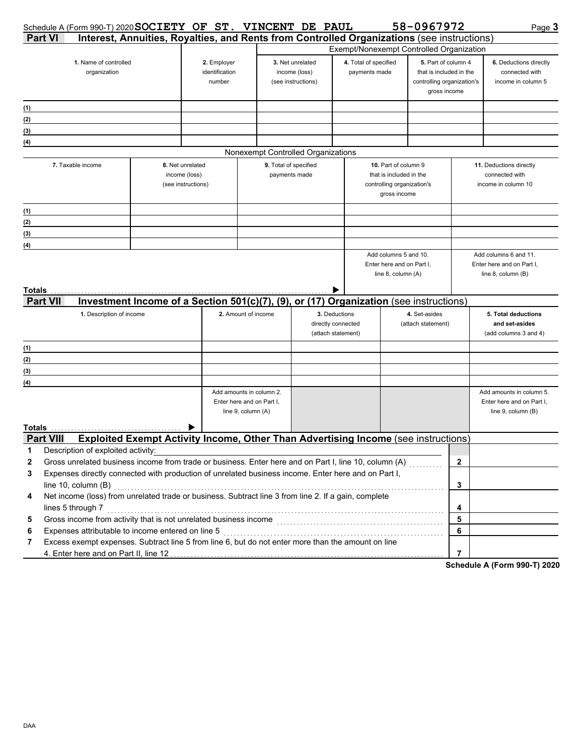Schedule A (Form 990-T) 2020 **SOCIETY OF ST. VINCENT DE PAUL** **58-0967972** Page **3**

## Part VI Interest, Annuities, Royalties, and Rents from Controlled Organizations (see instructions)

| | | Exempt/Nonexempt Controlled Organization | | | |
|---|---|---|---|---|---|
| **1.** Name of controlled organization | **2.** Employer identification number | **3.** Net unrelated income (loss) (see instructions) | **4.** Total of specified payments made | **5.** Part of column 4 that is included in the controlling organization's gross income | **6.** Deductions directly connected with income in column 5 |
| (1) | | | | | |
| (2) | | | | | |
| (3) | | | | | |
| (4) | | | | | |

Nonexempt Controlled Organizations

| **7.** Taxable income | **8.** Net unrelated income (loss) (see instructions) | **9.** Total of specified payments made | **10.** Part of column 9 that is included in the controlling organization's gross income | **11.** Deductions directly connected with income in column 10 |
|---|---|---|---|---|
| (1) | | | | |
| (2) | | | | |
| (3) | | | | |
| (4) | | | | |
| | | | Add columns 5 and 10. Enter here and on Part I, line 8, column (A) | Add columns 6 and 11. Enter here and on Part I, line 8, column (B) |
| **Totals** ▶ | | | | |

## Part VII Investment Income of a Section 501(c)(7), (9), or (17) Organization (see instructions)

| **1.** Description of income | **2.** Amount of income | **3.** Deductions directly connected (attach statement) | **4.** Set-asides (attach statement) | **5. Total deductions and set-asides** (add columns 3 and 4) |
|---|---|---|---|---|
| (1) | | | | |
| (2) | | | | |
| (3) | | | | |
| (4) | | | | |
| | Add amounts in column 2. Enter here and on Part I, line 9, column (A) | | | Add amounts in column 5. Enter here and on Part I, line 9, column (B) |
| **Totals** ▶ | | | | |

## Part VIII Exploited Exempt Activity Income, Other Than Advertising Income (see instructions)

| | | | |
|---|---|---|---|
| 1 | Description of exploited activity: | | |
| 2 | Gross unrelated business income from trade or business. Enter here and on Part I, line 10, column (A) | 2 | |
| 3 | Expenses directly connected with production of unrelated business income. Enter here and on Part I, line 10, column (B) | 3 | |
| 4 | Net income (loss) from unrelated trade or business. Subtract line 3 from line 2. If a gain, complete lines 5 through 7 | 4 | |
| 5 | Gross income from activity that is not unrelated business income | 5 | |
| 6 | Expenses attributable to income entered on line 5 | 6 | |
| 7 | Excess exempt expenses. Subtract line 5 from line 6, but do not enter more than the amount on line 4. Enter here and on Part II, line 12 | 7 | |

**Schedule A (Form 990-T) 2020**

DAA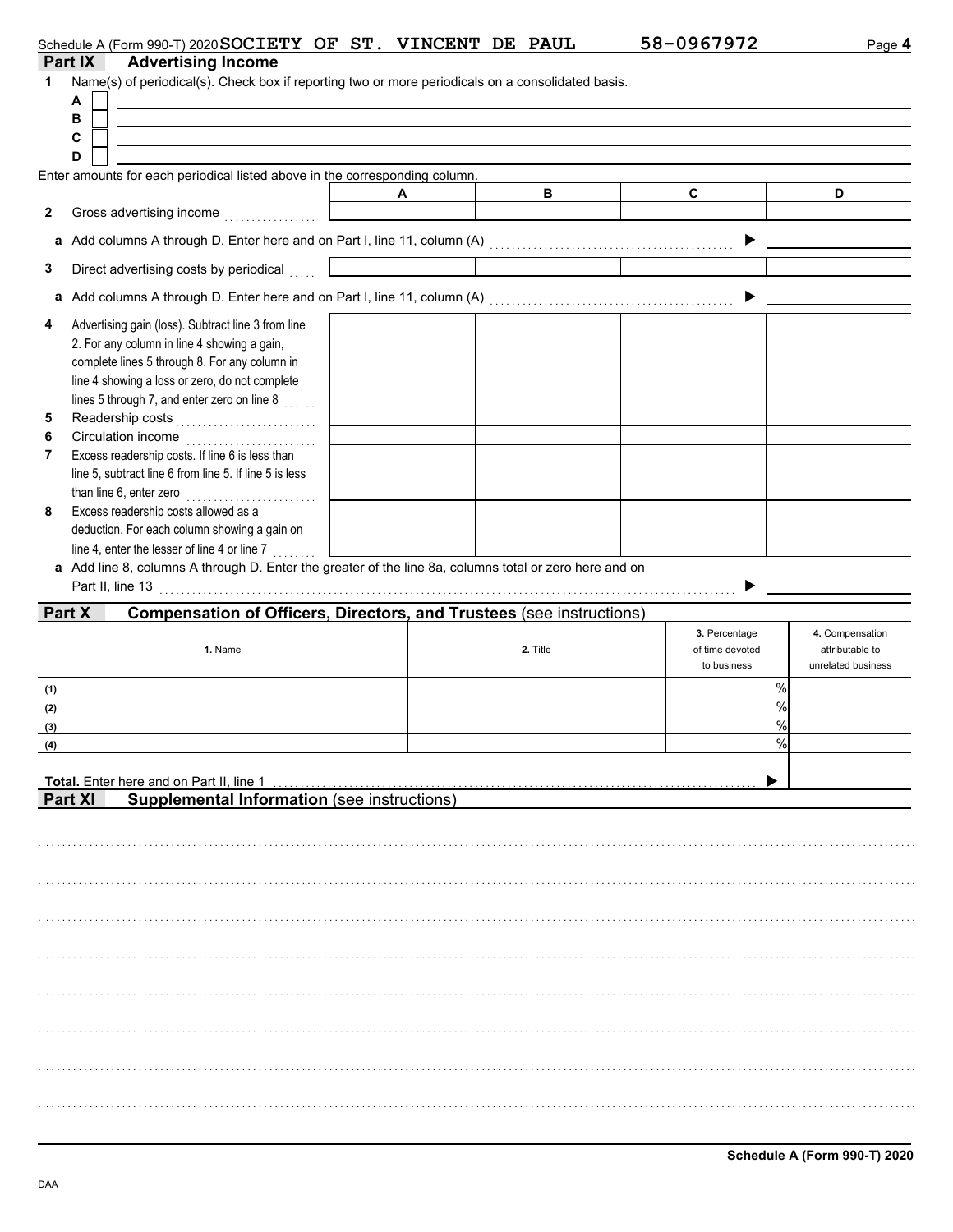Schedule A (Form 990-T) 2020 SOCIETY OF ST. VINCENT DE PAUL 58-0967972

## Part IX Advertising Income

**1** Name(s) of periodical(s). Check box if reporting two or more periodicals on a consolidated basis.

A ☐

B ☐

C ☐

D ☐

Enter amounts for each periodical listed above in the corresponding column.

| | A | B | C | D |
|---|---|---|---|---|
| **2** Gross advertising income | | | | |
| **a** Add columns A through D. Enter here and on Part I, line 11, column (A) ▶ | | | | |
| **3** Direct advertising costs by periodical | | | | |
| **a** Add columns A through D. Enter here and on Part I, line 11, column (A) ▶ | | | | |
| **4** Advertising gain (loss). Subtract line 3 from line 2. For any column in line 4 showing a gain, complete lines 5 through 8. For any column in line 4 showing a loss or zero, do not complete lines 5 through 7, and enter zero on line 8 | | | | |
| **5** Readership costs | | | | |
| **6** Circulation income | | | | |
| **7** Excess readership costs. If line 6 is less than line 5, subtract line 6 from line 5. If line 5 is less than line 6, enter zero | | | | |
| **8** Excess readership costs allowed as a deduction. For each column showing a gain on line 4, enter the lesser of line 4 or line 7 | | | | |
| **a** Add line 8, columns A through D. Enter the greater of the line 8a, columns total or zero here and on Part II, line 13 ▶ | | | | |

## Part X Compensation of Officers, Directors, and Trustees (see instructions)

| 1. Name | 2. Title | 3. Percentage of time devoted to business | 4. Compensation attributable to unrelated business |
|---|---|---|---|
| (1) | | % | |
| (2) | | % | |
| (3) | | % | |
| (4) | | % | |
| **Total.** Enter here and on Part II, line 1 ▶ | | | |

## Part XI Supplemental Information (see instructions)

**Schedule A (Form 990-T) 2020**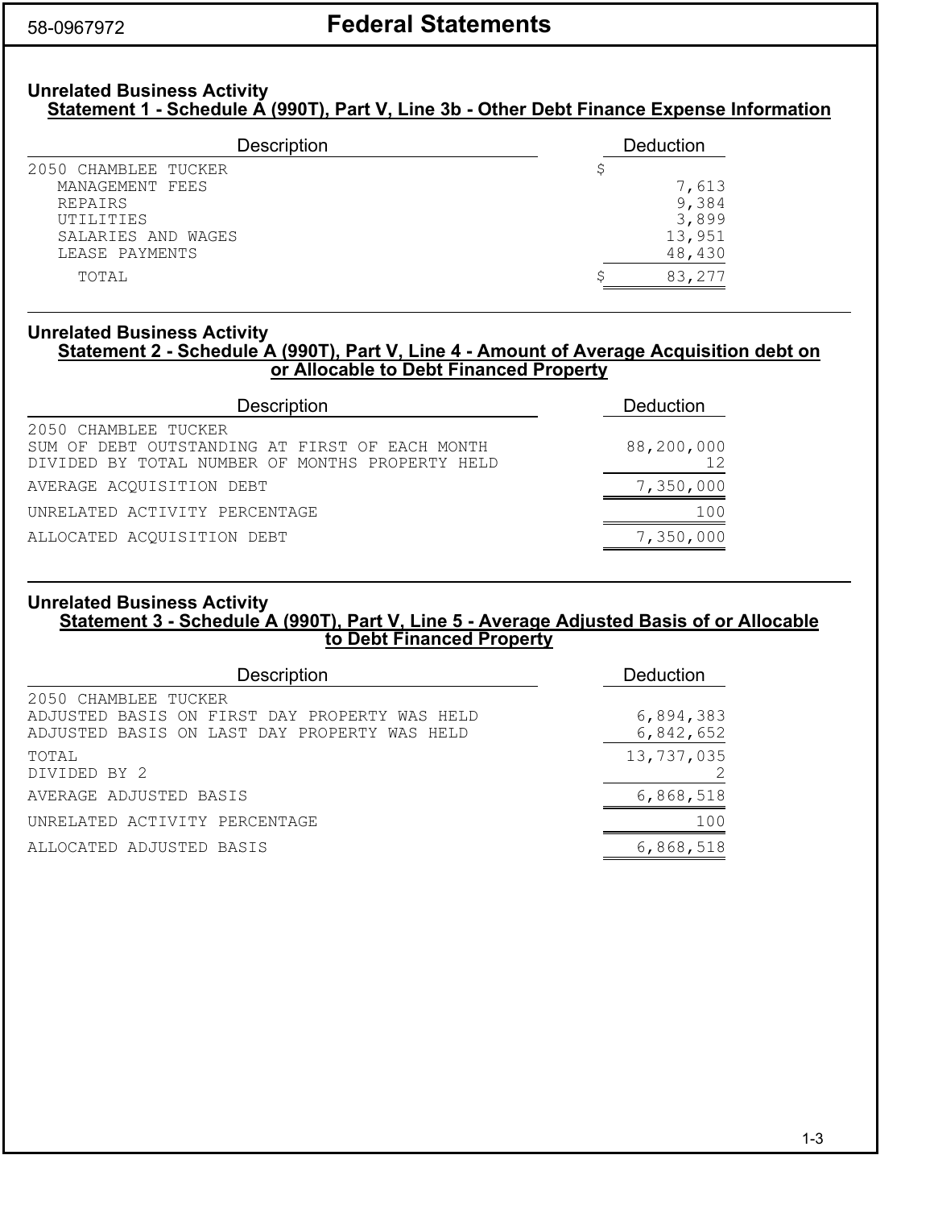58-0967972

# Federal Statements

## Unrelated Business Activity

### Statement 1 - Schedule A (990T), Part V, Line 3b - Other Debt Finance Expense Information

| Description | Deduction |
|---|---|
| 2050 CHAMBLEE TUCKER | $ |
| MANAGEMENT FEES | 7,613 |
| REPAIRS | 9,384 |
| UTILITIES | 3,899 |
| SALARIES AND WAGES | 13,951 |
| LEASE PAYMENTS | 48,430 |
| TOTAL | $ 83,277 |

## Unrelated Business Activity

### Statement 2 - Schedule A (990T), Part V, Line 4 - Amount of Average Acquisition debt on or Allocable to Debt Financed Property

| Description | Deduction |
|---|---|
| 2050 CHAMBLEE TUCKER | |
| SUM OF DEBT OUTSTANDING AT FIRST OF EACH MONTH | 88,200,000 |
| DIVIDED BY TOTAL NUMBER OF MONTHS PROPERTY HELD | 12 |
| AVERAGE ACQUISITION DEBT | 7,350,000 |
| UNRELATED ACTIVITY PERCENTAGE | 100 |
| ALLOCATED ACQUISITION DEBT | 7,350,000 |

## Unrelated Business Activity

### Statement 3 - Schedule A (990T), Part V, Line 5 - Average Adjusted Basis of or Allocable to Debt Financed Property

| Description | Deduction |
|---|---|
| 2050 CHAMBLEE TUCKER | |
| ADJUSTED BASIS ON FIRST DAY PROPERTY WAS HELD | 6,894,383 |
| ADJUSTED BASIS ON LAST DAY PROPERTY WAS HELD | 6,842,652 |
| TOTAL | 13,737,035 |
| DIVIDED BY 2 | 2 |
| AVERAGE ADJUSTED BASIS | 6,868,518 |
| UNRELATED ACTIVITY PERCENTAGE | 100 |
| ALLOCATED ADJUSTED BASIS | 6,868,518 |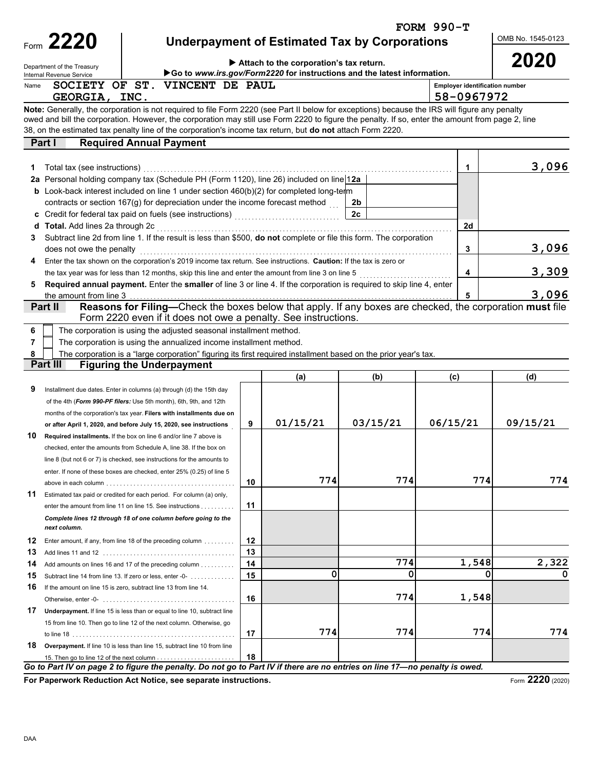FORM 990-T

# Form 2220 — Underpayment of Estimated Tax by Corporations

Department of the Treasury
Internal Revenue Service

▶ Attach to the corporation's tax return.
▶Go to *www.irs.gov/Form2220* for instructions and the latest information.

OMB No. 1545-0123

**2020**

Name: SOCIETY OF ST. VINCENT DE PAUL GEORGIA, INC.

Employer identification number: 58-0967972

**Note:** Generally, the corporation is not required to file Form 2220 (see Part II below for exceptions) because the IRS will figure any penalty owed and bill the corporation. However, the corporation may still use Form 2220 to figure the penalty. If so, enter the amount from page 2, line 38, on the estimated tax penalty line of the corporation's income tax return, but **do not** attach Form 2220.

## Part I Required Annual Payment

| Line | Description | | | Line | Amount |
|---|---|---|---|---|---|
| 1 | Total tax (see instructions) | | | 1 | 3,096 |
| 2a | Personal holding company tax (Schedule PH (Form 1120), line 26) included on line 1 | 2a | | | |
| b | Look-back interest included on line 1 under section 460(b)(2) for completed long-term contracts or section 167(g) for depreciation under the income forecast method | 2b | | | |
| c | Credit for federal tax paid on fuels (see instructions) | 2c | | | |
| d | **Total.** Add lines 2a through 2c | | | 2d | |
| 3 | Subtract line 2d from line 1. If the result is less than $500, **do not** complete or file this form. The corporation does not owe the penalty | | | 3 | 3,096 |
| 4 | Enter the tax shown on the corporation's 2019 income tax return. See instructions. **Caution:** If the tax is zero or the tax year was for less than 12 months, skip this line and enter the amount from line 3 on line 5 | | | 4 | 3,309 |
| 5 | **Required annual payment.** Enter the **smaller** of line 3 or line 4. If the corporation is required to skip line 4, enter the amount from line 3 | | | 5 | 3,096 |

## Part II Reasons for Filing—Check the boxes below that apply. If any boxes are checked, the corporation **must** file Form 2220 even if it does not owe a penalty. See instructions.

6 ☐ The corporation is using the adjusted seasonal installment method.

7 ☐ The corporation is using the annualized income installment method.

8 ☐ The corporation is a "large corporation" figuring its first required installment based on the prior year's tax.

## Part III Figuring the Underpayment

| Line | Description | | (a) | (b) | (c) | (d) |
|---|---|---|---|---|---|---|
| 9 | Installment due dates. Enter in columns (a) through (d) the 15th day of the 4th (*Form 990-PF filers:* Use 5th month), 6th, 9th, and 12th months of the corporation's tax year. **Filers with installments due on or after April 1, 2020, and before July 15, 2020, see instructions** | 9 | 01/15/21 | 03/15/21 | 06/15/21 | 09/15/21 |
| 10 | **Required installments.** If the box on line 6 and/or line 7 above is checked, enter the amounts from Schedule A, line 38. If the box on line 8 (but not 6 or 7) is checked, see instructions for the amounts to enter. If none of these boxes are checked, enter 25% (0.25) of line 5 above in each column | 10 | 774 | 774 | 774 | 774 |
| 11 | Estimated tax paid or credited for each period. For column (a) only, enter the amount from line 11 on line 15. See instructions | 11 | | | | |
| | ***Complete lines 12 through 18 of one column before going to the next column.*** | | | | | |
| 12 | Enter amount, if any, from line 18 of the preceding column | 12 | | | | |
| 13 | Add lines 11 and 12 | 13 | | | | |
| 14 | Add amounts on lines 16 and 17 of the preceding column | 14 | | 774 | 1,548 | 2,322 |
| 15 | Subtract line 14 from line 13. If zero or less, enter -0- | 15 | 0 | 0 | 0 | 0 |
| 16 | If the amount on line 15 is zero, subtract line 13 from line 14. Otherwise, enter -0- | 16 | | 774 | 1,548 | |
| 17 | **Underpayment.** If line 15 is less than or equal to line 10, subtract line 15 from line 10. Then go to line 12 of the next column. Otherwise, go to line 18 | 17 | 774 | 774 | 774 | 774 |
| 18 | **Overpayment.** If line 10 is less than line 15, subtract line 10 from line 15. Then go to line 12 of the next column | 18 | | | | |

***Go to Part IV on page 2 to figure the penalty. Do not go to Part IV if there are no entries on line 17—no penalty is owed.***

**For Paperwork Reduction Act Notice, see separate instructions.**

Form **2220** (2020)

DAA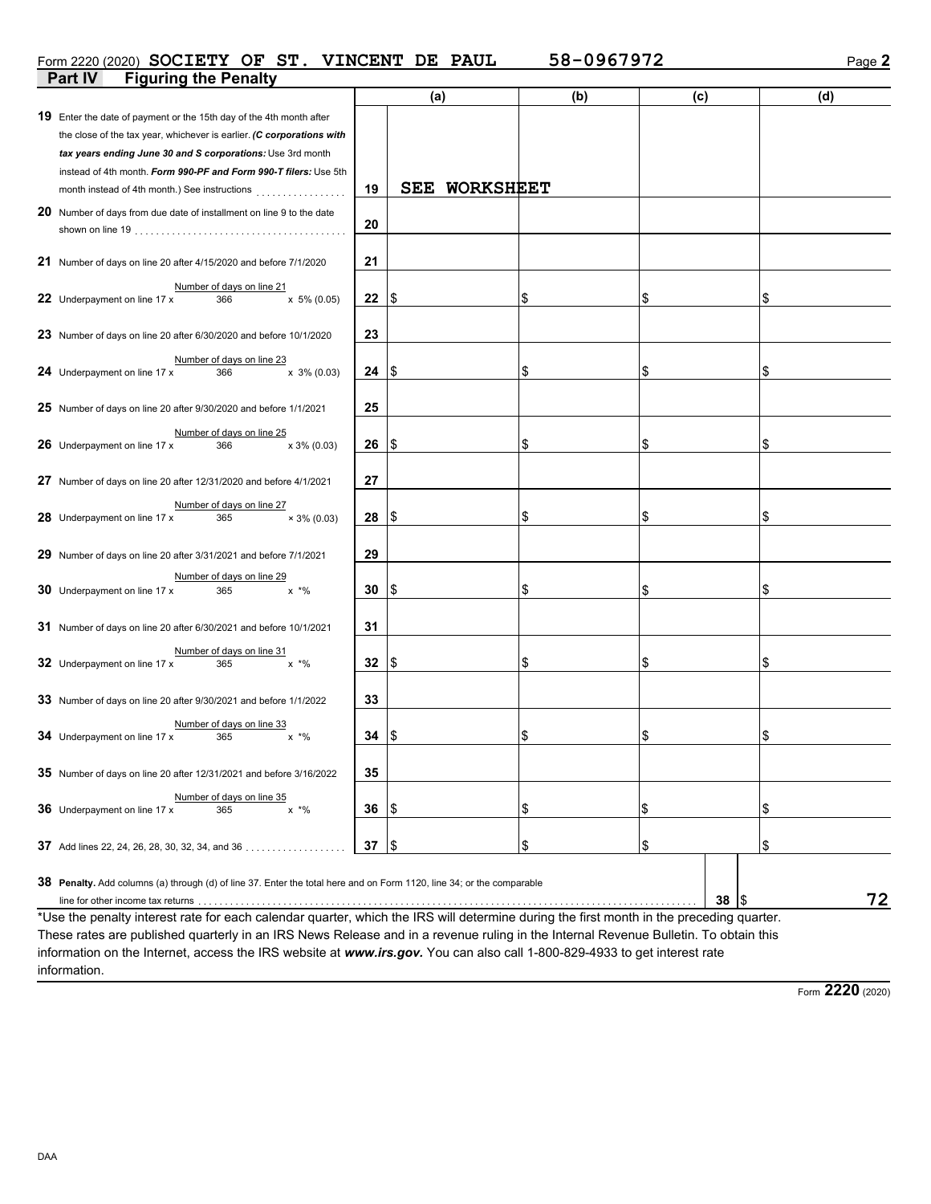Form 2220 (2020) **SOCIETY OF ST. VINCENT DE PAUL 58-0967972**

## Part IV Figuring the Penalty

| | | (a) | (b) | (c) | (d) |
|---|---|---|---|---|---|
| **19** Enter the date of payment or the 15th day of the 4th month after the close of the tax year, whichever is earlier. ***(C corporations with tax years ending June 30 and S corporations:** Use 3rd month instead of 4th month. **Form 990-PF and Form 990-T filers:** Use 5th month instead of 4th month.)* See instructions | **19** | **SEE WORKSHEET** | | | |
| **20** Number of days from due date of installment on line 9 to the date shown on line 19 | **20** | | | | |
| **21** Number of days on line 20 after 4/15/2020 and before 7/1/2020 | **21** | | | | |
| **22** Underpayment on line 17 x (Number of days on line 21 / 366) x 5% (0.05) | **22** | $ | $ | $ | $ |
| **23** Number of days on line 20 after 6/30/2020 and before 10/1/2020 | **23** | | | | |
| **24** Underpayment on line 17 x (Number of days on line 23 / 366) x 3% (0.03) | **24** | $ | $ | $ | $ |
| **25** Number of days on line 20 after 9/30/2020 and before 1/1/2021 | **25** | | | | |
| **26** Underpayment on line 17 x (Number of days on line 25 / 366) x 3% (0.03) | **26** | $ | $ | $ | $ |
| **27** Number of days on line 20 after 12/31/2020 and before 4/1/2021 | **27** | | | | |
| **28** Underpayment on line 17 x (Number of days on line 27 / 365) × 3% (0.03) | **28** | $ | $ | $ | $ |
| **29** Number of days on line 20 after 3/31/2021 and before 7/1/2021 | **29** | | | | |
| **30** Underpayment on line 17 x (Number of days on line 29 / 365) x *% | **30** | $ | $ | $ | $ |
| **31** Number of days on line 20 after 6/30/2021 and before 10/1/2021 | **31** | | | | |
| **32** Underpayment on line 17 x (Number of days on line 31 / 365) x *% | **32** | $ | $ | $ | $ |
| **33** Number of days on line 20 after 9/30/2021 and before 1/1/2022 | **33** | | | | |
| **34** Underpayment on line 17 x (Number of days on line 33 / 365) x *% | **34** | $ | $ | $ | $ |
| **35** Number of days on line 20 after 12/31/2021 and before 3/16/2022 | **35** | | | | |
| **36** Underpayment on line 17 x (Number of days on line 35 / 365) x *% | **36** | $ | $ | $ | $ |
| **37** Add lines 22, 24, 26, 28, 30, 32, 34, and 36 | **37** | $ | $ | $ | $ |

**38 Penalty.** Add columns (a) through (d) of line 37. Enter the total here and on Form 1120, line 34; or the comparable line for other income tax returns .......... **38** $ **72**

*Use the penalty interest rate for each calendar quarter, which the IRS will determine during the first month in the preceding quarter. These rates are published quarterly in an IRS News Release and in a revenue ruling in the Internal Revenue Bulletin. To obtain this information on the Internet, access the IRS website at ***www.irs.gov.*** You can also call 1-800-829-4933 to get interest rate information.

Form **2220** (2020)

DAA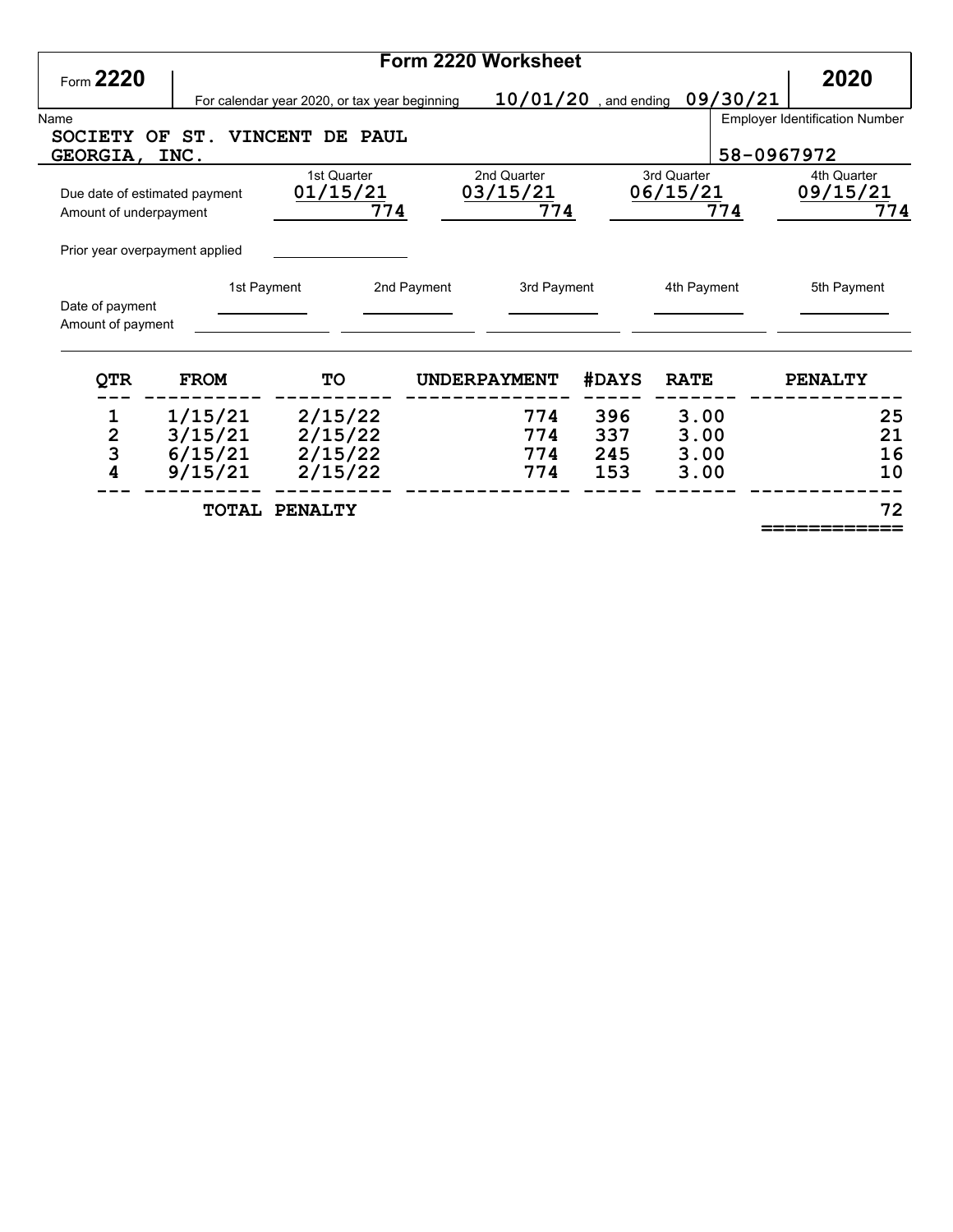# Form 2220 Worksheet

Form **2220** — **2020**

For calendar year 2020, or tax year beginning **10/01/20** , and ending **09/30/21**

Name: **SOCIETY OF ST. VINCENT DE PAUL GEORGIA, INC.**

Employer Identification Number: **58-0967972**

| | 1st Quarter | 2nd Quarter | 3rd Quarter | 4th Quarter |
|---|---|---|---|---|
| Due date of estimated payment | 01/15/21 | 03/15/21 | 06/15/21 | 09/15/21 |
| Amount of underpayment | 774 | 774 | 774 | 774 |
| Prior year overpayment applied | | | | |

| | 1st Payment | 2nd Payment | 3rd Payment | 4th Payment | 5th Payment |
|---|---|---|---|---|---|
| Date of payment | | | | | |
| Amount of payment | | | | | |

| QTR | FROM | TO | UNDERPAYMENT | #DAYS | RATE | PENALTY |
|---|---|---|---|---|---|---|
| 1 | 1/15/21 | 2/15/22 | 774 | 396 | 3.00 | 25 |
| 2 | 3/15/21 | 2/15/22 | 774 | 337 | 3.00 | 21 |
| 3 | 6/15/21 | 2/15/22 | 774 | 245 | 3.00 | 16 |
| 4 | 9/15/21 | 2/15/22 | 774 | 153 | 3.00 | 10 |
| | TOTAL PENALTY | | | | | 72 |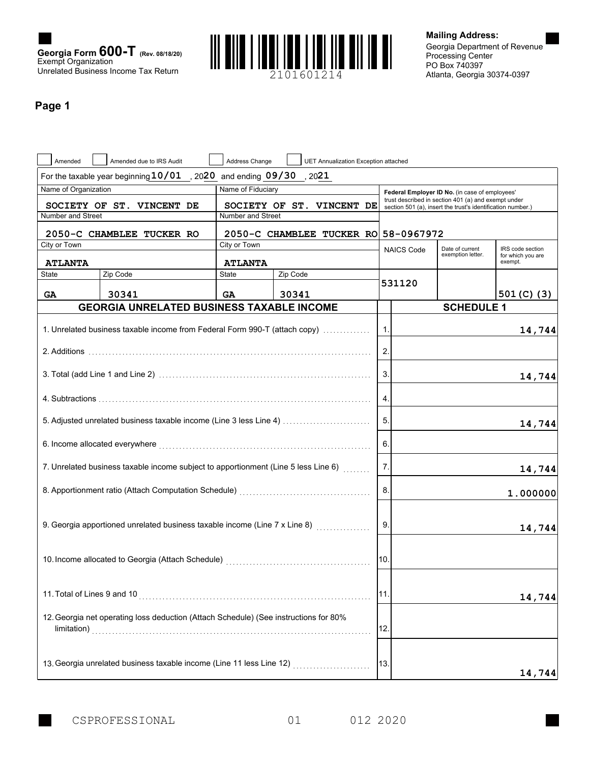**Georgia Form 600-T** (Rev. 08/18/20)
Exempt Organization
Unrelated Business Income Tax Return

2101601214

**Mailing Address:**
Georgia Department of Revenue
Processing Center
PO Box 740397
Atlanta, Georgia 30374-0397

## Page 1

☐ Amended ☐ Amended due to IRS Audit ☐ Address Change ☐ UET Annualization Exception attached

For the taxable year beginning **10/01**, 20**20** and ending **09/30**, 20**21**

| Name of Organization | | Name of Fiduciary | | Federal Employer ID No. (in case of employees' trust described in section 401 (a) and exempt under section 501 (a), insert the trust's identification number.) | | |
|---|---|---|---|---|---|---|
| SOCIETY OF ST. VINCENT DE | | SOCIETY OF ST. VINCENT DE | | | | |
| Number and Street | | Number and Street | | | | |
| 2050-C CHAMBLEE TUCKER RO | | 2050-C CHAMBLEE TUCKER RO | | 58-0967972 | | |
| City or Town | | City or Town | | NAICS Code | Date of current exemption letter. | IRS code section for which you are exempt. |
| ATLANTA | | ATLANTA | | | | |
| State | Zip Code | State | Zip Code | | | |
| GA | 30341 | GA | 30341 | 531120 | | 501(C)(3) |

### GEORGIA UNRELATED BUSINESS TAXABLE INCOME — SCHEDULE 1

| Description | Line | Amount |
|---|---|---|
| 1. Unrelated business taxable income from Federal Form 990-T (attach copy) | 1. | 14,744 |
| 2. Additions | 2. | |
| 3. Total (add Line 1 and Line 2) | 3. | 14,744 |
| 4. Subtractions | 4. | |
| 5. Adjusted unrelated business taxable income (Line 3 less Line 4) | 5. | 14,744 |
| 6. Income allocated everywhere | 6. | |
| 7. Unrelated business taxable income subject to apportionment (Line 5 less Line 6) | 7. | 14,744 |
| 8. Apportionment ratio (Attach Computation Schedule) | 8. | 1.000000 |
| 9. Georgia apportioned unrelated business taxable income (Line 7 x Line 8) | 9. | 14,744 |
| 10. Income allocated to Georgia (Attach Schedule) | 10. | |
| 11. Total of Lines 9 and 10 | 11. | 14,744 |
| 12. Georgia net operating loss deduction (Attach Schedule) (See instructions for 80% limitation) | 12. | |
| 13. Georgia unrelated business taxable income (Line 11 less Line 12) | 13. | 14,744 |

CSPROFESSIONAL 01 012 2020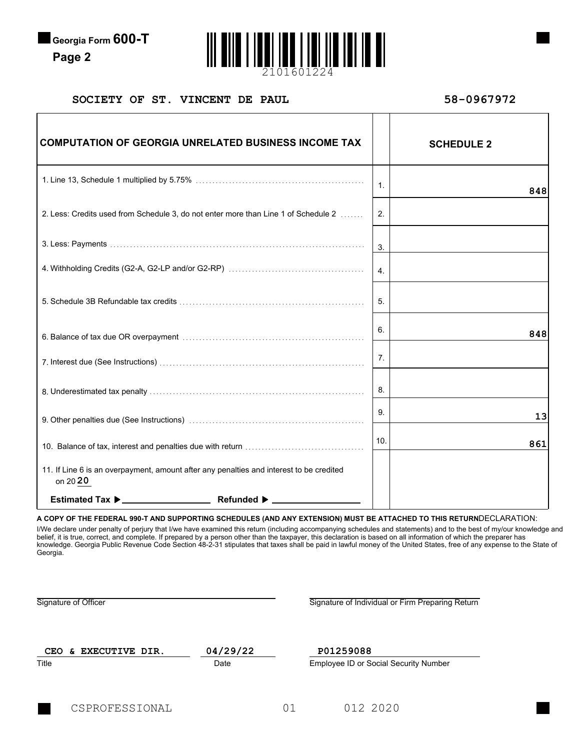**Georgia Form 600-T**
**Page 2**

2101601224

**SOCIETY OF ST. VINCENT DE PAUL** **58-0967972**

| COMPUTATION OF GEORGIA UNRELATED BUSINESS INCOME TAX | | SCHEDULE 2 |
|---|---|---|
| 1. Line 13, Schedule 1 multiplied by 5.75% | 1. | 848 |
| 2. Less: Credits used from Schedule 3, do not enter more than Line 1 of Schedule 2 | 2. | |
| 3. Less: Payments | 3. | |
| 4. Withholding Credits (G2-A, G2-LP and/or G2-RP) | 4. | |
| 5. Schedule 3B Refundable tax credits | 5. | |
| 6. Balance of tax due OR overpayment | 6. | 848 |
| 7. Interest due (See Instructions) | 7. | |
| 8. Underestimated tax penalty | 8. | |
| 9. Other penalties due (See Instructions) | 9. | 13 |
| 10. Balance of tax, interest and penalties due with return | 10. | 861 |
| 11. If Line 6 is an overpayment, amount after any penalties and interest to be credited on 20 20 Estimated Tax ▶ \_\_\_\_\_\_\_\_ Refunded ▶ \_\_\_\_\_\_\_\_ | | |

**A COPY OF THE FEDERAL 990-T AND SUPPORTING SCHEDULES (AND ANY EXTENSION) MUST BE ATTACHED TO THIS RETURN**

DECLARATION:

I/We declare under penalty of perjury that I/we have examined this return (including accompanying schedules and statements) and to the best of my/our knowledge and belief, it is true, correct, and complete. If prepared by a person other than the taxpayer, this declaration is based on all information of which the preparer has knowledge. Georgia Public Revenue Code Section 48-2-31 stipulates that taxes shall be paid in lawful money of the United States, free of any expense to the State of Georgia.

Signature of Officer

Signature of Individual or Firm Preparing Return

| CEO & EXECUTIVE DIR. | 04/29/22 | P01259088 |
|---|---|---|
| Title | Date | Employee ID or Social Security Number |

CSPROFESSIONAL 01 012 2020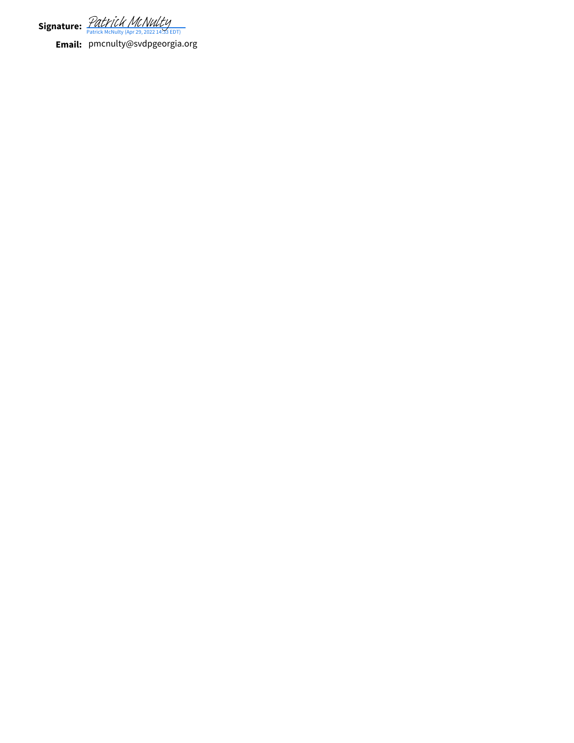**Signature:** Patrick McNulty
Patrick McNulty (Apr 29, 2022 14:33 EDT)

**Email:** pmcnulty@svdpgeorgia.org